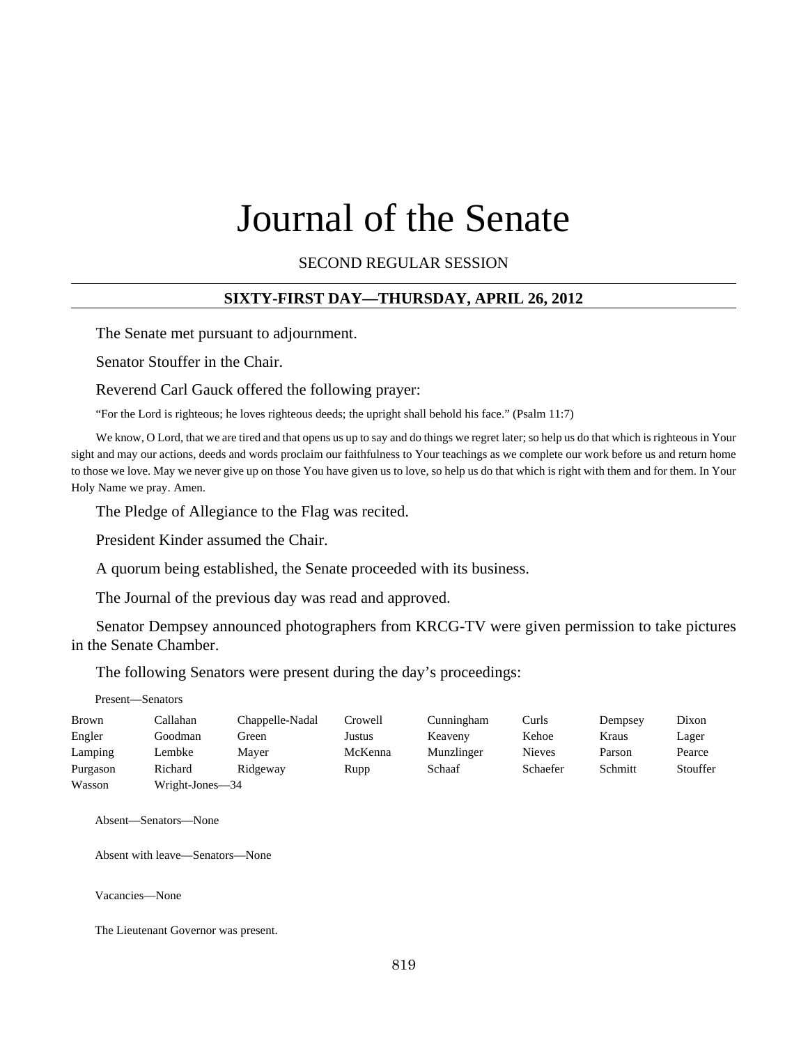# Journal of the Senate

SECOND REGULAR SESSION

## SIXTY-FIRST DAY—THURSDAY, APRIL 26, 2012

The Senate met pursuant to adjournment.

Senator Stouffer in the Chair.

Reverend Carl Gauck offered the following prayer:

"For the Lord is righteous; he loves righteous deeds; the upright shall behold his face." (Psalm 11:7)

We know, O Lord, that we are tired and that opens us up to say and do things we regret later; so help us do that which is righteous in Your sight and may our actions, deeds and words proclaim our faithfulness to Your teachings as we complete our work before us and return home to those we love. May we never give up on those You have given us to love, so help us do that which is right with them and for them. In Your Holy Name we pray. Amen.

The Pledge of Allegiance to the Flag was recited.

President Kinder assumed the Chair.

A quorum being established, the Senate proceeded with its business.

The Journal of the previous day was read and approved.

Senator Dempsey announced photographers from KRCG-TV were given permission to take pictures in the Senate Chamber.

The following Senators were present during the day's proceedings:

Present—Senators

| | | | | | | | |
|---|---|---|---|---|---|---|---|
| Brown | Callahan | Chappelle-Nadal | Crowell | Cunningham | Curls | Dempsey | Dixon |
| Engler | Goodman | Green | Justus | Keaveny | Kehoe | Kraus | Lager |
| Lamping | Lembke | Mayer | McKenna | Munzlinger | Nieves | Parson | Pearce |
| Purgason | Richard | Ridgeway | Rupp | Schaaf | Schaefer | Schmitt | Stouffer |
| Wasson | Wright-Jones—34 | | | | | | |

Absent—Senators—None

Absent with leave—Senators—None

Vacancies—None

The Lieutenant Governor was present.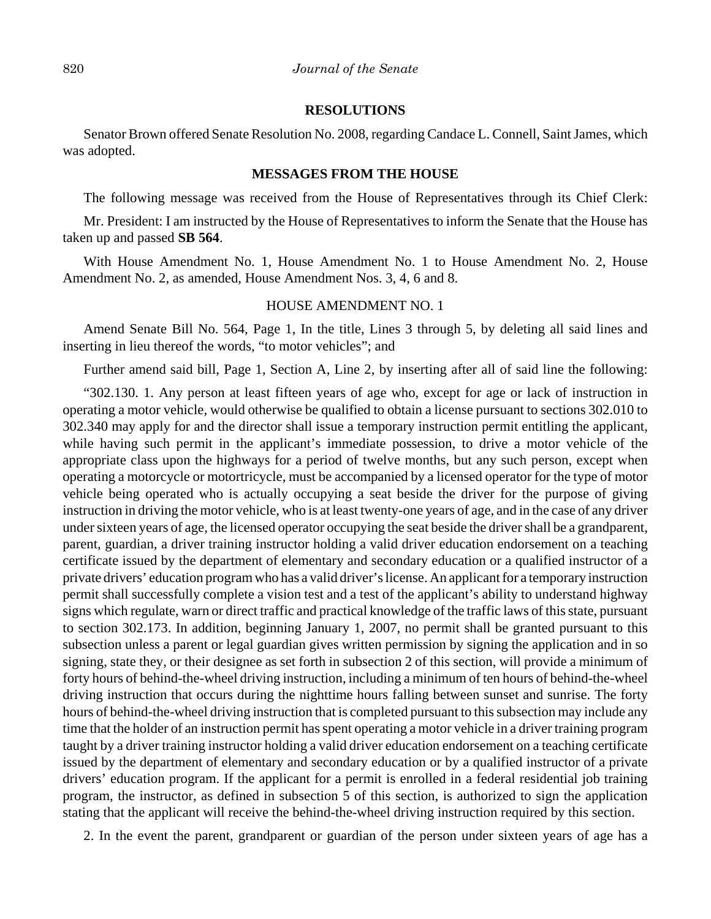## RESOLUTIONS

Senator Brown offered Senate Resolution No. 2008, regarding Candace L. Connell, Saint James, which was adopted.

## MESSAGES FROM THE HOUSE

The following message was received from the House of Representatives through its Chief Clerk:

Mr. President: I am instructed by the House of Representatives to inform the Senate that the House has taken up and passed **SB 564**.

With House Amendment No. 1, House Amendment No. 1 to House Amendment No. 2, House Amendment No. 2, as amended, House Amendment Nos. 3, 4, 6 and 8.

HOUSE AMENDMENT NO. 1

Amend Senate Bill No. 564, Page 1, In the title, Lines 3 through 5, by deleting all said lines and inserting in lieu thereof the words, "to motor vehicles"; and

Further amend said bill, Page 1, Section A, Line 2, by inserting after all of said line the following:

"302.130. 1. Any person at least fifteen years of age who, except for age or lack of instruction in operating a motor vehicle, would otherwise be qualified to obtain a license pursuant to sections 302.010 to 302.340 may apply for and the director shall issue a temporary instruction permit entitling the applicant, while having such permit in the applicant's immediate possession, to drive a motor vehicle of the appropriate class upon the highways for a period of twelve months, but any such person, except when operating a motorcycle or motortricycle, must be accompanied by a licensed operator for the type of motor vehicle being operated who is actually occupying a seat beside the driver for the purpose of giving instruction in driving the motor vehicle, who is at least twenty-one years of age, and in the case of any driver under sixteen years of age, the licensed operator occupying the seat beside the driver shall be a grandparent, parent, guardian, a driver training instructor holding a valid driver education endorsement on a teaching certificate issued by the department of elementary and secondary education or a qualified instructor of a private drivers' education program who has a valid driver's license. An applicant for a temporary instruction permit shall successfully complete a vision test and a test of the applicant's ability to understand highway signs which regulate, warn or direct traffic and practical knowledge of the traffic laws of this state, pursuant to section 302.173. In addition, beginning January 1, 2007, no permit shall be granted pursuant to this subsection unless a parent or legal guardian gives written permission by signing the application and in so signing, state they, or their designee as set forth in subsection 2 of this section, will provide a minimum of forty hours of behind-the-wheel driving instruction, including a minimum of ten hours of behind-the-wheel driving instruction that occurs during the nighttime hours falling between sunset and sunrise. The forty hours of behind-the-wheel driving instruction that is completed pursuant to this subsection may include any time that the holder of an instruction permit has spent operating a motor vehicle in a driver training program taught by a driver training instructor holding a valid driver education endorsement on a teaching certificate issued by the department of elementary and secondary education or by a qualified instructor of a private drivers' education program. If the applicant for a permit is enrolled in a federal residential job training program, the instructor, as defined in subsection 5 of this section, is authorized to sign the application stating that the applicant will receive the behind-the-wheel driving instruction required by this section.

2. In the event the parent, grandparent or guardian of the person under sixteen years of age has a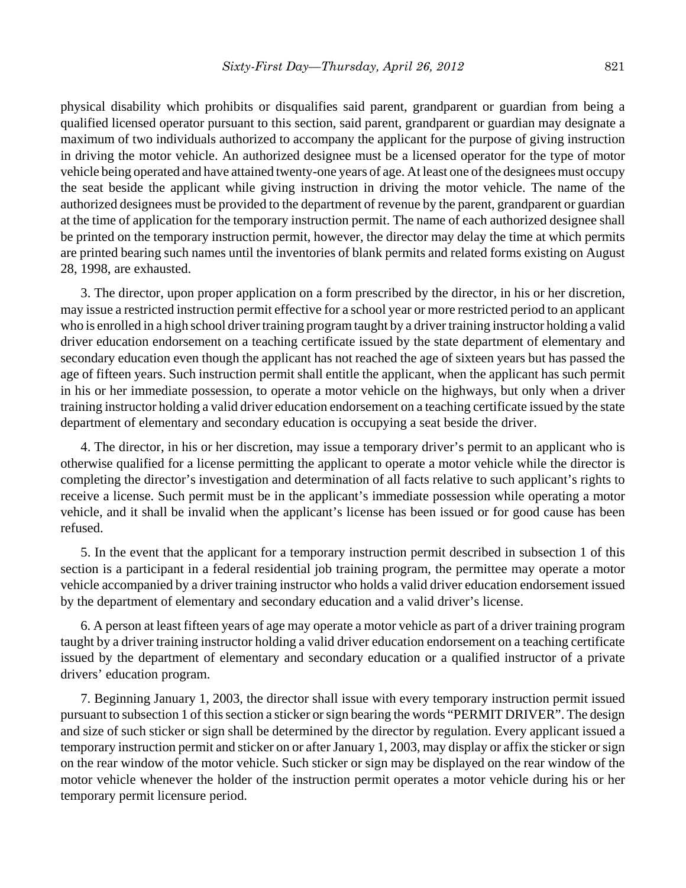physical disability which prohibits or disqualifies said parent, grandparent or guardian from being a qualified licensed operator pursuant to this section, said parent, grandparent or guardian may designate a maximum of two individuals authorized to accompany the applicant for the purpose of giving instruction in driving the motor vehicle. An authorized designee must be a licensed operator for the type of motor vehicle being operated and have attained twenty-one years of age. At least one of the designees must occupy the seat beside the applicant while giving instruction in driving the motor vehicle. The name of the authorized designees must be provided to the department of revenue by the parent, grandparent or guardian at the time of application for the temporary instruction permit. The name of each authorized designee shall be printed on the temporary instruction permit, however, the director may delay the time at which permits are printed bearing such names until the inventories of blank permits and related forms existing on August 28, 1998, are exhausted.

3. The director, upon proper application on a form prescribed by the director, in his or her discretion, may issue a restricted instruction permit effective for a school year or more restricted period to an applicant who is enrolled in a high school driver training program taught by a driver training instructor holding a valid driver education endorsement on a teaching certificate issued by the state department of elementary and secondary education even though the applicant has not reached the age of sixteen years but has passed the age of fifteen years. Such instruction permit shall entitle the applicant, when the applicant has such permit in his or her immediate possession, to operate a motor vehicle on the highways, but only when a driver training instructor holding a valid driver education endorsement on a teaching certificate issued by the state department of elementary and secondary education is occupying a seat beside the driver.

4. The director, in his or her discretion, may issue a temporary driver's permit to an applicant who is otherwise qualified for a license permitting the applicant to operate a motor vehicle while the director is completing the director's investigation and determination of all facts relative to such applicant's rights to receive a license. Such permit must be in the applicant's immediate possession while operating a motor vehicle, and it shall be invalid when the applicant's license has been issued or for good cause has been refused.

5. In the event that the applicant for a temporary instruction permit described in subsection 1 of this section is a participant in a federal residential job training program, the permittee may operate a motor vehicle accompanied by a driver training instructor who holds a valid driver education endorsement issued by the department of elementary and secondary education and a valid driver's license.

6. A person at least fifteen years of age may operate a motor vehicle as part of a driver training program taught by a driver training instructor holding a valid driver education endorsement on a teaching certificate issued by the department of elementary and secondary education or a qualified instructor of a private drivers' education program.

7. Beginning January 1, 2003, the director shall issue with every temporary instruction permit issued pursuant to subsection 1 of this section a sticker or sign bearing the words "PERMIT DRIVER". The design and size of such sticker or sign shall be determined by the director by regulation. Every applicant issued a temporary instruction permit and sticker on or after January 1, 2003, may display or affix the sticker or sign on the rear window of the motor vehicle. Such sticker or sign may be displayed on the rear window of the motor vehicle whenever the holder of the instruction permit operates a motor vehicle during his or her temporary permit licensure period.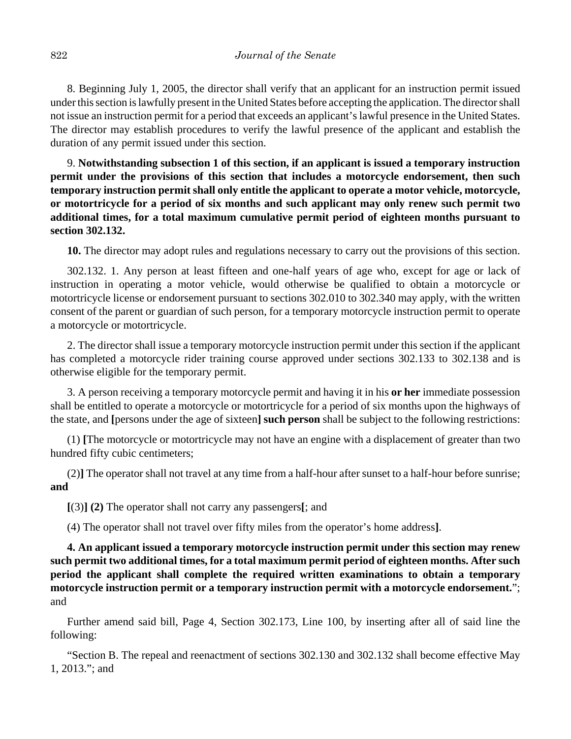8. Beginning July 1, 2005, the director shall verify that an applicant for an instruction permit issued under this section is lawfully present in the United States before accepting the application. The director shall not issue an instruction permit for a period that exceeds an applicant's lawful presence in the United States. The director may establish procedures to verify the lawful presence of the applicant and establish the duration of any permit issued under this section.

9. **Notwithstanding subsection 1 of this section, if an applicant is issued a temporary instruction permit under the provisions of this section that includes a motorcycle endorsement, then such temporary instruction permit shall only entitle the applicant to operate a motor vehicle, motorcycle, or motortricycle for a period of six months and such applicant may only renew such permit two additional times, for a total maximum cumulative permit period of eighteen months pursuant to section 302.132.**

**10.** The director may adopt rules and regulations necessary to carry out the provisions of this section.

302.132. 1. Any person at least fifteen and one-half years of age who, except for age or lack of instruction in operating a motor vehicle, would otherwise be qualified to obtain a motorcycle or motortricycle license or endorsement pursuant to sections 302.010 to 302.340 may apply, with the written consent of the parent or guardian of such person, for a temporary motorcycle instruction permit to operate a motorcycle or motortricycle.

2. The director shall issue a temporary motorcycle instruction permit under this section if the applicant has completed a motorcycle rider training course approved under sections 302.133 to 302.138 and is otherwise eligible for the temporary permit.

3. A person receiving a temporary motorcycle permit and having it in his **or her** immediate possession shall be entitled to operate a motorcycle or motortricycle for a period of six months upon the highways of the state, and **[**persons under the age of sixteen**] such person** shall be subject to the following restrictions:

(1) **[**The motorcycle or motortricycle may not have an engine with a displacement of greater than two hundred fifty cubic centimeters;

(2)**]** The operator shall not travel at any time from a half-hour after sunset to a half-hour before sunrise; **and**

**[**(3)**] (2)** The operator shall not carry any passengers**[**; and

(4) The operator shall not travel over fifty miles from the operator's home address**]**.

**4. An applicant issued a temporary motorcycle instruction permit under this section may renew such permit two additional times, for a total maximum permit period of eighteen months. After such period the applicant shall complete the required written examinations to obtain a temporary motorcycle instruction permit or a temporary instruction permit with a motorcycle endorsement.**"; and

Further amend said bill, Page 4, Section 302.173, Line 100, by inserting after all of said line the following:

"Section B. The repeal and reenactment of sections 302.130 and 302.132 shall become effective May 1, 2013."; and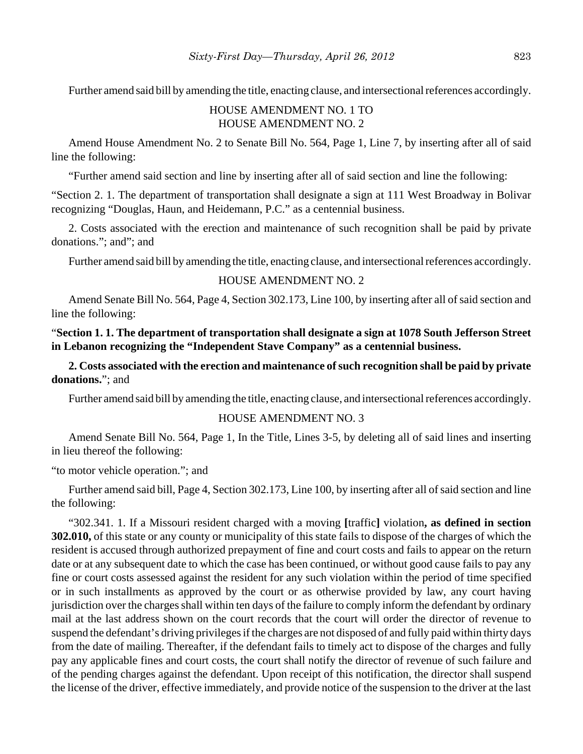Further amend said bill by amending the title, enacting clause, and intersectional references accordingly.

HOUSE AMENDMENT NO. 1 TO
HOUSE AMENDMENT NO. 2

Amend House Amendment No. 2 to Senate Bill No. 564, Page 1, Line 7, by inserting after all of said line the following:

"Further amend said section and line by inserting after all of said section and line the following:

"Section 2. 1. The department of transportation shall designate a sign at 111 West Broadway in Bolivar recognizing "Douglas, Haun, and Heidemann, P.C." as a centennial business.

2. Costs associated with the erection and maintenance of such recognition shall be paid by private donations."; and"; and

Further amend said bill by amending the title, enacting clause, and intersectional references accordingly.

HOUSE AMENDMENT NO. 2

Amend Senate Bill No. 564, Page 4, Section 302.173, Line 100, by inserting after all of said section and line the following:

"**Section 1. 1. The department of transportation shall designate a sign at 1078 South Jefferson Street in Lebanon recognizing the "Independent Stave Company" as a centennial business.**

**2. Costs associated with the erection and maintenance of such recognition shall be paid by private donations.**"; and

Further amend said bill by amending the title, enacting clause, and intersectional references accordingly.

HOUSE AMENDMENT NO. 3

Amend Senate Bill No. 564, Page 1, In the Title, Lines 3-5, by deleting all of said lines and inserting in lieu thereof the following:

"to motor vehicle operation."; and

Further amend said bill, Page 4, Section 302.173, Line 100, by inserting after all of said section and line the following:

"302.341. 1. If a Missouri resident charged with a moving **[**traffic**]** violation**, as defined in section 302.010,** of this state or any county or municipality of this state fails to dispose of the charges of which the resident is accused through authorized prepayment of fine and court costs and fails to appear on the return date or at any subsequent date to which the case has been continued, or without good cause fails to pay any fine or court costs assessed against the resident for any such violation within the period of time specified or in such installments as approved by the court or as otherwise provided by law, any court having jurisdiction over the charges shall within ten days of the failure to comply inform the defendant by ordinary mail at the last address shown on the court records that the court will order the director of revenue to suspend the defendant's driving privileges if the charges are not disposed of and fully paid within thirty days from the date of mailing. Thereafter, if the defendant fails to timely act to dispose of the charges and fully pay any applicable fines and court costs, the court shall notify the director of revenue of such failure and of the pending charges against the defendant. Upon receipt of this notification, the director shall suspend the license of the driver, effective immediately, and provide notice of the suspension to the driver at the last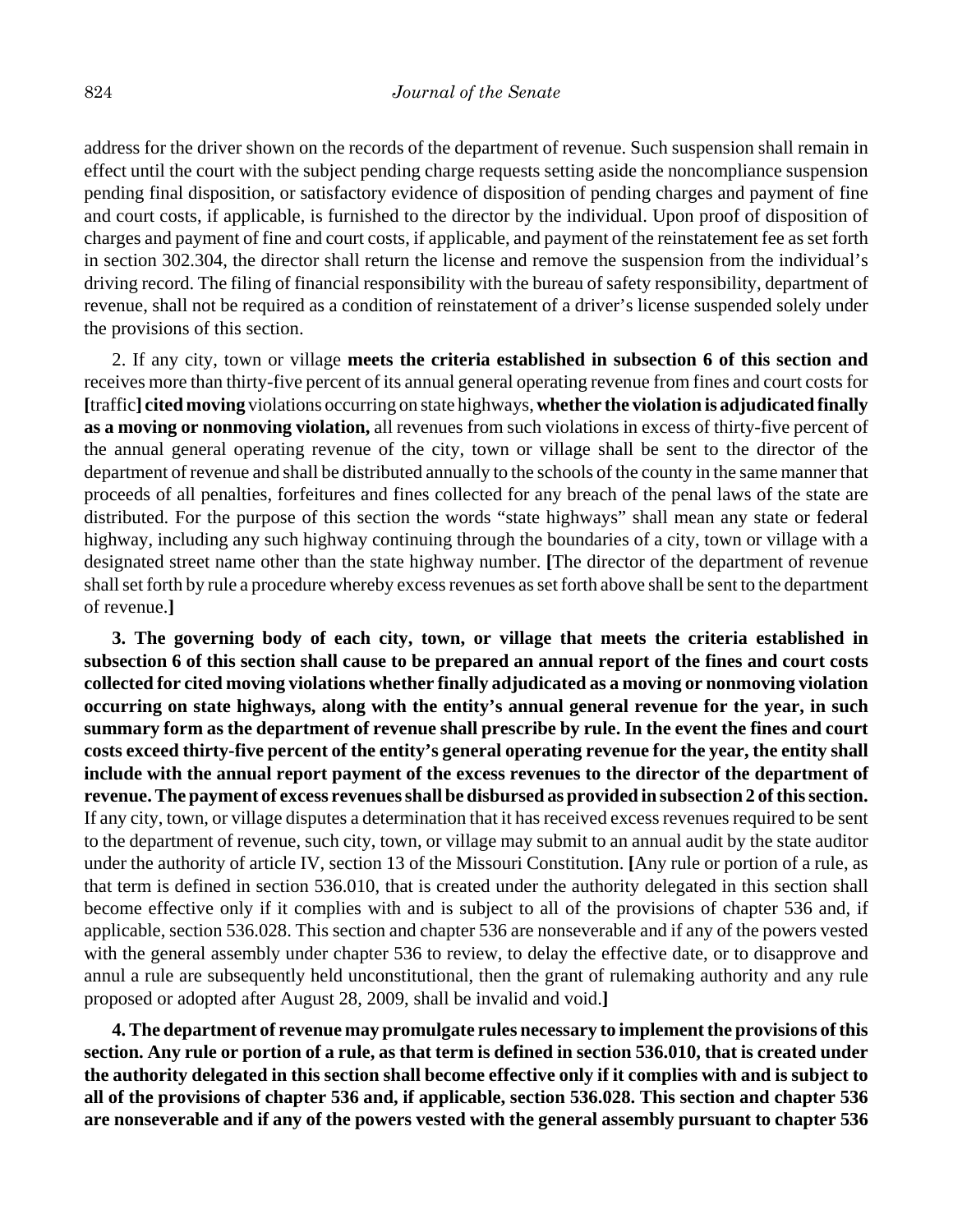address for the driver shown on the records of the department of revenue. Such suspension shall remain in effect until the court with the subject pending charge requests setting aside the noncompliance suspension pending final disposition, or satisfactory evidence of disposition of pending charges and payment of fine and court costs, if applicable, is furnished to the director by the individual. Upon proof of disposition of charges and payment of fine and court costs, if applicable, and payment of the reinstatement fee as set forth in section 302.304, the director shall return the license and remove the suspension from the individual's driving record. The filing of financial responsibility with the bureau of safety responsibility, department of revenue, shall not be required as a condition of reinstatement of a driver's license suspended solely under the provisions of this section.

2. If any city, town or village **meets the criteria established in subsection 6 of this section and** receives more than thirty-five percent of its annual general operating revenue from fines and court costs for **[**traffic**] cited moving** violations occurring on state highways, **whether the violation is adjudicated finally as a moving or nonmoving violation,** all revenues from such violations in excess of thirty-five percent of the annual general operating revenue of the city, town or village shall be sent to the director of the department of revenue and shall be distributed annually to the schools of the county in the same manner that proceeds of all penalties, forfeitures and fines collected for any breach of the penal laws of the state are distributed. For the purpose of this section the words "state highways" shall mean any state or federal highway, including any such highway continuing through the boundaries of a city, town or village with a designated street name other than the state highway number. **[**The director of the department of revenue shall set forth by rule a procedure whereby excess revenues as set forth above shall be sent to the department of revenue.**]**

**3. The governing body of each city, town, or village that meets the criteria established in subsection 6 of this section shall cause to be prepared an annual report of the fines and court costs collected for cited moving violations whether finally adjudicated as a moving or nonmoving violation occurring on state highways, along with the entity's annual general revenue for the year, in such summary form as the department of revenue shall prescribe by rule. In the event the fines and court costs exceed thirty-five percent of the entity's general operating revenue for the year, the entity shall include with the annual report payment of the excess revenues to the director of the department of revenue. The payment of excess revenues shall be disbursed as provided in subsection 2 of this section.** If any city, town, or village disputes a determination that it has received excess revenues required to be sent to the department of revenue, such city, town, or village may submit to an annual audit by the state auditor under the authority of article IV, section 13 of the Missouri Constitution. **[**Any rule or portion of a rule, as that term is defined in section 536.010, that is created under the authority delegated in this section shall become effective only if it complies with and is subject to all of the provisions of chapter 536 and, if applicable, section 536.028. This section and chapter 536 are nonseverable and if any of the powers vested with the general assembly under chapter 536 to review, to delay the effective date, or to disapprove and annul a rule are subsequently held unconstitutional, then the grant of rulemaking authority and any rule proposed or adopted after August 28, 2009, shall be invalid and void.**]**

**4. The department of revenue may promulgate rules necessary to implement the provisions of this section. Any rule or portion of a rule, as that term is defined in section 536.010, that is created under the authority delegated in this section shall become effective only if it complies with and is subject to all of the provisions of chapter 536 and, if applicable, section 536.028. This section and chapter 536 are nonseverable and if any of the powers vested with the general assembly pursuant to chapter 536**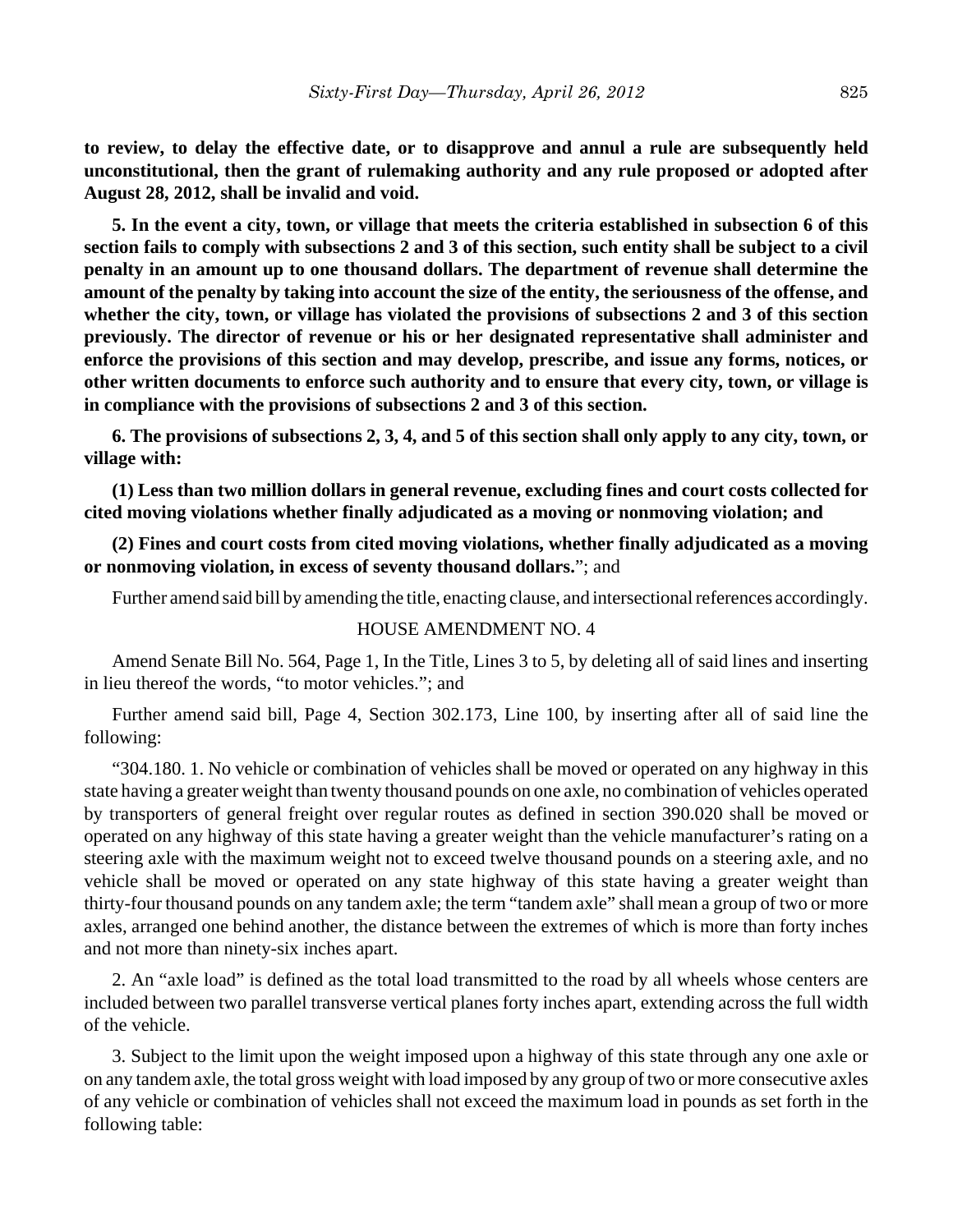**to review, to delay the effective date, or to disapprove and annul a rule are subsequently held unconstitutional, then the grant of rulemaking authority and any rule proposed or adopted after August 28, 2012, shall be invalid and void.**

**5. In the event a city, town, or village that meets the criteria established in subsection 6 of this section fails to comply with subsections 2 and 3 of this section, such entity shall be subject to a civil penalty in an amount up to one thousand dollars. The department of revenue shall determine the amount of the penalty by taking into account the size of the entity, the seriousness of the offense, and whether the city, town, or village has violated the provisions of subsections 2 and 3 of this section previously. The director of revenue or his or her designated representative shall administer and enforce the provisions of this section and may develop, prescribe, and issue any forms, notices, or other written documents to enforce such authority and to ensure that every city, town, or village is in compliance with the provisions of subsections 2 and 3 of this section.**

**6. The provisions of subsections 2, 3, 4, and 5 of this section shall only apply to any city, town, or village with:**

**(1) Less than two million dollars in general revenue, excluding fines and court costs collected for cited moving violations whether finally adjudicated as a moving or nonmoving violation; and**

**(2) Fines and court costs from cited moving violations, whether finally adjudicated as a moving or nonmoving violation, in excess of seventy thousand dollars.**"; and

Further amend said bill by amending the title, enacting clause, and intersectional references accordingly.

HOUSE AMENDMENT NO. 4

Amend Senate Bill No. 564, Page 1, In the Title, Lines 3 to 5, by deleting all of said lines and inserting in lieu thereof the words, "to motor vehicles."; and

Further amend said bill, Page 4, Section 302.173, Line 100, by inserting after all of said line the following:

"304.180. 1. No vehicle or combination of vehicles shall be moved or operated on any highway in this state having a greater weight than twenty thousand pounds on one axle, no combination of vehicles operated by transporters of general freight over regular routes as defined in section 390.020 shall be moved or operated on any highway of this state having a greater weight than the vehicle manufacturer's rating on a steering axle with the maximum weight not to exceed twelve thousand pounds on a steering axle, and no vehicle shall be moved or operated on any state highway of this state having a greater weight than thirty-four thousand pounds on any tandem axle; the term "tandem axle" shall mean a group of two or more axles, arranged one behind another, the distance between the extremes of which is more than forty inches and not more than ninety-six inches apart.

2. An "axle load" is defined as the total load transmitted to the road by all wheels whose centers are included between two parallel transverse vertical planes forty inches apart, extending across the full width of the vehicle.

3. Subject to the limit upon the weight imposed upon a highway of this state through any one axle or on any tandem axle, the total gross weight with load imposed by any group of two or more consecutive axles of any vehicle or combination of vehicles shall not exceed the maximum load in pounds as set forth in the following table: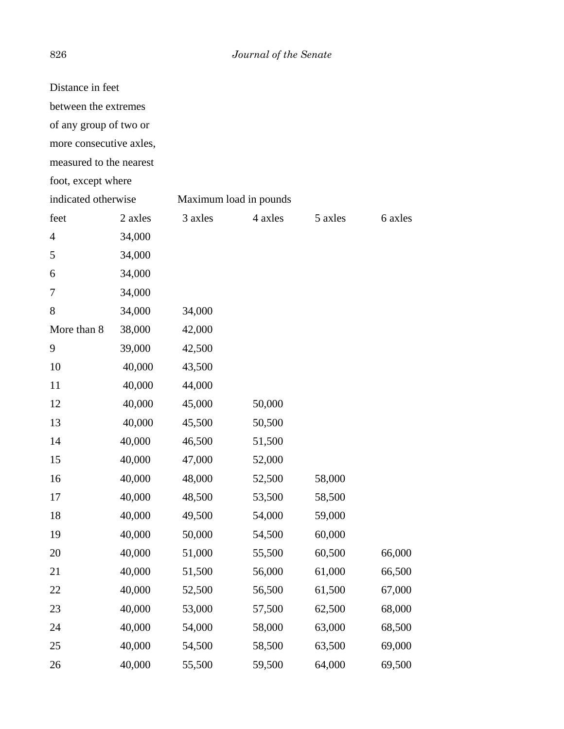| Distance in feet between the extremes of any group of two or more consecutive axles, measured to the nearest foot, except where indicated otherwise | Maximum load in pounds | | | | |
|---|---|---|---|---|---|
| feet | 2 axles | 3 axles | 4 axles | 5 axles | 6 axles |
| 4 | 34,000 | | | | |
| 5 | 34,000 | | | | |
| 6 | 34,000 | | | | |
| 7 | 34,000 | | | | |
| 8 | 34,000 | 34,000 | | | |
| More than 8 | 38,000 | 42,000 | | | |
| 9 | 39,000 | 42,500 | | | |
| 10 | 40,000 | 43,500 | | | |
| 11 | 40,000 | 44,000 | | | |
| 12 | 40,000 | 45,000 | 50,000 | | |
| 13 | 40,000 | 45,500 | 50,500 | | |
| 14 | 40,000 | 46,500 | 51,500 | | |
| 15 | 40,000 | 47,000 | 52,000 | | |
| 16 | 40,000 | 48,000 | 52,500 | 58,000 | |
| 17 | 40,000 | 48,500 | 53,500 | 58,500 | |
| 18 | 40,000 | 49,500 | 54,000 | 59,000 | |
| 19 | 40,000 | 50,000 | 54,500 | 60,000 | |
| 20 | 40,000 | 51,000 | 55,500 | 60,500 | 66,000 |
| 21 | 40,000 | 51,500 | 56,000 | 61,000 | 66,500 |
| 22 | 40,000 | 52,500 | 56,500 | 61,500 | 67,000 |
| 23 | 40,000 | 53,000 | 57,500 | 62,500 | 68,000 |
| 24 | 40,000 | 54,000 | 58,000 | 63,000 | 68,500 |
| 25 | 40,000 | 54,500 | 58,500 | 63,500 | 69,000 |
| 26 | 40,000 | 55,500 | 59,500 | 64,000 | 69,500 |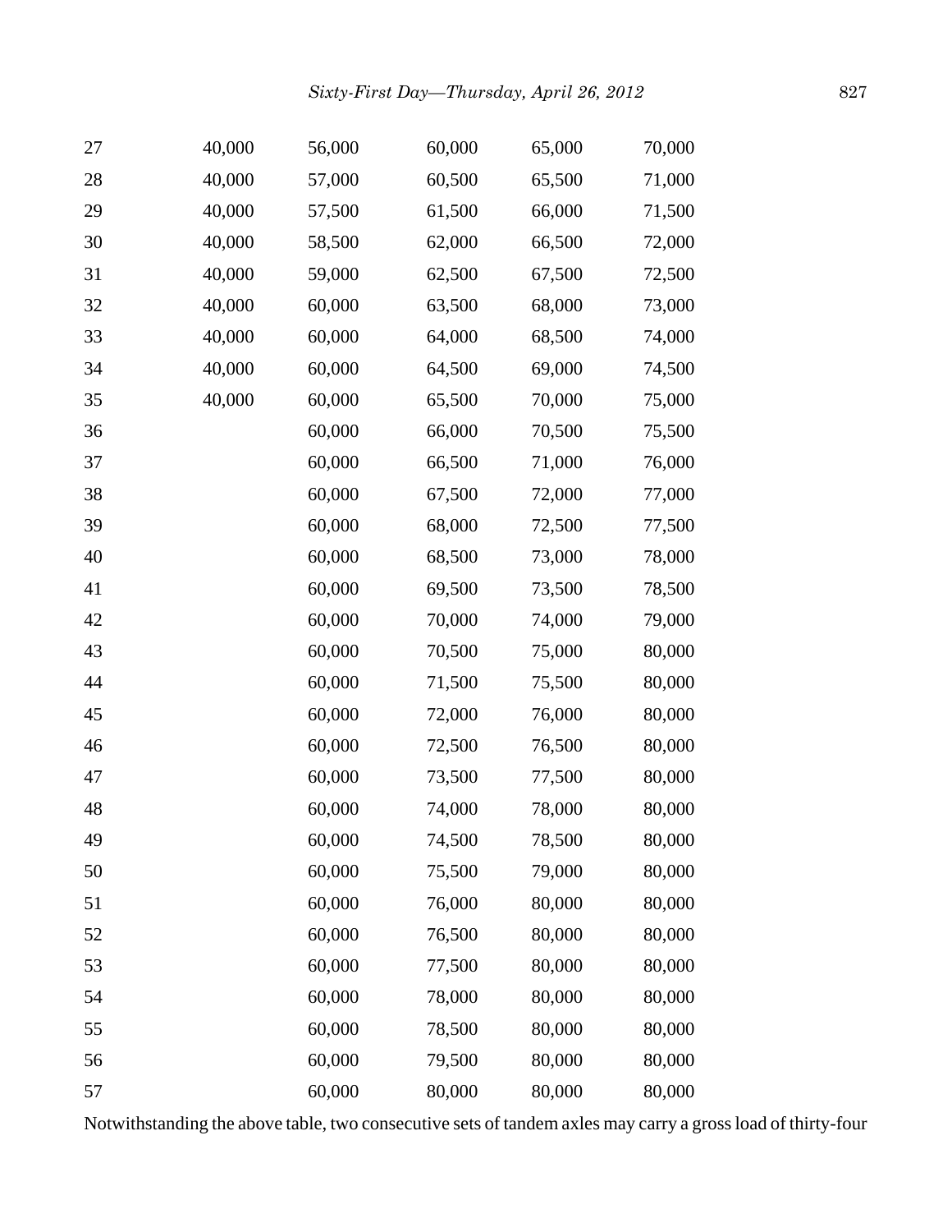| | | | | | |
|---|---|---|---|---|---|
| 27 | 40,000 | 56,000 | 60,000 | 65,000 | 70,000 |
| 28 | 40,000 | 57,000 | 60,500 | 65,500 | 71,000 |
| 29 | 40,000 | 57,500 | 61,500 | 66,000 | 71,500 |
| 30 | 40,000 | 58,500 | 62,000 | 66,500 | 72,000 |
| 31 | 40,000 | 59,000 | 62,500 | 67,500 | 72,500 |
| 32 | 40,000 | 60,000 | 63,500 | 68,000 | 73,000 |
| 33 | 40,000 | 60,000 | 64,000 | 68,500 | 74,000 |
| 34 | 40,000 | 60,000 | 64,500 | 69,000 | 74,500 |
| 35 | 40,000 | 60,000 | 65,500 | 70,000 | 75,000 |
| 36 | | 60,000 | 66,000 | 70,500 | 75,500 |
| 37 | | 60,000 | 66,500 | 71,000 | 76,000 |
| 38 | | 60,000 | 67,500 | 72,000 | 77,000 |
| 39 | | 60,000 | 68,000 | 72,500 | 77,500 |
| 40 | | 60,000 | 68,500 | 73,000 | 78,000 |
| 41 | | 60,000 | 69,500 | 73,500 | 78,500 |
| 42 | | 60,000 | 70,000 | 74,000 | 79,000 |
| 43 | | 60,000 | 70,500 | 75,000 | 80,000 |
| 44 | | 60,000 | 71,500 | 75,500 | 80,000 |
| 45 | | 60,000 | 72,000 | 76,000 | 80,000 |
| 46 | | 60,000 | 72,500 | 76,500 | 80,000 |
| 47 | | 60,000 | 73,500 | 77,500 | 80,000 |
| 48 | | 60,000 | 74,000 | 78,000 | 80,000 |
| 49 | | 60,000 | 74,500 | 78,500 | 80,000 |
| 50 | | 60,000 | 75,500 | 79,000 | 80,000 |
| 51 | | 60,000 | 76,000 | 80,000 | 80,000 |
| 52 | | 60,000 | 76,500 | 80,000 | 80,000 |
| 53 | | 60,000 | 77,500 | 80,000 | 80,000 |
| 54 | | 60,000 | 78,000 | 80,000 | 80,000 |
| 55 | | 60,000 | 78,500 | 80,000 | 80,000 |
| 56 | | 60,000 | 79,500 | 80,000 | 80,000 |
| 57 | | 60,000 | 80,000 | 80,000 | 80,000 |

Notwithstanding the above table, two consecutive sets of tandem axles may carry a gross load of thirty-four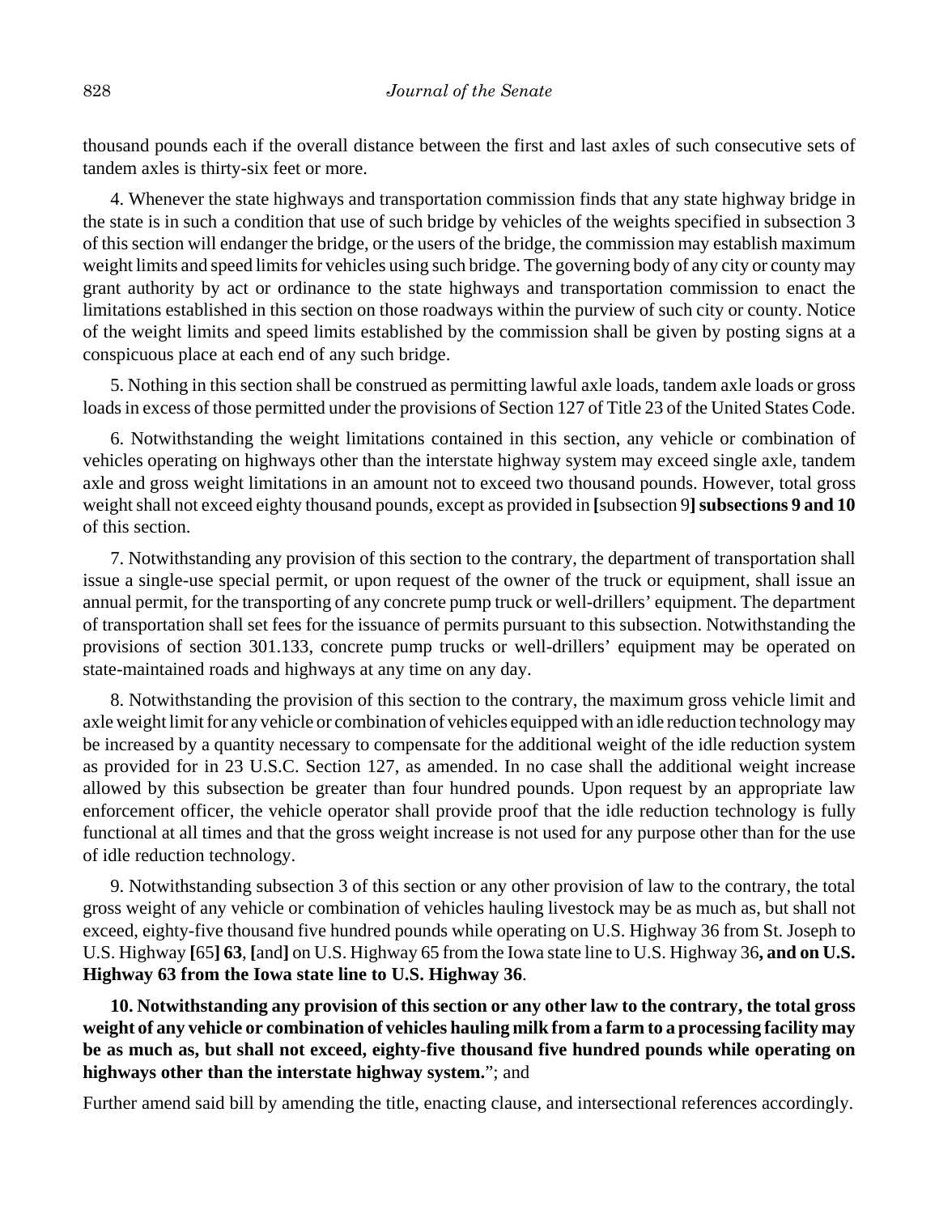thousand pounds each if the overall distance between the first and last axles of such consecutive sets of tandem axles is thirty-six feet or more.

4. Whenever the state highways and transportation commission finds that any state highway bridge in the state is in such a condition that use of such bridge by vehicles of the weights specified in subsection 3 of this section will endanger the bridge, or the users of the bridge, the commission may establish maximum weight limits and speed limits for vehicles using such bridge. The governing body of any city or county may grant authority by act or ordinance to the state highways and transportation commission to enact the limitations established in this section on those roadways within the purview of such city or county. Notice of the weight limits and speed limits established by the commission shall be given by posting signs at a conspicuous place at each end of any such bridge.

5. Nothing in this section shall be construed as permitting lawful axle loads, tandem axle loads or gross loads in excess of those permitted under the provisions of Section 127 of Title 23 of the United States Code.

6. Notwithstanding the weight limitations contained in this section, any vehicle or combination of vehicles operating on highways other than the interstate highway system may exceed single axle, tandem axle and gross weight limitations in an amount not to exceed two thousand pounds. However, total gross weight shall not exceed eighty thousand pounds, except as provided in **[**subsection 9**] subsections 9 and 10** of this section.

7. Notwithstanding any provision of this section to the contrary, the department of transportation shall issue a single-use special permit, or upon request of the owner of the truck or equipment, shall issue an annual permit, for the transporting of any concrete pump truck or well-drillers' equipment. The department of transportation shall set fees for the issuance of permits pursuant to this subsection. Notwithstanding the provisions of section 301.133, concrete pump trucks or well-drillers' equipment may be operated on state-maintained roads and highways at any time on any day.

8. Notwithstanding the provision of this section to the contrary, the maximum gross vehicle limit and axle weight limit for any vehicle or combination of vehicles equipped with an idle reduction technology may be increased by a quantity necessary to compensate for the additional weight of the idle reduction system as provided for in 23 U.S.C. Section 127, as amended. In no case shall the additional weight increase allowed by this subsection be greater than four hundred pounds. Upon request by an appropriate law enforcement officer, the vehicle operator shall provide proof that the idle reduction technology is fully functional at all times and that the gross weight increase is not used for any purpose other than for the use of idle reduction technology.

9. Notwithstanding subsection 3 of this section or any other provision of law to the contrary, the total gross weight of any vehicle or combination of vehicles hauling livestock may be as much as, but shall not exceed, eighty-five thousand five hundred pounds while operating on U.S. Highway 36 from St. Joseph to U.S. Highway **[**65**] 63**, **[**and**]** on U.S. Highway 65 from the Iowa state line to U.S. Highway 36**, and on U.S. Highway 63 from the Iowa state line to U.S. Highway 36**.

**10. Notwithstanding any provision of this section or any other law to the contrary, the total gross weight of any vehicle or combination of vehicles hauling milk from a farm to a processing facility may be as much as, but shall not exceed, eighty-five thousand five hundred pounds while operating on highways other than the interstate highway system.**"; and

Further amend said bill by amending the title, enacting clause, and intersectional references accordingly.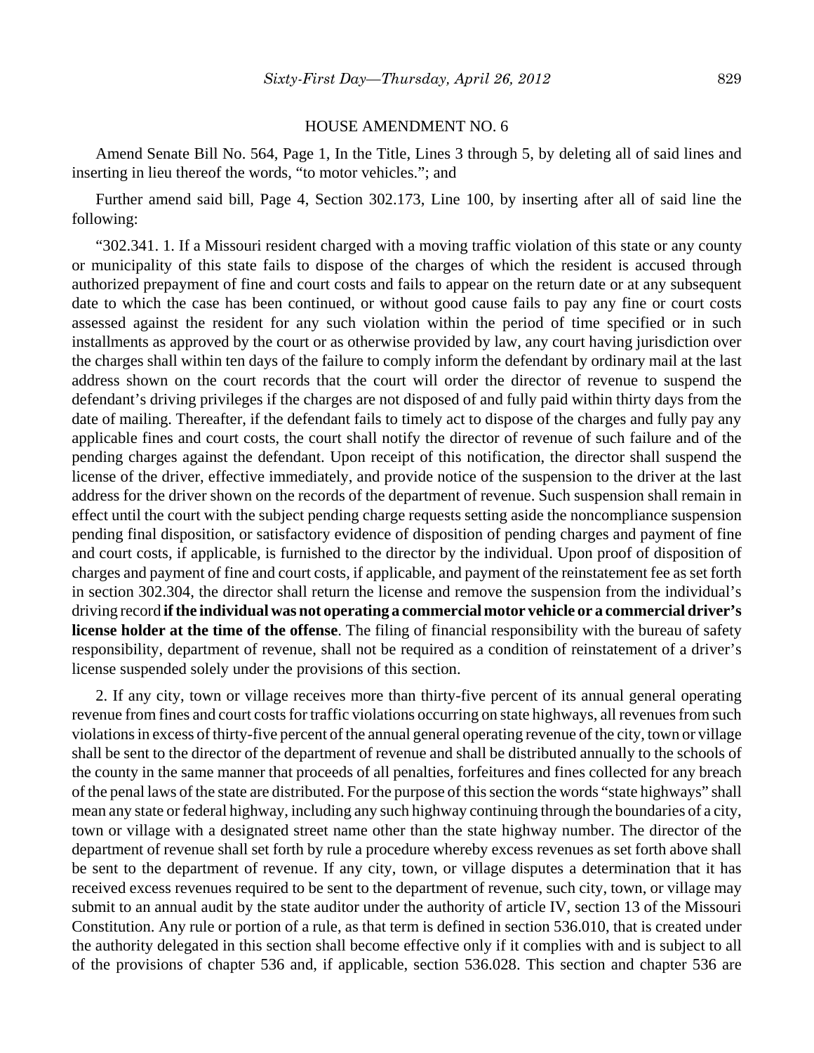## HOUSE AMENDMENT NO. 6

Amend Senate Bill No. 564, Page 1, In the Title, Lines 3 through 5, by deleting all of said lines and inserting in lieu thereof the words, "to motor vehicles."; and

Further amend said bill, Page 4, Section 302.173, Line 100, by inserting after all of said line the following:

"302.341. 1. If a Missouri resident charged with a moving traffic violation of this state or any county or municipality of this state fails to dispose of the charges of which the resident is accused through authorized prepayment of fine and court costs and fails to appear on the return date or at any subsequent date to which the case has been continued, or without good cause fails to pay any fine or court costs assessed against the resident for any such violation within the period of time specified or in such installments as approved by the court or as otherwise provided by law, any court having jurisdiction over the charges shall within ten days of the failure to comply inform the defendant by ordinary mail at the last address shown on the court records that the court will order the director of revenue to suspend the defendant's driving privileges if the charges are not disposed of and fully paid within thirty days from the date of mailing. Thereafter, if the defendant fails to timely act to dispose of the charges and fully pay any applicable fines and court costs, the court shall notify the director of revenue of such failure and of the pending charges against the defendant. Upon receipt of this notification, the director shall suspend the license of the driver, effective immediately, and provide notice of the suspension to the driver at the last address for the driver shown on the records of the department of revenue. Such suspension shall remain in effect until the court with the subject pending charge requests setting aside the noncompliance suspension pending final disposition, or satisfactory evidence of disposition of pending charges and payment of fine and court costs, if applicable, is furnished to the director by the individual. Upon proof of disposition of charges and payment of fine and court costs, if applicable, and payment of the reinstatement fee as set forth in section 302.304, the director shall return the license and remove the suspension from the individual's driving record **if the individual was not operating a commercial motor vehicle or a commercial driver's license holder at the time of the offense**. The filing of financial responsibility with the bureau of safety responsibility, department of revenue, shall not be required as a condition of reinstatement of a driver's license suspended solely under the provisions of this section.

2. If any city, town or village receives more than thirty-five percent of its annual general operating revenue from fines and court costs for traffic violations occurring on state highways, all revenues from such violations in excess of thirty-five percent of the annual general operating revenue of the city, town or village shall be sent to the director of the department of revenue and shall be distributed annually to the schools of the county in the same manner that proceeds of all penalties, forfeitures and fines collected for any breach of the penal laws of the state are distributed. For the purpose of this section the words "state highways" shall mean any state or federal highway, including any such highway continuing through the boundaries of a city, town or village with a designated street name other than the state highway number. The director of the department of revenue shall set forth by rule a procedure whereby excess revenues as set forth above shall be sent to the department of revenue. If any city, town, or village disputes a determination that it has received excess revenues required to be sent to the department of revenue, such city, town, or village may submit to an annual audit by the state auditor under the authority of article IV, section 13 of the Missouri Constitution. Any rule or portion of a rule, as that term is defined in section 536.010, that is created under the authority delegated in this section shall become effective only if it complies with and is subject to all of the provisions of chapter 536 and, if applicable, section 536.028. This section and chapter 536 are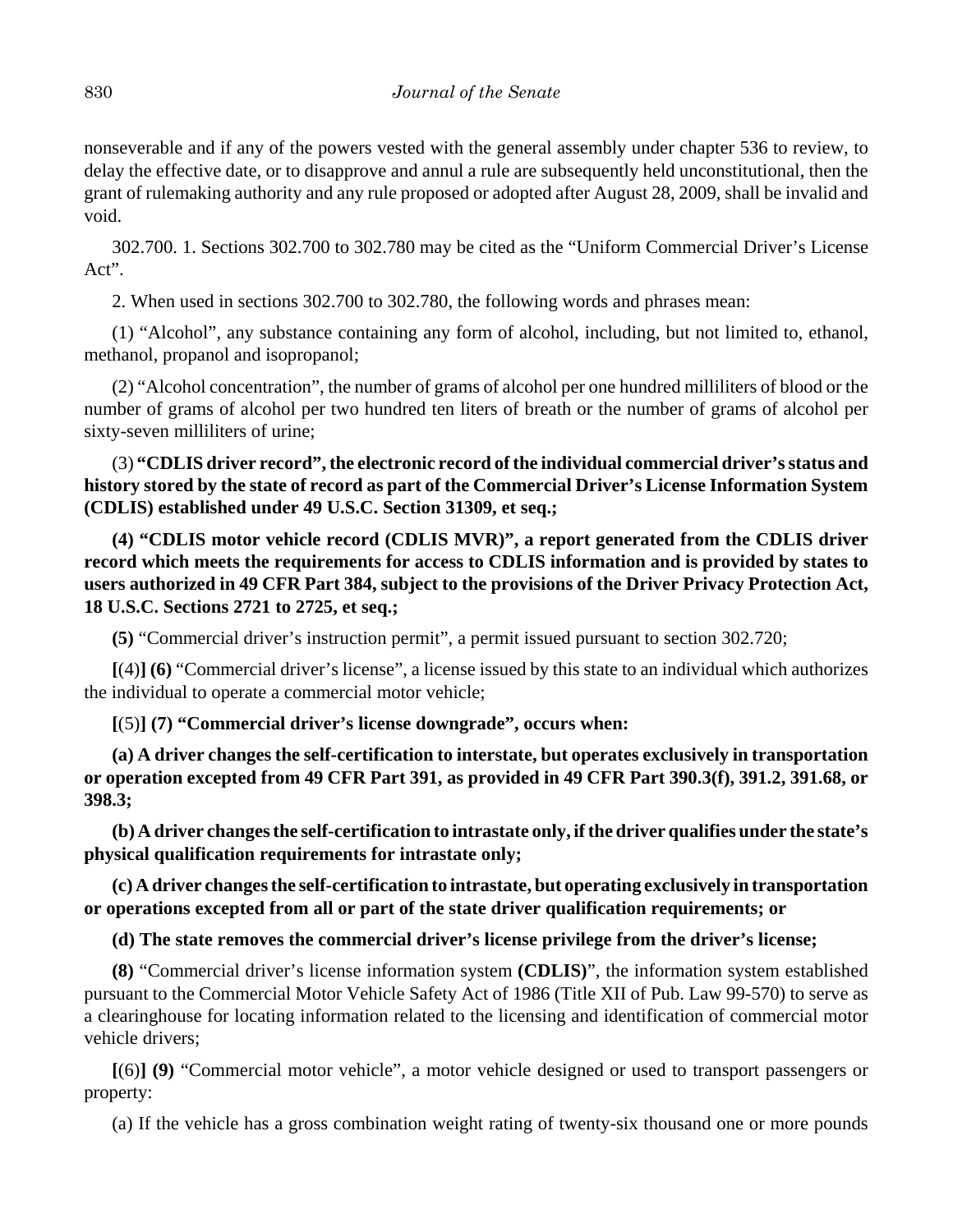nonseverable and if any of the powers vested with the general assembly under chapter 536 to review, to delay the effective date, or to disapprove and annul a rule are subsequently held unconstitutional, then the grant of rulemaking authority and any rule proposed or adopted after August 28, 2009, shall be invalid and void.

302.700. 1. Sections 302.700 to 302.780 may be cited as the "Uniform Commercial Driver's License Act".

2. When used in sections 302.700 to 302.780, the following words and phrases mean:

(1) "Alcohol", any substance containing any form of alcohol, including, but not limited to, ethanol, methanol, propanol and isopropanol;

(2) "Alcohol concentration", the number of grams of alcohol per one hundred milliliters of blood or the number of grams of alcohol per two hundred ten liters of breath or the number of grams of alcohol per sixty-seven milliliters of urine;

(3) **"CDLIS driver record", the electronic record of the individual commercial driver's status and history stored by the state of record as part of the Commercial Driver's License Information System (CDLIS) established under 49 U.S.C. Section 31309, et seq.;**

**(4) "CDLIS motor vehicle record (CDLIS MVR)", a report generated from the CDLIS driver record which meets the requirements for access to CDLIS information and is provided by states to users authorized in 49 CFR Part 384, subject to the provisions of the Driver Privacy Protection Act, 18 U.S.C. Sections 2721 to 2725, et seq.;**

**(5)** "Commercial driver's instruction permit", a permit issued pursuant to section 302.720;

**[**(4)**] (6)** "Commercial driver's license", a license issued by this state to an individual which authorizes the individual to operate a commercial motor vehicle;

**[**(5)**] (7) "Commercial driver's license downgrade", occurs when:**

**(a) A driver changes the self-certification to interstate, but operates exclusively in transportation or operation excepted from 49 CFR Part 391, as provided in 49 CFR Part 390.3(f), 391.2, 391.68, or 398.3;**

**(b) A driver changes the self-certification to intrastate only, if the driver qualifies under the state's physical qualification requirements for intrastate only;**

**(c) A driver changes the self-certification to intrastate, but operating exclusively in transportation or operations excepted from all or part of the state driver qualification requirements; or**

**(d) The state removes the commercial driver's license privilege from the driver's license;**

**(8)** "Commercial driver's license information system **(CDLIS)**", the information system established pursuant to the Commercial Motor Vehicle Safety Act of 1986 (Title XII of Pub. Law 99-570) to serve as a clearinghouse for locating information related to the licensing and identification of commercial motor vehicle drivers;

**[**(6)**] (9)** "Commercial motor vehicle", a motor vehicle designed or used to transport passengers or property:

(a) If the vehicle has a gross combination weight rating of twenty-six thousand one or more pounds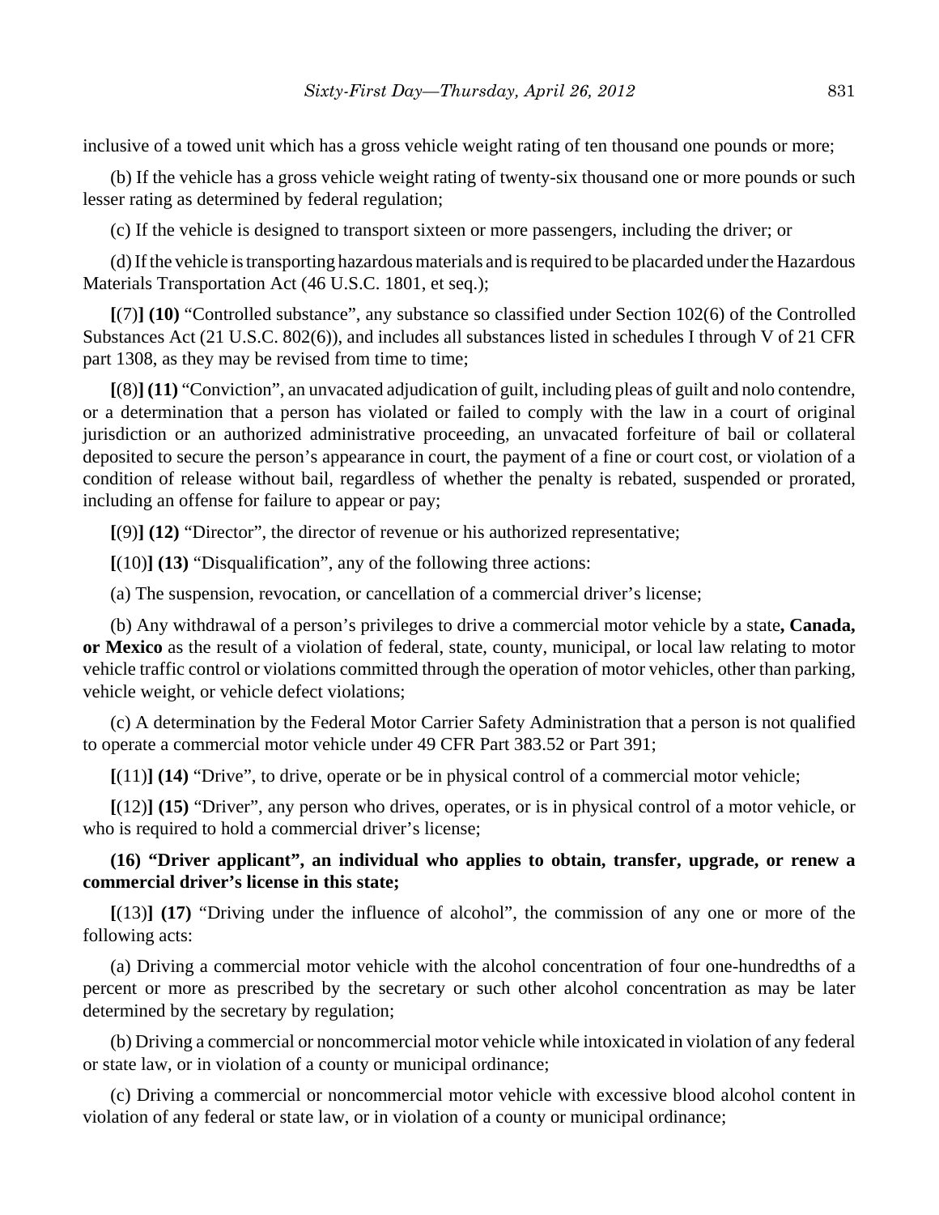inclusive of a towed unit which has a gross vehicle weight rating of ten thousand one pounds or more;

(b) If the vehicle has a gross vehicle weight rating of twenty-six thousand one or more pounds or such lesser rating as determined by federal regulation;

(c) If the vehicle is designed to transport sixteen or more passengers, including the driver; or

(d) If the vehicle is transporting hazardous materials and is required to be placarded under the Hazardous Materials Transportation Act (46 U.S.C. 1801, et seq.);

**[**(7)**] (10)** "Controlled substance", any substance so classified under Section 102(6) of the Controlled Substances Act (21 U.S.C. 802(6)), and includes all substances listed in schedules I through V of 21 CFR part 1308, as they may be revised from time to time;

**[**(8)**] (11)** "Conviction", an unvacated adjudication of guilt, including pleas of guilt and nolo contendre, or a determination that a person has violated or failed to comply with the law in a court of original jurisdiction or an authorized administrative proceeding, an unvacated forfeiture of bail or collateral deposited to secure the person's appearance in court, the payment of a fine or court cost, or violation of a condition of release without bail, regardless of whether the penalty is rebated, suspended or prorated, including an offense for failure to appear or pay;

**[**(9)**] (12)** "Director", the director of revenue or his authorized representative;

**[**(10)**] (13)** "Disqualification", any of the following three actions:

(a) The suspension, revocation, or cancellation of a commercial driver's license;

(b) Any withdrawal of a person's privileges to drive a commercial motor vehicle by a state**, Canada, or Mexico** as the result of a violation of federal, state, county, municipal, or local law relating to motor vehicle traffic control or violations committed through the operation of motor vehicles, other than parking, vehicle weight, or vehicle defect violations;

(c) A determination by the Federal Motor Carrier Safety Administration that a person is not qualified to operate a commercial motor vehicle under 49 CFR Part 383.52 or Part 391;

**[**(11)**] (14)** "Drive", to drive, operate or be in physical control of a commercial motor vehicle;

**[**(12)**] (15)** "Driver", any person who drives, operates, or is in physical control of a motor vehicle, or who is required to hold a commercial driver's license;

**(16) "Driver applicant", an individual who applies to obtain, transfer, upgrade, or renew a commercial driver's license in this state;**

**[**(13)**] (17)** "Driving under the influence of alcohol", the commission of any one or more of the following acts:

(a) Driving a commercial motor vehicle with the alcohol concentration of four one-hundredths of a percent or more as prescribed by the secretary or such other alcohol concentration as may be later determined by the secretary by regulation;

(b) Driving a commercial or noncommercial motor vehicle while intoxicated in violation of any federal or state law, or in violation of a county or municipal ordinance;

(c) Driving a commercial or noncommercial motor vehicle with excessive blood alcohol content in violation of any federal or state law, or in violation of a county or municipal ordinance;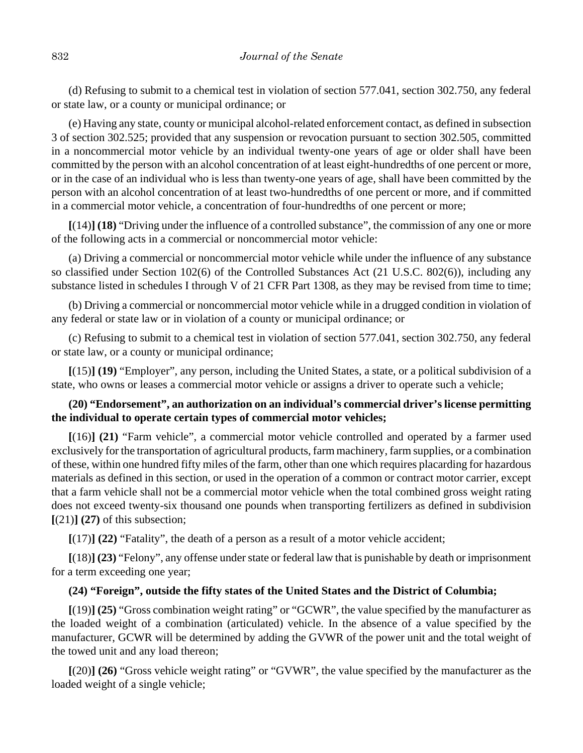(d) Refusing to submit to a chemical test in violation of section 577.041, section 302.750, any federal or state law, or a county or municipal ordinance; or

(e) Having any state, county or municipal alcohol-related enforcement contact, as defined in subsection 3 of section 302.525; provided that any suspension or revocation pursuant to section 302.505, committed in a noncommercial motor vehicle by an individual twenty-one years of age or older shall have been committed by the person with an alcohol concentration of at least eight-hundredths of one percent or more, or in the case of an individual who is less than twenty-one years of age, shall have been committed by the person with an alcohol concentration of at least two-hundredths of one percent or more, and if committed in a commercial motor vehicle, a concentration of four-hundredths of one percent or more;

**[**(14)**] (18)** "Driving under the influence of a controlled substance", the commission of any one or more of the following acts in a commercial or noncommercial motor vehicle:

(a) Driving a commercial or noncommercial motor vehicle while under the influence of any substance so classified under Section 102(6) of the Controlled Substances Act (21 U.S.C. 802(6)), including any substance listed in schedules I through V of 21 CFR Part 1308, as they may be revised from time to time;

(b) Driving a commercial or noncommercial motor vehicle while in a drugged condition in violation of any federal or state law or in violation of a county or municipal ordinance; or

(c) Refusing to submit to a chemical test in violation of section 577.041, section 302.750, any federal or state law, or a county or municipal ordinance;

**[**(15)**] (19)** "Employer", any person, including the United States, a state, or a political subdivision of a state, who owns or leases a commercial motor vehicle or assigns a driver to operate such a vehicle;

**(20) "Endorsement", an authorization on an individual's commercial driver's license permitting the individual to operate certain types of commercial motor vehicles;**

**[**(16)**] (21)** "Farm vehicle", a commercial motor vehicle controlled and operated by a farmer used exclusively for the transportation of agricultural products, farm machinery, farm supplies, or a combination of these, within one hundred fifty miles of the farm, other than one which requires placarding for hazardous materials as defined in this section, or used in the operation of a common or contract motor carrier, except that a farm vehicle shall not be a commercial motor vehicle when the total combined gross weight rating does not exceed twenty-six thousand one pounds when transporting fertilizers as defined in subdivision **[**(21)**] (27)** of this subsection;

**[**(17)**] (22)** "Fatality", the death of a person as a result of a motor vehicle accident;

**[**(18)**] (23)** "Felony", any offense under state or federal law that is punishable by death or imprisonment for a term exceeding one year;

**(24) "Foreign", outside the fifty states of the United States and the District of Columbia;**

**[**(19)**] (25)** "Gross combination weight rating" or "GCWR", the value specified by the manufacturer as the loaded weight of a combination (articulated) vehicle. In the absence of a value specified by the manufacturer, GCWR will be determined by adding the GVWR of the power unit and the total weight of the towed unit and any load thereon;

**[**(20)**] (26)** "Gross vehicle weight rating" or "GVWR", the value specified by the manufacturer as the loaded weight of a single vehicle;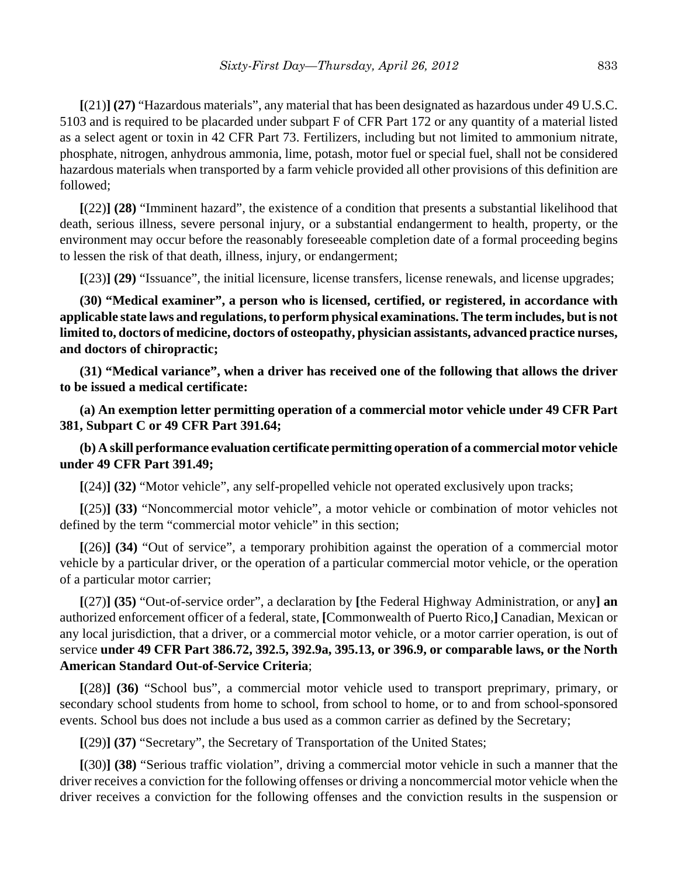**[**(21)**] (27)** "Hazardous materials", any material that has been designated as hazardous under 49 U.S.C. 5103 and is required to be placarded under subpart F of CFR Part 172 or any quantity of a material listed as a select agent or toxin in 42 CFR Part 73. Fertilizers, including but not limited to ammonium nitrate, phosphate, nitrogen, anhydrous ammonia, lime, potash, motor fuel or special fuel, shall not be considered hazardous materials when transported by a farm vehicle provided all other provisions of this definition are followed;

**[**(22)**] (28)** "Imminent hazard", the existence of a condition that presents a substantial likelihood that death, serious illness, severe personal injury, or a substantial endangerment to health, property, or the environment may occur before the reasonably foreseeable completion date of a formal proceeding begins to lessen the risk of that death, illness, injury, or endangerment;

**[**(23)**] (29)** "Issuance", the initial licensure, license transfers, license renewals, and license upgrades;

**(30) "Medical examiner", a person who is licensed, certified, or registered, in accordance with applicable state laws and regulations, to perform physical examinations. The term includes, but is not limited to, doctors of medicine, doctors of osteopathy, physician assistants, advanced practice nurses, and doctors of chiropractic;**

**(31) "Medical variance", when a driver has received one of the following that allows the driver to be issued a medical certificate:**

**(a) An exemption letter permitting operation of a commercial motor vehicle under 49 CFR Part 381, Subpart C or 49 CFR Part 391.64;**

**(b) A skill performance evaluation certificate permitting operation of a commercial motor vehicle under 49 CFR Part 391.49;**

**[**(24)**] (32)** "Motor vehicle", any self-propelled vehicle not operated exclusively upon tracks;

**[**(25)**] (33)** "Noncommercial motor vehicle", a motor vehicle or combination of motor vehicles not defined by the term "commercial motor vehicle" in this section;

**[**(26)**] (34)** "Out of service", a temporary prohibition against the operation of a commercial motor vehicle by a particular driver, or the operation of a particular commercial motor vehicle, or the operation of a particular motor carrier;

**[**(27)**] (35)** "Out-of-service order", a declaration by **[**the Federal Highway Administration, or any**] an** authorized enforcement officer of a federal, state, **[**Commonwealth of Puerto Rico,**]** Canadian, Mexican or any local jurisdiction, that a driver, or a commercial motor vehicle, or a motor carrier operation, is out of service **under 49 CFR Part 386.72, 392.5, 392.9a, 395.13, or 396.9, or comparable laws, or the North American Standard Out-of-Service Criteria**;

**[**(28)**] (36)** "School bus", a commercial motor vehicle used to transport preprimary, primary, or secondary school students from home to school, from school to home, or to and from school-sponsored events. School bus does not include a bus used as a common carrier as defined by the Secretary;

**[**(29)**] (37)** "Secretary", the Secretary of Transportation of the United States;

**[**(30)**] (38)** "Serious traffic violation", driving a commercial motor vehicle in such a manner that the driver receives a conviction for the following offenses or driving a noncommercial motor vehicle when the driver receives a conviction for the following offenses and the conviction results in the suspension or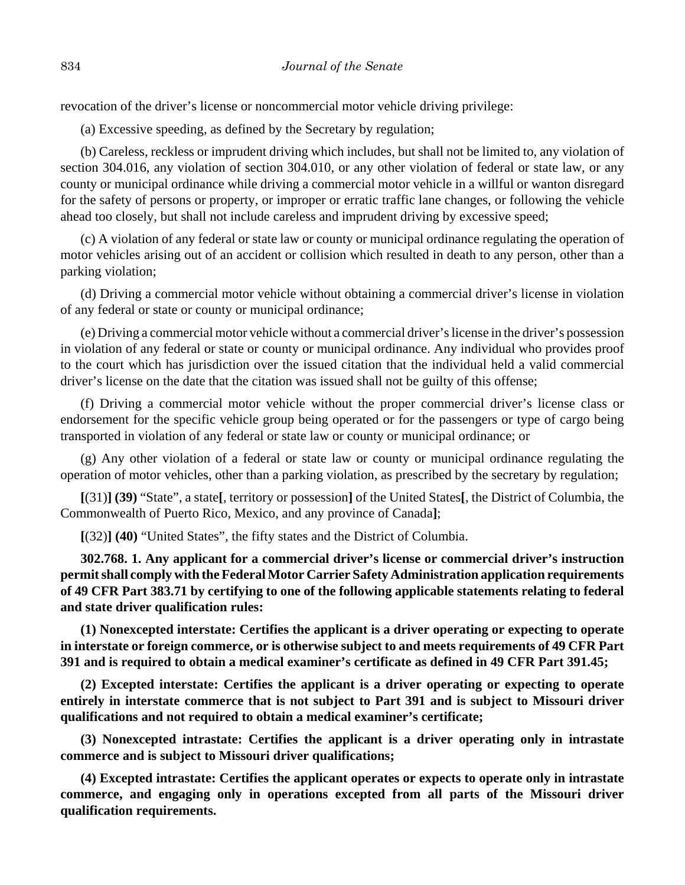revocation of the driver's license or noncommercial motor vehicle driving privilege:

(a) Excessive speeding, as defined by the Secretary by regulation;

(b) Careless, reckless or imprudent driving which includes, but shall not be limited to, any violation of section 304.016, any violation of section 304.010, or any other violation of federal or state law, or any county or municipal ordinance while driving a commercial motor vehicle in a willful or wanton disregard for the safety of persons or property, or improper or erratic traffic lane changes, or following the vehicle ahead too closely, but shall not include careless and imprudent driving by excessive speed;

(c) A violation of any federal or state law or county or municipal ordinance regulating the operation of motor vehicles arising out of an accident or collision which resulted in death to any person, other than a parking violation;

(d) Driving a commercial motor vehicle without obtaining a commercial driver's license in violation of any federal or state or county or municipal ordinance;

(e) Driving a commercial motor vehicle without a commercial driver's license in the driver's possession in violation of any federal or state or county or municipal ordinance. Any individual who provides proof to the court which has jurisdiction over the issued citation that the individual held a valid commercial driver's license on the date that the citation was issued shall not be guilty of this offense;

(f) Driving a commercial motor vehicle without the proper commercial driver's license class or endorsement for the specific vehicle group being operated or for the passengers or type of cargo being transported in violation of any federal or state law or county or municipal ordinance; or

(g) Any other violation of a federal or state law or county or municipal ordinance regulating the operation of motor vehicles, other than a parking violation, as prescribed by the secretary by regulation;

**[**(31)**] (39)** "State", a state**[**, territory or possession**]** of the United States**[**, the District of Columbia, the Commonwealth of Puerto Rico, Mexico, and any province of Canada**]**;

**[**(32)**] (40)** "United States", the fifty states and the District of Columbia.

**302.768. 1. Any applicant for a commercial driver's license or commercial driver's instruction permit shall comply with the Federal Motor Carrier Safety Administration application requirements of 49 CFR Part 383.71 by certifying to one of the following applicable statements relating to federal and state driver qualification rules:**

**(1) Nonexcepted interstate: Certifies the applicant is a driver operating or expecting to operate in interstate or foreign commerce, or is otherwise subject to and meets requirements of 49 CFR Part 391 and is required to obtain a medical examiner's certificate as defined in 49 CFR Part 391.45;**

**(2) Excepted interstate: Certifies the applicant is a driver operating or expecting to operate entirely in interstate commerce that is not subject to Part 391 and is subject to Missouri driver qualifications and not required to obtain a medical examiner's certificate;**

**(3) Nonexcepted intrastate: Certifies the applicant is a driver operating only in intrastate commerce and is subject to Missouri driver qualifications;**

**(4) Excepted intrastate: Certifies the applicant operates or expects to operate only in intrastate commerce, and engaging only in operations excepted from all parts of the Missouri driver qualification requirements.**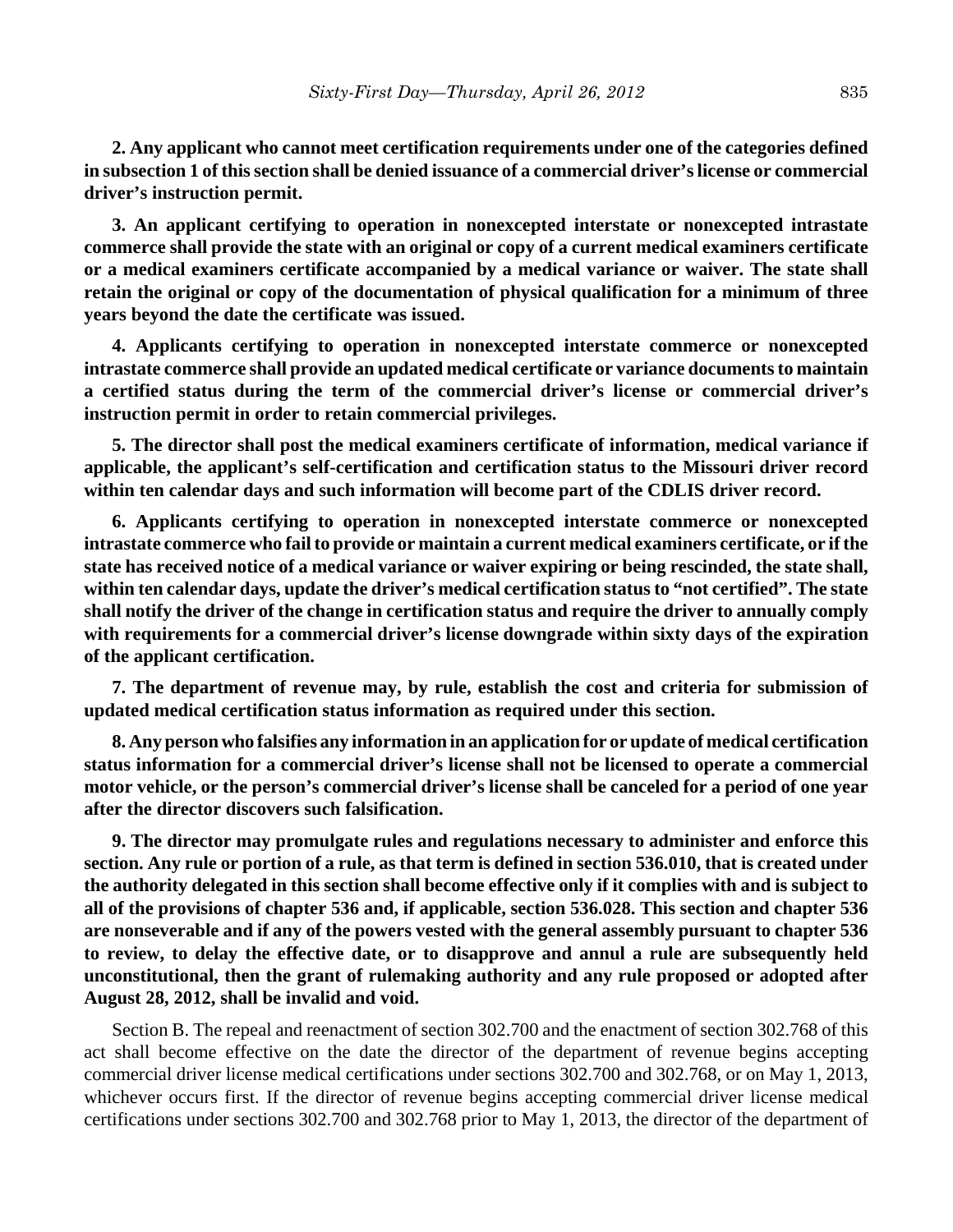**2. Any applicant who cannot meet certification requirements under one of the categories defined in subsection 1 of this section shall be denied issuance of a commercial driver's license or commercial driver's instruction permit.**

**3. An applicant certifying to operation in nonexcepted interstate or nonexcepted intrastate commerce shall provide the state with an original or copy of a current medical examiners certificate or a medical examiners certificate accompanied by a medical variance or waiver. The state shall retain the original or copy of the documentation of physical qualification for a minimum of three years beyond the date the certificate was issued.**

**4. Applicants certifying to operation in nonexcepted interstate commerce or nonexcepted intrastate commerce shall provide an updated medical certificate or variance documents to maintain a certified status during the term of the commercial driver's license or commercial driver's instruction permit in order to retain commercial privileges.**

**5. The director shall post the medical examiners certificate of information, medical variance if applicable, the applicant's self-certification and certification status to the Missouri driver record within ten calendar days and such information will become part of the CDLIS driver record.**

**6. Applicants certifying to operation in nonexcepted interstate commerce or nonexcepted intrastate commerce who fail to provide or maintain a current medical examiners certificate, or if the state has received notice of a medical variance or waiver expiring or being rescinded, the state shall, within ten calendar days, update the driver's medical certification status to "not certified". The state shall notify the driver of the change in certification status and require the driver to annually comply with requirements for a commercial driver's license downgrade within sixty days of the expiration of the applicant certification.**

**7. The department of revenue may, by rule, establish the cost and criteria for submission of updated medical certification status information as required under this section.**

**8. Any person who falsifies any information in an application for or update of medical certification status information for a commercial driver's license shall not be licensed to operate a commercial motor vehicle, or the person's commercial driver's license shall be canceled for a period of one year after the director discovers such falsification.**

**9. The director may promulgate rules and regulations necessary to administer and enforce this section. Any rule or portion of a rule, as that term is defined in section 536.010, that is created under the authority delegated in this section shall become effective only if it complies with and is subject to all of the provisions of chapter 536 and, if applicable, section 536.028. This section and chapter 536 are nonseverable and if any of the powers vested with the general assembly pursuant to chapter 536 to review, to delay the effective date, or to disapprove and annul a rule are subsequently held unconstitutional, then the grant of rulemaking authority and any rule proposed or adopted after August 28, 2012, shall be invalid and void.**

Section B. The repeal and reenactment of section 302.700 and the enactment of section 302.768 of this act shall become effective on the date the director of the department of revenue begins accepting commercial driver license medical certifications under sections 302.700 and 302.768, or on May 1, 2013, whichever occurs first. If the director of revenue begins accepting commercial driver license medical certifications under sections 302.700 and 302.768 prior to May 1, 2013, the director of the department of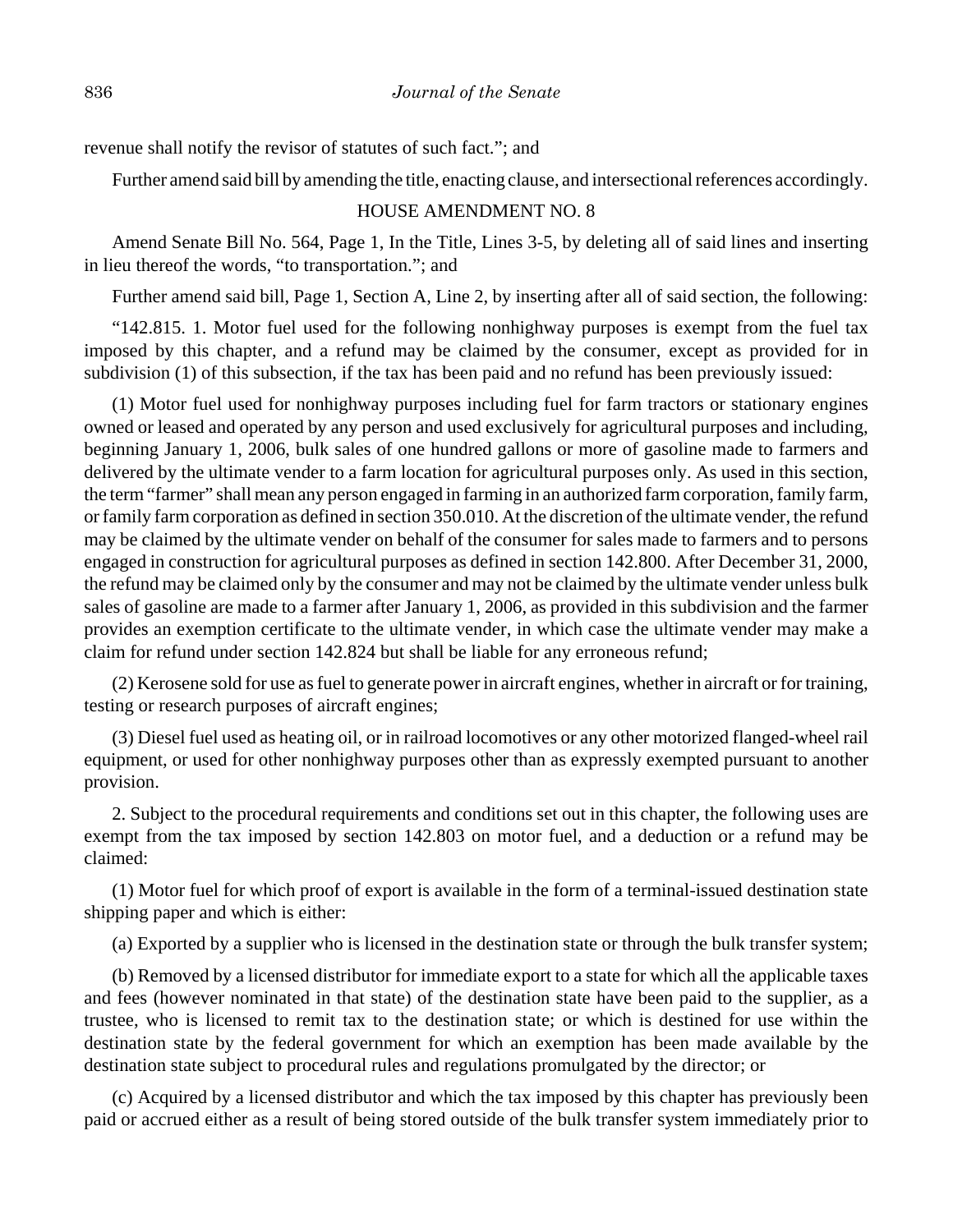revenue shall notify the revisor of statutes of such fact."; and

Further amend said bill by amending the title, enacting clause, and intersectional references accordingly.

HOUSE AMENDMENT NO. 8

Amend Senate Bill No. 564, Page 1, In the Title, Lines 3-5, by deleting all of said lines and inserting in lieu thereof the words, "to transportation."; and

Further amend said bill, Page 1, Section A, Line 2, by inserting after all of said section, the following:

"142.815. 1. Motor fuel used for the following nonhighway purposes is exempt from the fuel tax imposed by this chapter, and a refund may be claimed by the consumer, except as provided for in subdivision (1) of this subsection, if the tax has been paid and no refund has been previously issued:

(1) Motor fuel used for nonhighway purposes including fuel for farm tractors or stationary engines owned or leased and operated by any person and used exclusively for agricultural purposes and including, beginning January 1, 2006, bulk sales of one hundred gallons or more of gasoline made to farmers and delivered by the ultimate vender to a farm location for agricultural purposes only. As used in this section, the term "farmer" shall mean any person engaged in farming in an authorized farm corporation, family farm, or family farm corporation as defined in section 350.010. At the discretion of the ultimate vender, the refund may be claimed by the ultimate vender on behalf of the consumer for sales made to farmers and to persons engaged in construction for agricultural purposes as defined in section 142.800. After December 31, 2000, the refund may be claimed only by the consumer and may not be claimed by the ultimate vender unless bulk sales of gasoline are made to a farmer after January 1, 2006, as provided in this subdivision and the farmer provides an exemption certificate to the ultimate vender, in which case the ultimate vender may make a claim for refund under section 142.824 but shall be liable for any erroneous refund;

(2) Kerosene sold for use as fuel to generate power in aircraft engines, whether in aircraft or for training, testing or research purposes of aircraft engines;

(3) Diesel fuel used as heating oil, or in railroad locomotives or any other motorized flanged-wheel rail equipment, or used for other nonhighway purposes other than as expressly exempted pursuant to another provision.

2. Subject to the procedural requirements and conditions set out in this chapter, the following uses are exempt from the tax imposed by section 142.803 on motor fuel, and a deduction or a refund may be claimed:

(1) Motor fuel for which proof of export is available in the form of a terminal-issued destination state shipping paper and which is either:

(a) Exported by a supplier who is licensed in the destination state or through the bulk transfer system;

(b) Removed by a licensed distributor for immediate export to a state for which all the applicable taxes and fees (however nominated in that state) of the destination state have been paid to the supplier, as a trustee, who is licensed to remit tax to the destination state; or which is destined for use within the destination state by the federal government for which an exemption has been made available by the destination state subject to procedural rules and regulations promulgated by the director; or

(c) Acquired by a licensed distributor and which the tax imposed by this chapter has previously been paid or accrued either as a result of being stored outside of the bulk transfer system immediately prior to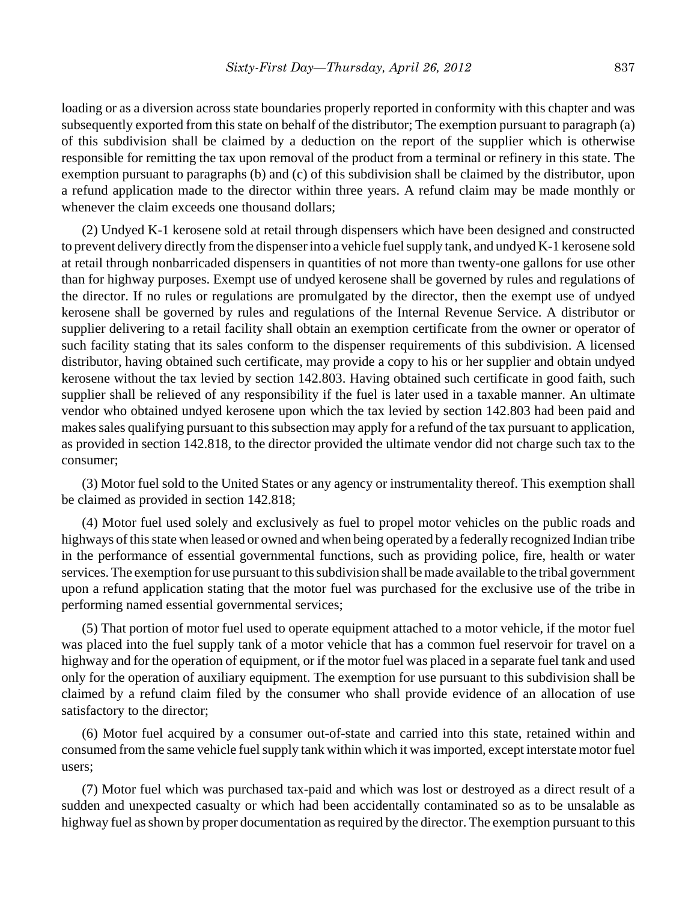loading or as a diversion across state boundaries properly reported in conformity with this chapter and was subsequently exported from this state on behalf of the distributor; The exemption pursuant to paragraph (a) of this subdivision shall be claimed by a deduction on the report of the supplier which is otherwise responsible for remitting the tax upon removal of the product from a terminal or refinery in this state. The exemption pursuant to paragraphs (b) and (c) of this subdivision shall be claimed by the distributor, upon a refund application made to the director within three years. A refund claim may be made monthly or whenever the claim exceeds one thousand dollars;

(2) Undyed K-1 kerosene sold at retail through dispensers which have been designed and constructed to prevent delivery directly from the dispenser into a vehicle fuel supply tank, and undyed K-1 kerosene sold at retail through nonbarricaded dispensers in quantities of not more than twenty-one gallons for use other than for highway purposes. Exempt use of undyed kerosene shall be governed by rules and regulations of the director. If no rules or regulations are promulgated by the director, then the exempt use of undyed kerosene shall be governed by rules and regulations of the Internal Revenue Service. A distributor or supplier delivering to a retail facility shall obtain an exemption certificate from the owner or operator of such facility stating that its sales conform to the dispenser requirements of this subdivision. A licensed distributor, having obtained such certificate, may provide a copy to his or her supplier and obtain undyed kerosene without the tax levied by section 142.803. Having obtained such certificate in good faith, such supplier shall be relieved of any responsibility if the fuel is later used in a taxable manner. An ultimate vendor who obtained undyed kerosene upon which the tax levied by section 142.803 had been paid and makes sales qualifying pursuant to this subsection may apply for a refund of the tax pursuant to application, as provided in section 142.818, to the director provided the ultimate vendor did not charge such tax to the consumer;

(3) Motor fuel sold to the United States or any agency or instrumentality thereof. This exemption shall be claimed as provided in section 142.818;

(4) Motor fuel used solely and exclusively as fuel to propel motor vehicles on the public roads and highways of this state when leased or owned and when being operated by a federally recognized Indian tribe in the performance of essential governmental functions, such as providing police, fire, health or water services. The exemption for use pursuant to this subdivision shall be made available to the tribal government upon a refund application stating that the motor fuel was purchased for the exclusive use of the tribe in performing named essential governmental services;

(5) That portion of motor fuel used to operate equipment attached to a motor vehicle, if the motor fuel was placed into the fuel supply tank of a motor vehicle that has a common fuel reservoir for travel on a highway and for the operation of equipment, or if the motor fuel was placed in a separate fuel tank and used only for the operation of auxiliary equipment. The exemption for use pursuant to this subdivision shall be claimed by a refund claim filed by the consumer who shall provide evidence of an allocation of use satisfactory to the director;

(6) Motor fuel acquired by a consumer out-of-state and carried into this state, retained within and consumed from the same vehicle fuel supply tank within which it was imported, except interstate motor fuel users;

(7) Motor fuel which was purchased tax-paid and which was lost or destroyed as a direct result of a sudden and unexpected casualty or which had been accidentally contaminated so as to be unsalable as highway fuel as shown by proper documentation as required by the director. The exemption pursuant to this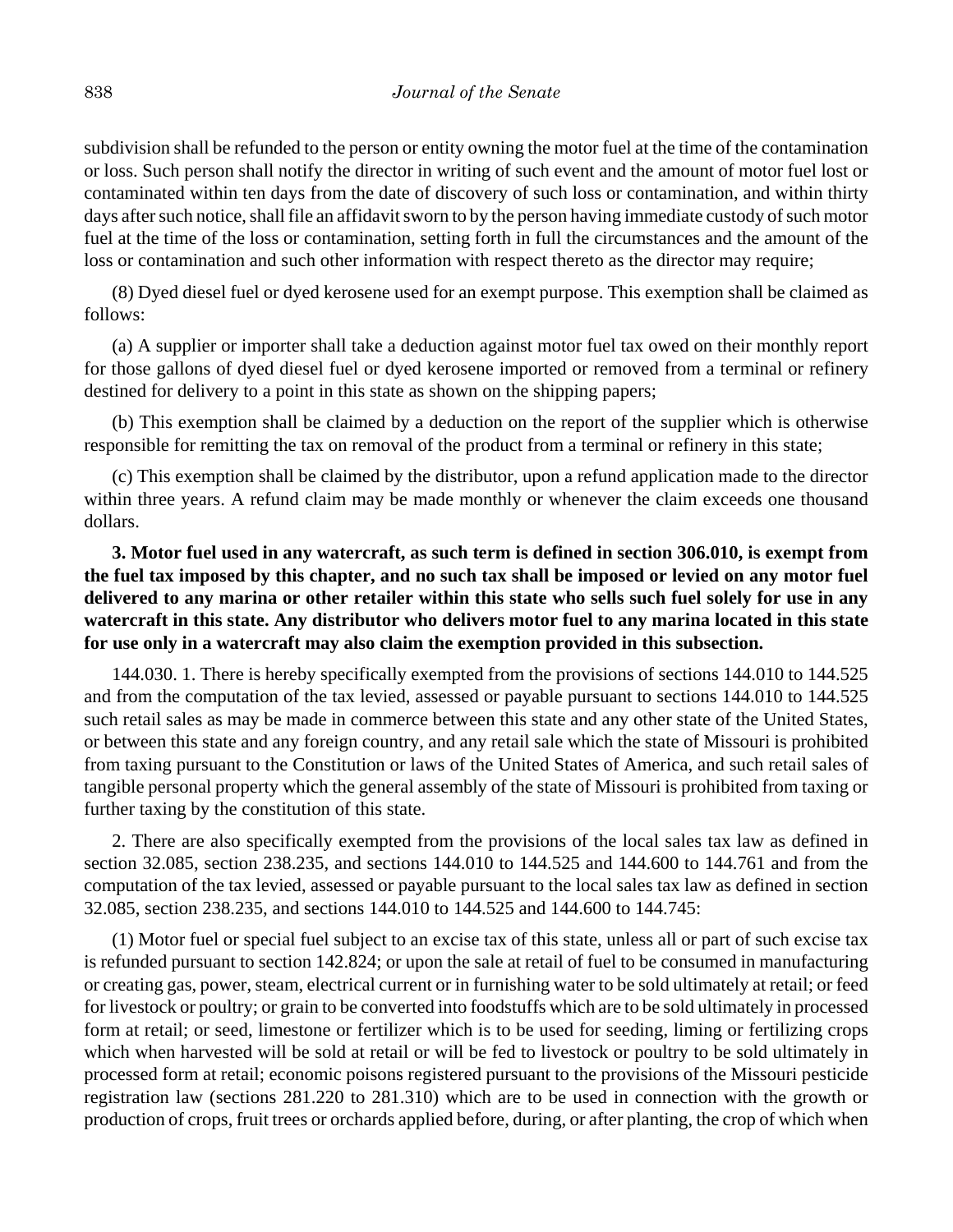subdivision shall be refunded to the person or entity owning the motor fuel at the time of the contamination or loss. Such person shall notify the director in writing of such event and the amount of motor fuel lost or contaminated within ten days from the date of discovery of such loss or contamination, and within thirty days after such notice, shall file an affidavit sworn to by the person having immediate custody of such motor fuel at the time of the loss or contamination, setting forth in full the circumstances and the amount of the loss or contamination and such other information with respect thereto as the director may require;

(8) Dyed diesel fuel or dyed kerosene used for an exempt purpose. This exemption shall be claimed as follows:

(a) A supplier or importer shall take a deduction against motor fuel tax owed on their monthly report for those gallons of dyed diesel fuel or dyed kerosene imported or removed from a terminal or refinery destined for delivery to a point in this state as shown on the shipping papers;

(b) This exemption shall be claimed by a deduction on the report of the supplier which is otherwise responsible for remitting the tax on removal of the product from a terminal or refinery in this state;

(c) This exemption shall be claimed by the distributor, upon a refund application made to the director within three years. A refund claim may be made monthly or whenever the claim exceeds one thousand dollars.

**3. Motor fuel used in any watercraft, as such term is defined in section 306.010, is exempt from the fuel tax imposed by this chapter, and no such tax shall be imposed or levied on any motor fuel delivered to any marina or other retailer within this state who sells such fuel solely for use in any watercraft in this state. Any distributor who delivers motor fuel to any marina located in this state for use only in a watercraft may also claim the exemption provided in this subsection.**

144.030. 1. There is hereby specifically exempted from the provisions of sections 144.010 to 144.525 and from the computation of the tax levied, assessed or payable pursuant to sections 144.010 to 144.525 such retail sales as may be made in commerce between this state and any other state of the United States, or between this state and any foreign country, and any retail sale which the state of Missouri is prohibited from taxing pursuant to the Constitution or laws of the United States of America, and such retail sales of tangible personal property which the general assembly of the state of Missouri is prohibited from taxing or further taxing by the constitution of this state.

2. There are also specifically exempted from the provisions of the local sales tax law as defined in section 32.085, section 238.235, and sections 144.010 to 144.525 and 144.600 to 144.761 and from the computation of the tax levied, assessed or payable pursuant to the local sales tax law as defined in section 32.085, section 238.235, and sections 144.010 to 144.525 and 144.600 to 144.745:

(1) Motor fuel or special fuel subject to an excise tax of this state, unless all or part of such excise tax is refunded pursuant to section 142.824; or upon the sale at retail of fuel to be consumed in manufacturing or creating gas, power, steam, electrical current or in furnishing water to be sold ultimately at retail; or feed for livestock or poultry; or grain to be converted into foodstuffs which are to be sold ultimately in processed form at retail; or seed, limestone or fertilizer which is to be used for seeding, liming or fertilizing crops which when harvested will be sold at retail or will be fed to livestock or poultry to be sold ultimately in processed form at retail; economic poisons registered pursuant to the provisions of the Missouri pesticide registration law (sections 281.220 to 281.310) which are to be used in connection with the growth or production of crops, fruit trees or orchards applied before, during, or after planting, the crop of which when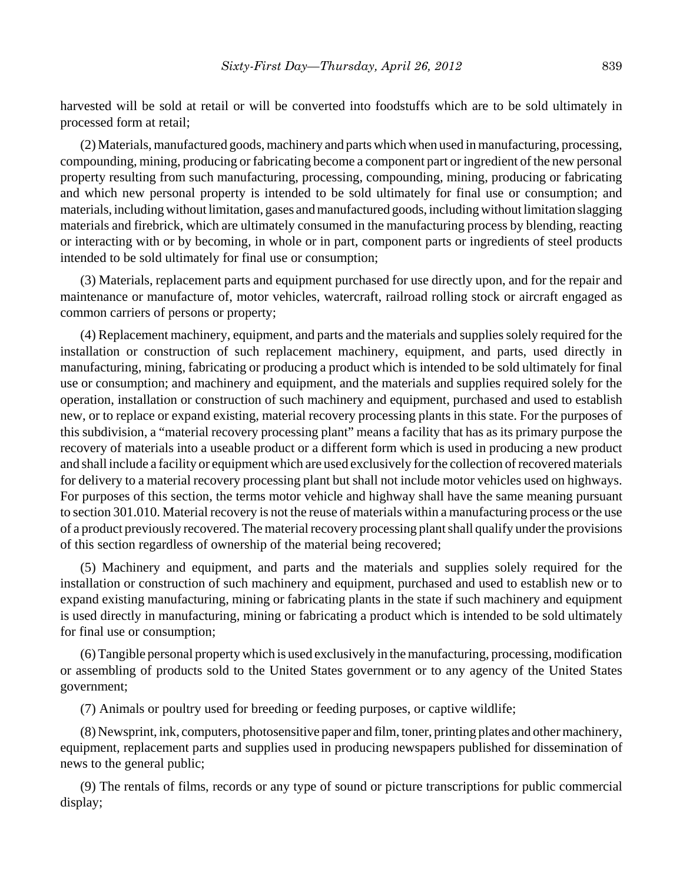harvested will be sold at retail or will be converted into foodstuffs which are to be sold ultimately in processed form at retail;

(2) Materials, manufactured goods, machinery and parts which when used in manufacturing, processing, compounding, mining, producing or fabricating become a component part or ingredient of the new personal property resulting from such manufacturing, processing, compounding, mining, producing or fabricating and which new personal property is intended to be sold ultimately for final use or consumption; and materials, including without limitation, gases and manufactured goods, including without limitation slagging materials and firebrick, which are ultimately consumed in the manufacturing process by blending, reacting or interacting with or by becoming, in whole or in part, component parts or ingredients of steel products intended to be sold ultimately for final use or consumption;

(3) Materials, replacement parts and equipment purchased for use directly upon, and for the repair and maintenance or manufacture of, motor vehicles, watercraft, railroad rolling stock or aircraft engaged as common carriers of persons or property;

(4) Replacement machinery, equipment, and parts and the materials and supplies solely required for the installation or construction of such replacement machinery, equipment, and parts, used directly in manufacturing, mining, fabricating or producing a product which is intended to be sold ultimately for final use or consumption; and machinery and equipment, and the materials and supplies required solely for the operation, installation or construction of such machinery and equipment, purchased and used to establish new, or to replace or expand existing, material recovery processing plants in this state. For the purposes of this subdivision, a "material recovery processing plant" means a facility that has as its primary purpose the recovery of materials into a useable product or a different form which is used in producing a new product and shall include a facility or equipment which are used exclusively for the collection of recovered materials for delivery to a material recovery processing plant but shall not include motor vehicles used on highways. For purposes of this section, the terms motor vehicle and highway shall have the same meaning pursuant to section 301.010. Material recovery is not the reuse of materials within a manufacturing process or the use of a product previously recovered. The material recovery processing plant shall qualify under the provisions of this section regardless of ownership of the material being recovered;

(5) Machinery and equipment, and parts and the materials and supplies solely required for the installation or construction of such machinery and equipment, purchased and used to establish new or to expand existing manufacturing, mining or fabricating plants in the state if such machinery and equipment is used directly in manufacturing, mining or fabricating a product which is intended to be sold ultimately for final use or consumption;

(6) Tangible personal property which is used exclusively in the manufacturing, processing, modification or assembling of products sold to the United States government or to any agency of the United States government;

(7) Animals or poultry used for breeding or feeding purposes, or captive wildlife;

(8) Newsprint, ink, computers, photosensitive paper and film, toner, printing plates and other machinery, equipment, replacement parts and supplies used in producing newspapers published for dissemination of news to the general public;

(9) The rentals of films, records or any type of sound or picture transcriptions for public commercial display;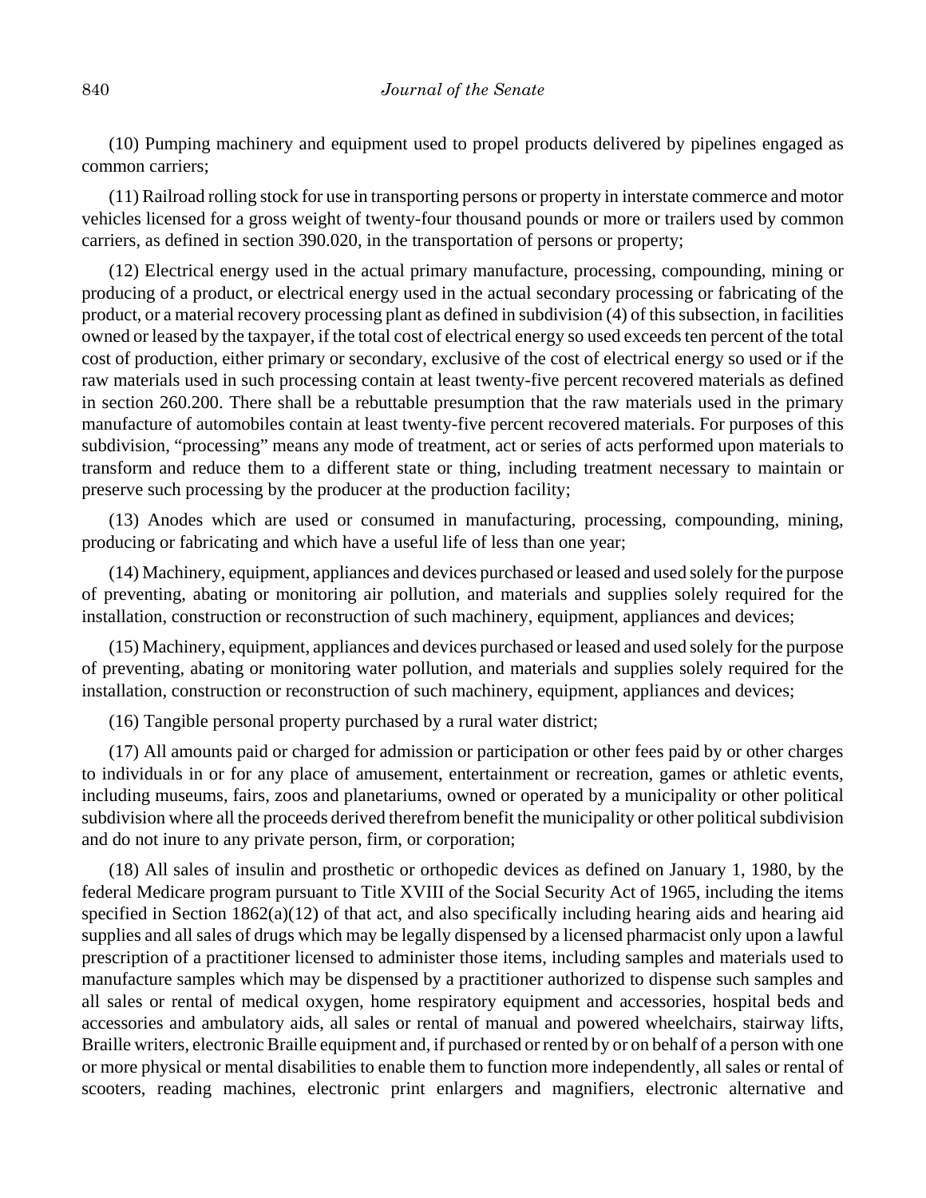(10) Pumping machinery and equipment used to propel products delivered by pipelines engaged as common carriers;

(11) Railroad rolling stock for use in transporting persons or property in interstate commerce and motor vehicles licensed for a gross weight of twenty-four thousand pounds or more or trailers used by common carriers, as defined in section 390.020, in the transportation of persons or property;

(12) Electrical energy used in the actual primary manufacture, processing, compounding, mining or producing of a product, or electrical energy used in the actual secondary processing or fabricating of the product, or a material recovery processing plant as defined in subdivision (4) of this subsection, in facilities owned or leased by the taxpayer, if the total cost of electrical energy so used exceeds ten percent of the total cost of production, either primary or secondary, exclusive of the cost of electrical energy so used or if the raw materials used in such processing contain at least twenty-five percent recovered materials as defined in section 260.200. There shall be a rebuttable presumption that the raw materials used in the primary manufacture of automobiles contain at least twenty-five percent recovered materials. For purposes of this subdivision, "processing" means any mode of treatment, act or series of acts performed upon materials to transform and reduce them to a different state or thing, including treatment necessary to maintain or preserve such processing by the producer at the production facility;

(13) Anodes which are used or consumed in manufacturing, processing, compounding, mining, producing or fabricating and which have a useful life of less than one year;

(14) Machinery, equipment, appliances and devices purchased or leased and used solely for the purpose of preventing, abating or monitoring air pollution, and materials and supplies solely required for the installation, construction or reconstruction of such machinery, equipment, appliances and devices;

(15) Machinery, equipment, appliances and devices purchased or leased and used solely for the purpose of preventing, abating or monitoring water pollution, and materials and supplies solely required for the installation, construction or reconstruction of such machinery, equipment, appliances and devices;

(16) Tangible personal property purchased by a rural water district;

(17) All amounts paid or charged for admission or participation or other fees paid by or other charges to individuals in or for any place of amusement, entertainment or recreation, games or athletic events, including museums, fairs, zoos and planetariums, owned or operated by a municipality or other political subdivision where all the proceeds derived therefrom benefit the municipality or other political subdivision and do not inure to any private person, firm, or corporation;

(18) All sales of insulin and prosthetic or orthopedic devices as defined on January 1, 1980, by the federal Medicare program pursuant to Title XVIII of the Social Security Act of 1965, including the items specified in Section 1862(a)(12) of that act, and also specifically including hearing aids and hearing aid supplies and all sales of drugs which may be legally dispensed by a licensed pharmacist only upon a lawful prescription of a practitioner licensed to administer those items, including samples and materials used to manufacture samples which may be dispensed by a practitioner authorized to dispense such samples and all sales or rental of medical oxygen, home respiratory equipment and accessories, hospital beds and accessories and ambulatory aids, all sales or rental of manual and powered wheelchairs, stairway lifts, Braille writers, electronic Braille equipment and, if purchased or rented by or on behalf of a person with one or more physical or mental disabilities to enable them to function more independently, all sales or rental of scooters, reading machines, electronic print enlargers and magnifiers, electronic alternative and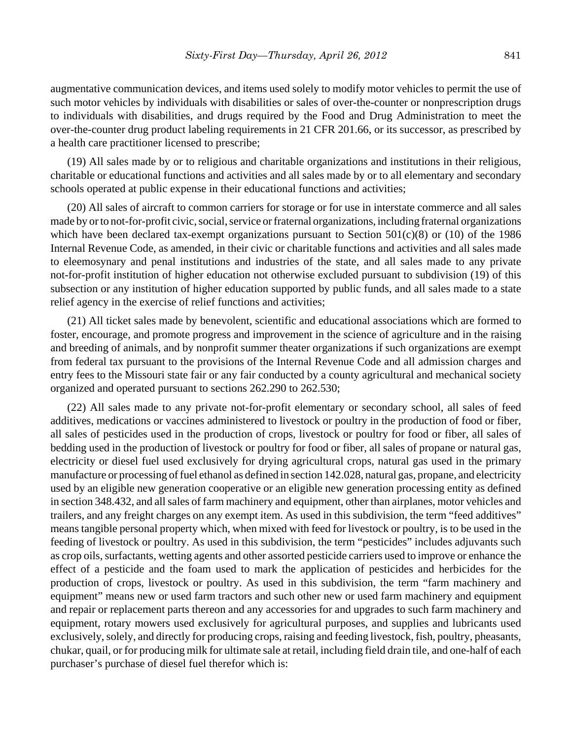augmentative communication devices, and items used solely to modify motor vehicles to permit the use of such motor vehicles by individuals with disabilities or sales of over-the-counter or nonprescription drugs to individuals with disabilities, and drugs required by the Food and Drug Administration to meet the over-the-counter drug product labeling requirements in 21 CFR 201.66, or its successor, as prescribed by a health care practitioner licensed to prescribe;

(19) All sales made by or to religious and charitable organizations and institutions in their religious, charitable or educational functions and activities and all sales made by or to all elementary and secondary schools operated at public expense in their educational functions and activities;

(20) All sales of aircraft to common carriers for storage or for use in interstate commerce and all sales made by or to not-for-profit civic, social, service or fraternal organizations, including fraternal organizations which have been declared tax-exempt organizations pursuant to Section 501(c)(8) or (10) of the 1986 Internal Revenue Code, as amended, in their civic or charitable functions and activities and all sales made to eleemosynary and penal institutions and industries of the state, and all sales made to any private not-for-profit institution of higher education not otherwise excluded pursuant to subdivision (19) of this subsection or any institution of higher education supported by public funds, and all sales made to a state relief agency in the exercise of relief functions and activities;

(21) All ticket sales made by benevolent, scientific and educational associations which are formed to foster, encourage, and promote progress and improvement in the science of agriculture and in the raising and breeding of animals, and by nonprofit summer theater organizations if such organizations are exempt from federal tax pursuant to the provisions of the Internal Revenue Code and all admission charges and entry fees to the Missouri state fair or any fair conducted by a county agricultural and mechanical society organized and operated pursuant to sections 262.290 to 262.530;

(22) All sales made to any private not-for-profit elementary or secondary school, all sales of feed additives, medications or vaccines administered to livestock or poultry in the production of food or fiber, all sales of pesticides used in the production of crops, livestock or poultry for food or fiber, all sales of bedding used in the production of livestock or poultry for food or fiber, all sales of propane or natural gas, electricity or diesel fuel used exclusively for drying agricultural crops, natural gas used in the primary manufacture or processing of fuel ethanol as defined in section 142.028, natural gas, propane, and electricity used by an eligible new generation cooperative or an eligible new generation processing entity as defined in section 348.432, and all sales of farm machinery and equipment, other than airplanes, motor vehicles and trailers, and any freight charges on any exempt item. As used in this subdivision, the term "feed additives" means tangible personal property which, when mixed with feed for livestock or poultry, is to be used in the feeding of livestock or poultry. As used in this subdivision, the term "pesticides" includes adjuvants such as crop oils, surfactants, wetting agents and other assorted pesticide carriers used to improve or enhance the effect of a pesticide and the foam used to mark the application of pesticides and herbicides for the production of crops, livestock or poultry. As used in this subdivision, the term "farm machinery and equipment" means new or used farm tractors and such other new or used farm machinery and equipment and repair or replacement parts thereon and any accessories for and upgrades to such farm machinery and equipment, rotary mowers used exclusively for agricultural purposes, and supplies and lubricants used exclusively, solely, and directly for producing crops, raising and feeding livestock, fish, poultry, pheasants, chukar, quail, or for producing milk for ultimate sale at retail, including field drain tile, and one-half of each purchaser's purchase of diesel fuel therefor which is: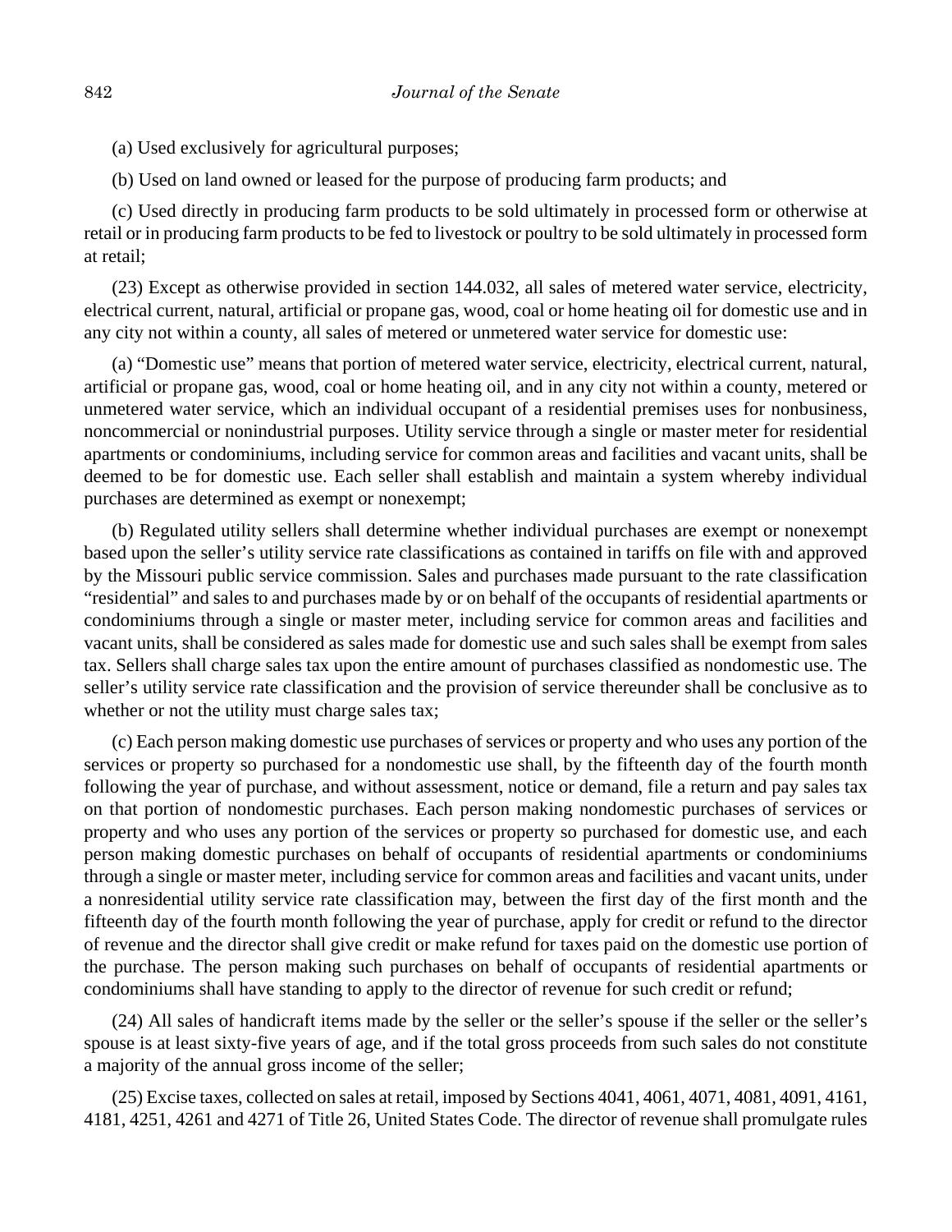(a) Used exclusively for agricultural purposes;

(b) Used on land owned or leased for the purpose of producing farm products; and

(c) Used directly in producing farm products to be sold ultimately in processed form or otherwise at retail or in producing farm products to be fed to livestock or poultry to be sold ultimately in processed form at retail;

(23) Except as otherwise provided in section 144.032, all sales of metered water service, electricity, electrical current, natural, artificial or propane gas, wood, coal or home heating oil for domestic use and in any city not within a county, all sales of metered or unmetered water service for domestic use:

(a) "Domestic use" means that portion of metered water service, electricity, electrical current, natural, artificial or propane gas, wood, coal or home heating oil, and in any city not within a county, metered or unmetered water service, which an individual occupant of a residential premises uses for nonbusiness, noncommercial or nonindustrial purposes. Utility service through a single or master meter for residential apartments or condominiums, including service for common areas and facilities and vacant units, shall be deemed to be for domestic use. Each seller shall establish and maintain a system whereby individual purchases are determined as exempt or nonexempt;

(b) Regulated utility sellers shall determine whether individual purchases are exempt or nonexempt based upon the seller's utility service rate classifications as contained in tariffs on file with and approved by the Missouri public service commission. Sales and purchases made pursuant to the rate classification "residential" and sales to and purchases made by or on behalf of the occupants of residential apartments or condominiums through a single or master meter, including service for common areas and facilities and vacant units, shall be considered as sales made for domestic use and such sales shall be exempt from sales tax. Sellers shall charge sales tax upon the entire amount of purchases classified as nondomestic use. The seller's utility service rate classification and the provision of service thereunder shall be conclusive as to whether or not the utility must charge sales tax;

(c) Each person making domestic use purchases of services or property and who uses any portion of the services or property so purchased for a nondomestic use shall, by the fifteenth day of the fourth month following the year of purchase, and without assessment, notice or demand, file a return and pay sales tax on that portion of nondomestic purchases. Each person making nondomestic purchases of services or property and who uses any portion of the services or property so purchased for domestic use, and each person making domestic purchases on behalf of occupants of residential apartments or condominiums through a single or master meter, including service for common areas and facilities and vacant units, under a nonresidential utility service rate classification may, between the first day of the first month and the fifteenth day of the fourth month following the year of purchase, apply for credit or refund to the director of revenue and the director shall give credit or make refund for taxes paid on the domestic use portion of the purchase. The person making such purchases on behalf of occupants of residential apartments or condominiums shall have standing to apply to the director of revenue for such credit or refund;

(24) All sales of handicraft items made by the seller or the seller's spouse if the seller or the seller's spouse is at least sixty-five years of age, and if the total gross proceeds from such sales do not constitute a majority of the annual gross income of the seller;

(25) Excise taxes, collected on sales at retail, imposed by Sections 4041, 4061, 4071, 4081, 4091, 4161, 4181, 4251, 4261 and 4271 of Title 26, United States Code. The director of revenue shall promulgate rules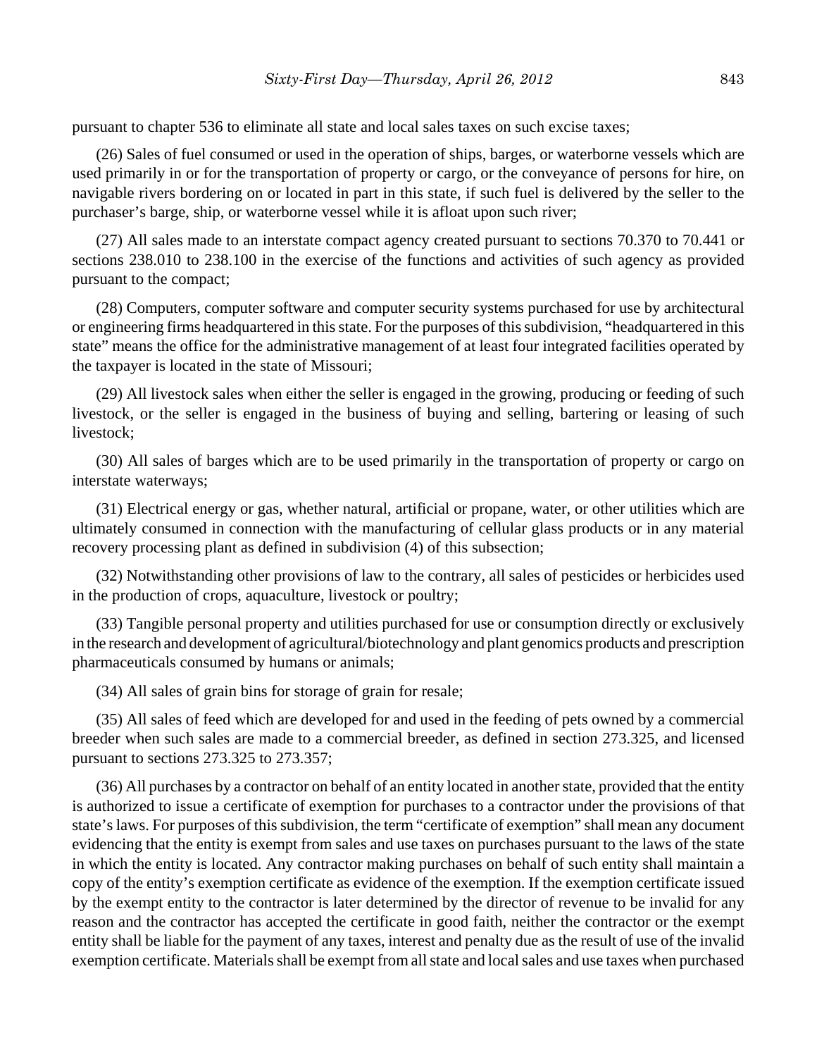pursuant to chapter 536 to eliminate all state and local sales taxes on such excise taxes;

(26) Sales of fuel consumed or used in the operation of ships, barges, or waterborne vessels which are used primarily in or for the transportation of property or cargo, or the conveyance of persons for hire, on navigable rivers bordering on or located in part in this state, if such fuel is delivered by the seller to the purchaser's barge, ship, or waterborne vessel while it is afloat upon such river;

(27) All sales made to an interstate compact agency created pursuant to sections 70.370 to 70.441 or sections 238.010 to 238.100 in the exercise of the functions and activities of such agency as provided pursuant to the compact;

(28) Computers, computer software and computer security systems purchased for use by architectural or engineering firms headquartered in this state. For the purposes of this subdivision, "headquartered in this state" means the office for the administrative management of at least four integrated facilities operated by the taxpayer is located in the state of Missouri;

(29) All livestock sales when either the seller is engaged in the growing, producing or feeding of such livestock, or the seller is engaged in the business of buying and selling, bartering or leasing of such livestock;

(30) All sales of barges which are to be used primarily in the transportation of property or cargo on interstate waterways;

(31) Electrical energy or gas, whether natural, artificial or propane, water, or other utilities which are ultimately consumed in connection with the manufacturing of cellular glass products or in any material recovery processing plant as defined in subdivision (4) of this subsection;

(32) Notwithstanding other provisions of law to the contrary, all sales of pesticides or herbicides used in the production of crops, aquaculture, livestock or poultry;

(33) Tangible personal property and utilities purchased for use or consumption directly or exclusively in the research and development of agricultural/biotechnology and plant genomics products and prescription pharmaceuticals consumed by humans or animals;

(34) All sales of grain bins for storage of grain for resale;

(35) All sales of feed which are developed for and used in the feeding of pets owned by a commercial breeder when such sales are made to a commercial breeder, as defined in section 273.325, and licensed pursuant to sections 273.325 to 273.357;

(36) All purchases by a contractor on behalf of an entity located in another state, provided that the entity is authorized to issue a certificate of exemption for purchases to a contractor under the provisions of that state's laws. For purposes of this subdivision, the term "certificate of exemption" shall mean any document evidencing that the entity is exempt from sales and use taxes on purchases pursuant to the laws of the state in which the entity is located. Any contractor making purchases on behalf of such entity shall maintain a copy of the entity's exemption certificate as evidence of the exemption. If the exemption certificate issued by the exempt entity to the contractor is later determined by the director of revenue to be invalid for any reason and the contractor has accepted the certificate in good faith, neither the contractor or the exempt entity shall be liable for the payment of any taxes, interest and penalty due as the result of use of the invalid exemption certificate. Materials shall be exempt from all state and local sales and use taxes when purchased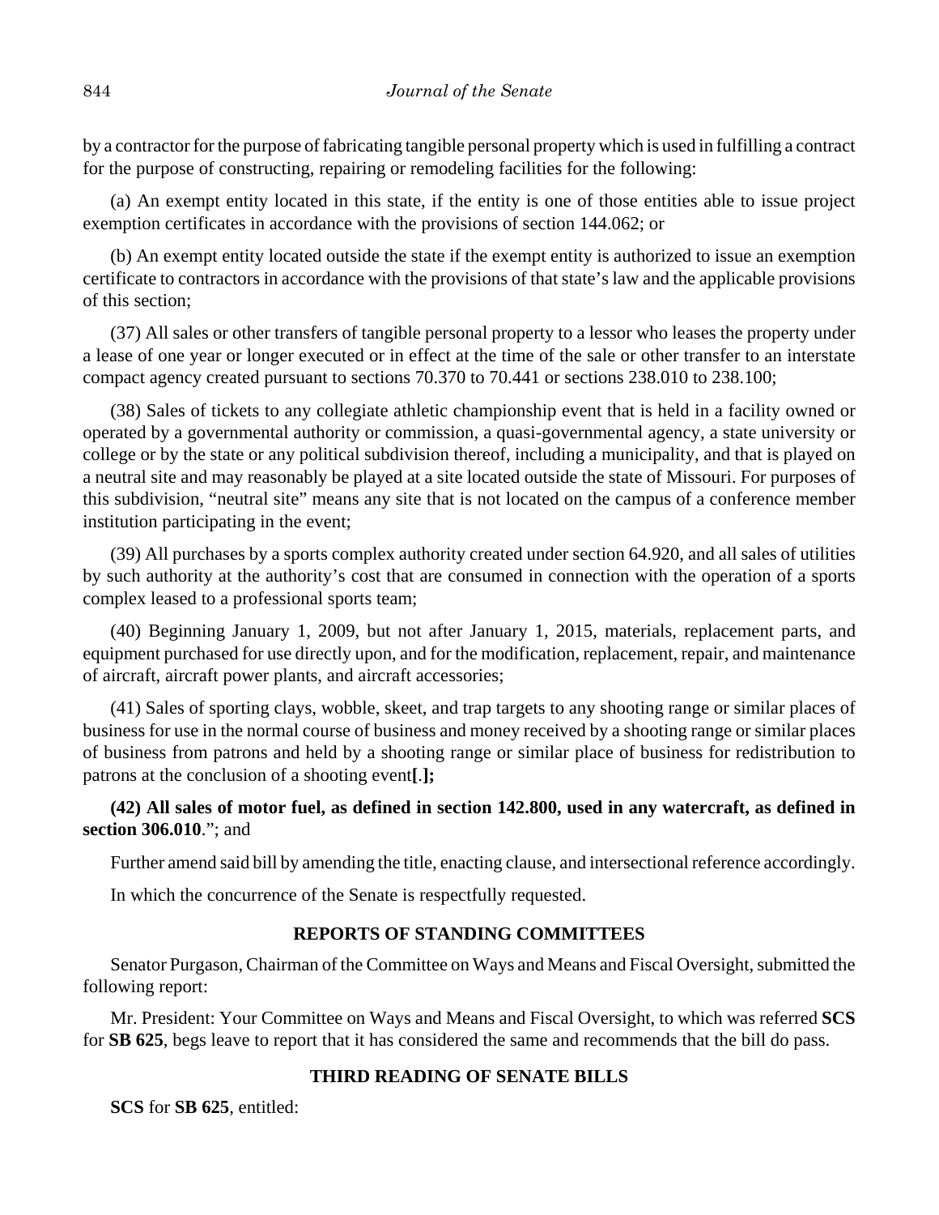by a contractor for the purpose of fabricating tangible personal property which is used in fulfilling a contract for the purpose of constructing, repairing or remodeling facilities for the following:

(a) An exempt entity located in this state, if the entity is one of those entities able to issue project exemption certificates in accordance with the provisions of section 144.062; or

(b) An exempt entity located outside the state if the exempt entity is authorized to issue an exemption certificate to contractors in accordance with the provisions of that state's law and the applicable provisions of this section;

(37) All sales or other transfers of tangible personal property to a lessor who leases the property under a lease of one year or longer executed or in effect at the time of the sale or other transfer to an interstate compact agency created pursuant to sections 70.370 to 70.441 or sections 238.010 to 238.100;

(38) Sales of tickets to any collegiate athletic championship event that is held in a facility owned or operated by a governmental authority or commission, a quasi-governmental agency, a state university or college or by the state or any political subdivision thereof, including a municipality, and that is played on a neutral site and may reasonably be played at a site located outside the state of Missouri. For purposes of this subdivision, "neutral site" means any site that is not located on the campus of a conference member institution participating in the event;

(39) All purchases by a sports complex authority created under section 64.920, and all sales of utilities by such authority at the authority's cost that are consumed in connection with the operation of a sports complex leased to a professional sports team;

(40) Beginning January 1, 2009, but not after January 1, 2015, materials, replacement parts, and equipment purchased for use directly upon, and for the modification, replacement, repair, and maintenance of aircraft, aircraft power plants, and aircraft accessories;

(41) Sales of sporting clays, wobble, skeet, and trap targets to any shooting range or similar places of business for use in the normal course of business and money received by a shooting range or similar places of business from patrons and held by a shooting range or similar place of business for redistribution to patrons at the conclusion of a shooting event**[**.**];**

**(42) All sales of motor fuel, as defined in section 142.800, used in any watercraft, as defined in section 306.010**."; and

Further amend said bill by amending the title, enacting clause, and intersectional reference accordingly.

In which the concurrence of the Senate is respectfully requested.

## REPORTS OF STANDING COMMITTEES

Senator Purgason, Chairman of the Committee on Ways and Means and Fiscal Oversight, submitted the following report:

Mr. President: Your Committee on Ways and Means and Fiscal Oversight, to which was referred **SCS** for **SB 625**, begs leave to report that it has considered the same and recommends that the bill do pass.

## THIRD READING OF SENATE BILLS

**SCS** for **SB 625**, entitled: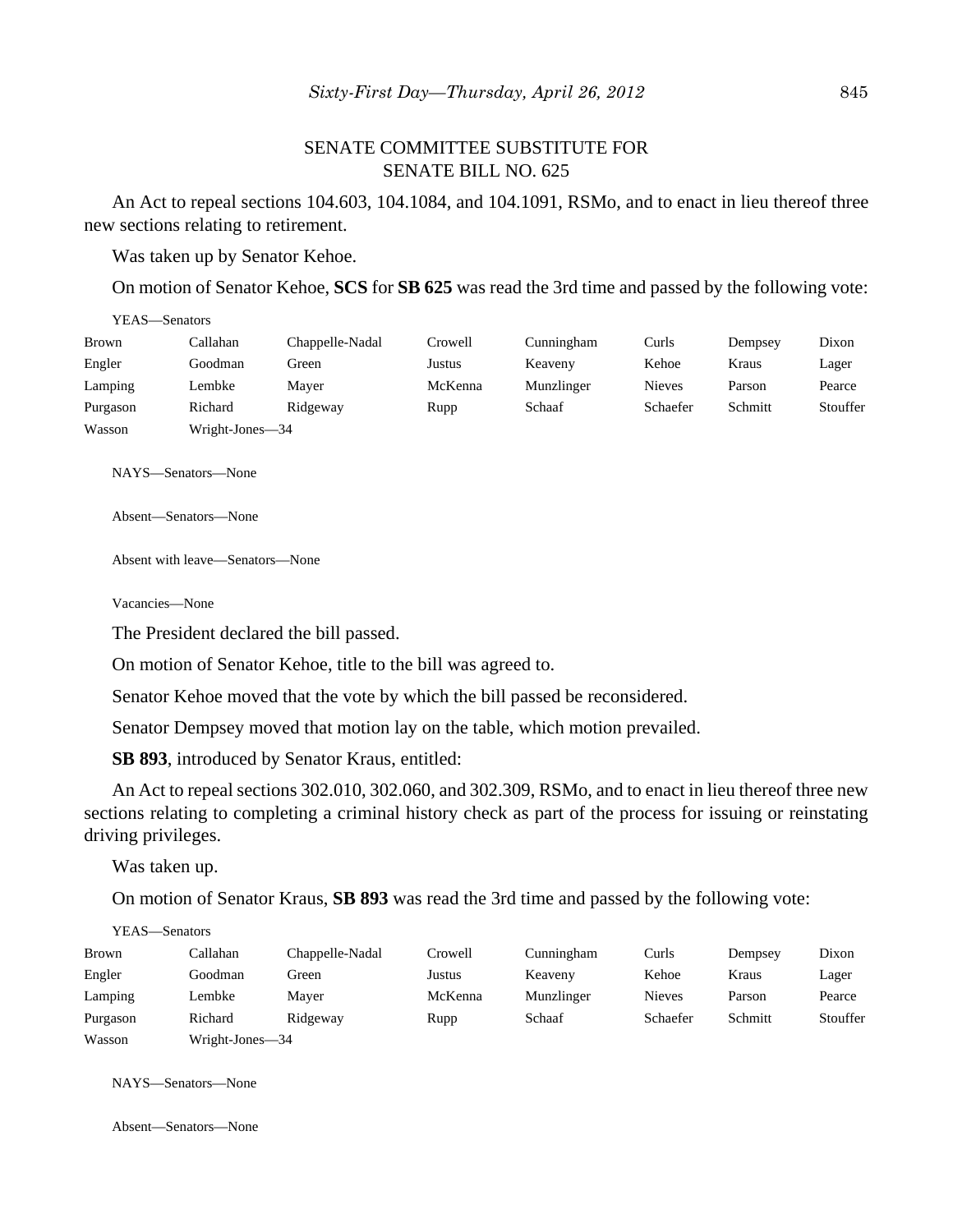SENATE COMMITTEE SUBSTITUTE FOR
SENATE BILL NO. 625

An Act to repeal sections 104.603, 104.1084, and 104.1091, RSMo, and to enact in lieu thereof three new sections relating to retirement.

Was taken up by Senator Kehoe.

On motion of Senator Kehoe, **SCS** for **SB 625** was read the 3rd time and passed by the following vote:

YEAS—Senators

| | | | | | | | |
|---|---|---|---|---|---|---|---|
| Brown | Callahan | Chappelle-Nadal | Crowell | Cunningham | Curls | Dempsey | Dixon |
| Engler | Goodman | Green | Justus | Keaveny | Kehoe | Kraus | Lager |
| Lamping | Lembke | Mayer | McKenna | Munzlinger | Nieves | Parson | Pearce |
| Purgason | Richard | Ridgeway | Rupp | Schaaf | Schaefer | Schmitt | Stouffer |
| Wasson | Wright-Jones—34 | | | | | | |

NAYS—Senators—None

Absent—Senators—None

Absent with leave—Senators—None

Vacancies—None

The President declared the bill passed.

On motion of Senator Kehoe, title to the bill was agreed to.

Senator Kehoe moved that the vote by which the bill passed be reconsidered.

Senator Dempsey moved that motion lay on the table, which motion prevailed.

**SB 893**, introduced by Senator Kraus, entitled:

An Act to repeal sections 302.010, 302.060, and 302.309, RSMo, and to enact in lieu thereof three new sections relating to completing a criminal history check as part of the process for issuing or reinstating driving privileges.

Was taken up.

On motion of Senator Kraus, **SB 893** was read the 3rd time and passed by the following vote:

YEAS—Senators

| | | | | | | | |
|---|---|---|---|---|---|---|---|
| Brown | Callahan | Chappelle-Nadal | Crowell | Cunningham | Curls | Dempsey | Dixon |
| Engler | Goodman | Green | Justus | Keaveny | Kehoe | Kraus | Lager |
| Lamping | Lembke | Mayer | McKenna | Munzlinger | Nieves | Parson | Pearce |
| Purgason | Richard | Ridgeway | Rupp | Schaaf | Schaefer | Schmitt | Stouffer |
| Wasson | Wright-Jones—34 | | | | | | |

NAYS—Senators—None

Absent—Senators—None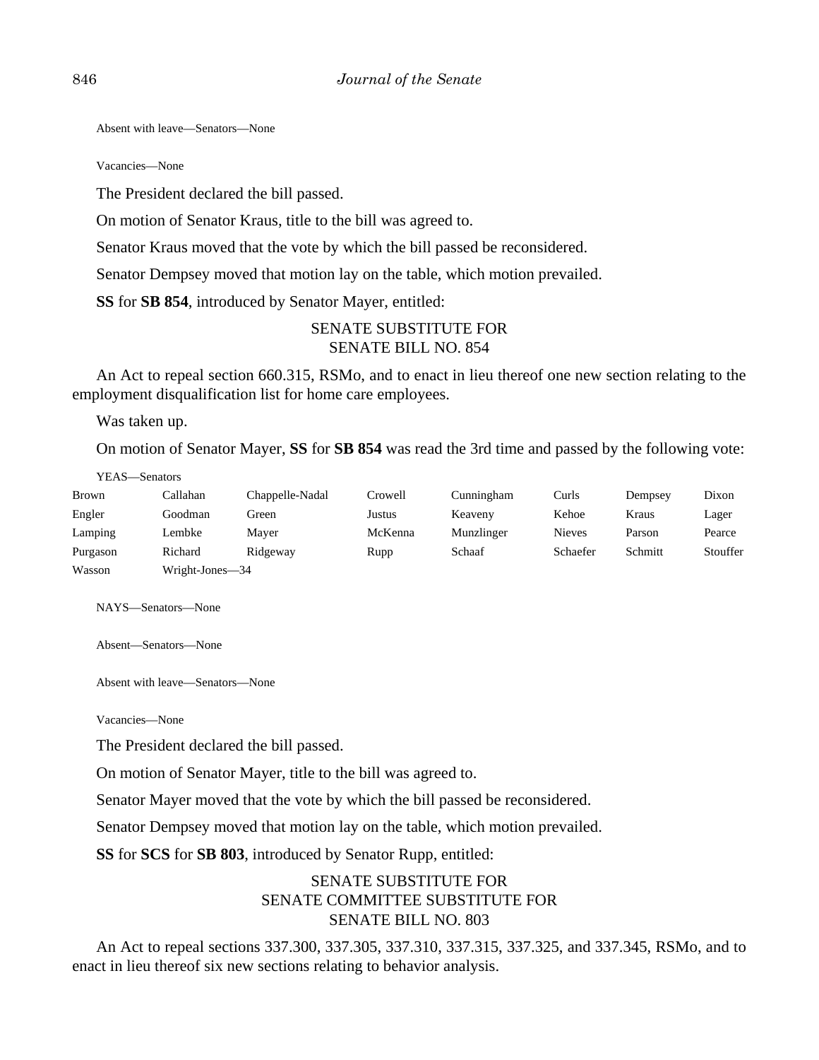Absent with leave—Senators—None

Vacancies—None

The President declared the bill passed.

On motion of Senator Kraus, title to the bill was agreed to.

Senator Kraus moved that the vote by which the bill passed be reconsidered.

Senator Dempsey moved that motion lay on the table, which motion prevailed.

**SS** for **SB 854**, introduced by Senator Mayer, entitled:

SENATE SUBSTITUTE FOR
SENATE BILL NO. 854

An Act to repeal section 660.315, RSMo, and to enact in lieu thereof one new section relating to the employment disqualification list for home care employees.

Was taken up.

On motion of Senator Mayer, **SS** for **SB 854** was read the 3rd time and passed by the following vote:

YEAS—Senators

| | | | | | | | |
|---|---|---|---|---|---|---|---|
| Brown | Callahan | Chappelle-Nadal | Crowell | Cunningham | Curls | Dempsey | Dixon |
| Engler | Goodman | Green | Justus | Keaveny | Kehoe | Kraus | Lager |
| Lamping | Lembke | Mayer | McKenna | Munzlinger | Nieves | Parson | Pearce |
| Purgason | Richard | Ridgeway | Rupp | Schaaf | Schaefer | Schmitt | Stouffer |
| Wasson | Wright-Jones—34 | | | | | | |

NAYS—Senators—None

Absent—Senators—None

Absent with leave—Senators—None

Vacancies—None

The President declared the bill passed.

On motion of Senator Mayer, title to the bill was agreed to.

Senator Mayer moved that the vote by which the bill passed be reconsidered.

Senator Dempsey moved that motion lay on the table, which motion prevailed.

**SS** for **SCS** for **SB 803**, introduced by Senator Rupp, entitled:

SENATE SUBSTITUTE FOR
SENATE COMMITTEE SUBSTITUTE FOR
SENATE BILL NO. 803

An Act to repeal sections 337.300, 337.305, 337.310, 337.315, 337.325, and 337.345, RSMo, and to enact in lieu thereof six new sections relating to behavior analysis.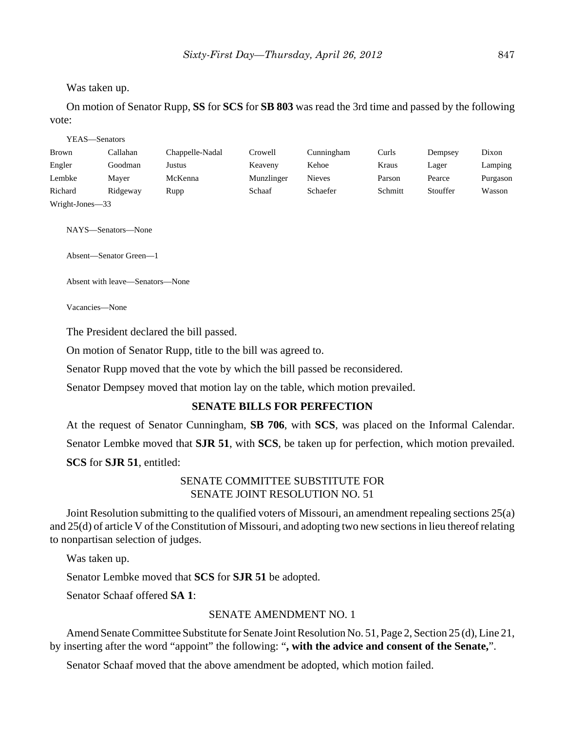Was taken up.

On motion of Senator Rupp, **SS** for **SCS** for **SB 803** was read the 3rd time and passed by the following vote:

YEAS—Senators

| | | | | | | | |
|---|---|---|---|---|---|---|---|
| Brown | Callahan | Chappelle-Nadal | Crowell | Cunningham | Curls | Dempsey | Dixon |
| Engler | Goodman | Justus | Keaveny | Kehoe | Kraus | Lager | Lamping |
| Lembke | Mayer | McKenna | Munzlinger | Nieves | Parson | Pearce | Purgason |
| Richard | Ridgeway | Rupp | Schaaf | Schaefer | Schmitt | Stouffer | Wasson |
| Wright-Jones—33 | | | | | | | |

NAYS—Senators—None

Absent—Senator Green—1

Absent with leave—Senators—None

Vacancies—None

The President declared the bill passed.

On motion of Senator Rupp, title to the bill was agreed to.

Senator Rupp moved that the vote by which the bill passed be reconsidered.

Senator Dempsey moved that motion lay on the table, which motion prevailed.

## SENATE BILLS FOR PERFECTION

At the request of Senator Cunningham, **SB 706**, with **SCS**, was placed on the Informal Calendar.

Senator Lembke moved that **SJR 51**, with **SCS**, be taken up for perfection, which motion prevailed.

**SCS** for **SJR 51**, entitled:

SENATE COMMITTEE SUBSTITUTE FOR
SENATE JOINT RESOLUTION NO. 51

Joint Resolution submitting to the qualified voters of Missouri, an amendment repealing sections 25(a) and 25(d) of article V of the Constitution of Missouri, and adopting two new sections in lieu thereof relating to nonpartisan selection of judges.

Was taken up.

Senator Lembke moved that **SCS** for **SJR 51** be adopted.

Senator Schaaf offered **SA 1**:

SENATE AMENDMENT NO. 1

Amend Senate Committee Substitute for Senate Joint Resolution No. 51, Page 2, Section 25 (d), Line 21, by inserting after the word "appoint" the following: "**, with the advice and consent of the Senate,**".

Senator Schaaf moved that the above amendment be adopted, which motion failed.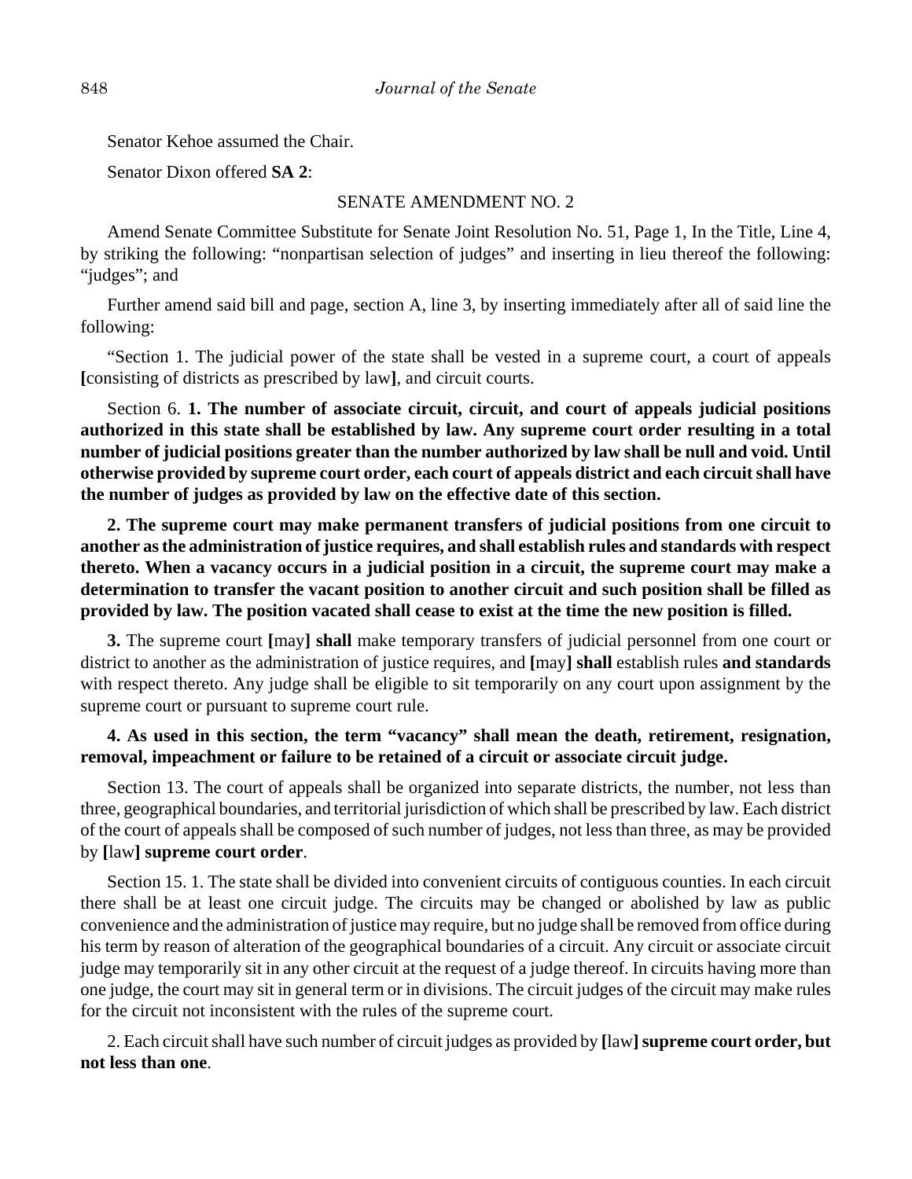Senator Kehoe assumed the Chair.

Senator Dixon offered **SA 2**:

SENATE AMENDMENT NO. 2

Amend Senate Committee Substitute for Senate Joint Resolution No. 51, Page 1, In the Title, Line 4, by striking the following: "nonpartisan selection of judges" and inserting in lieu thereof the following: "judges"; and

Further amend said bill and page, section A, line 3, by inserting immediately after all of said line the following:

"Section 1. The judicial power of the state shall be vested in a supreme court, a court of appeals **[**consisting of districts as prescribed by law**]**, and circuit courts.

Section 6. **1. The number of associate circuit, circuit, and court of appeals judicial positions authorized in this state shall be established by law. Any supreme court order resulting in a total number of judicial positions greater than the number authorized by law shall be null and void. Until otherwise provided by supreme court order, each court of appeals district and each circuit shall have the number of judges as provided by law on the effective date of this section.**

**2. The supreme court may make permanent transfers of judicial positions from one circuit to another as the administration of justice requires, and shall establish rules and standards with respect thereto. When a vacancy occurs in a judicial position in a circuit, the supreme court may make a determination to transfer the vacant position to another circuit and such position shall be filled as provided by law. The position vacated shall cease to exist at the time the new position is filled.**

**3.** The supreme court **[**may**] shall** make temporary transfers of judicial personnel from one court or district to another as the administration of justice requires, and **[**may**] shall** establish rules **and standards** with respect thereto. Any judge shall be eligible to sit temporarily on any court upon assignment by the supreme court or pursuant to supreme court rule.

**4. As used in this section, the term "vacancy" shall mean the death, retirement, resignation, removal, impeachment or failure to be retained of a circuit or associate circuit judge.**

Section 13. The court of appeals shall be organized into separate districts, the number, not less than three, geographical boundaries, and territorial jurisdiction of which shall be prescribed by law. Each district of the court of appeals shall be composed of such number of judges, not less than three, as may be provided by **[**law**] supreme court order**.

Section 15. 1. The state shall be divided into convenient circuits of contiguous counties. In each circuit there shall be at least one circuit judge. The circuits may be changed or abolished by law as public convenience and the administration of justice may require, but no judge shall be removed from office during his term by reason of alteration of the geographical boundaries of a circuit. Any circuit or associate circuit judge may temporarily sit in any other circuit at the request of a judge thereof. In circuits having more than one judge, the court may sit in general term or in divisions. The circuit judges of the circuit may make rules for the circuit not inconsistent with the rules of the supreme court.

2. Each circuit shall have such number of circuit judges as provided by **[**law**] supreme court order, but not less than one**.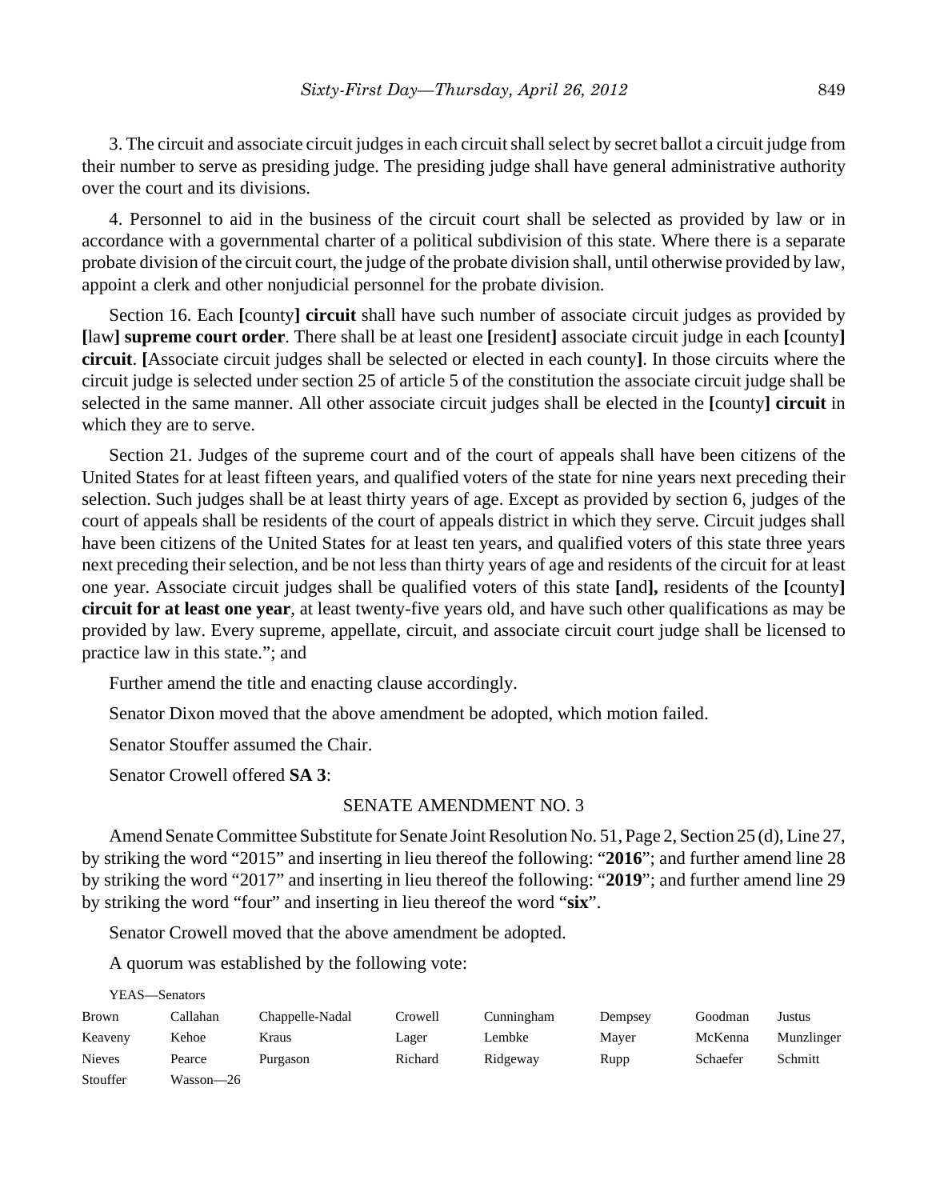3. The circuit and associate circuit judges in each circuit shall select by secret ballot a circuit judge from their number to serve as presiding judge. The presiding judge shall have general administrative authority over the court and its divisions.

4. Personnel to aid in the business of the circuit court shall be selected as provided by law or in accordance with a governmental charter of a political subdivision of this state. Where there is a separate probate division of the circuit court, the judge of the probate division shall, until otherwise provided by law, appoint a clerk and other nonjudicial personnel for the probate division.

Section 16. Each **[**county**] circuit** shall have such number of associate circuit judges as provided by **[**law**] supreme court order**. There shall be at least one **[**resident**]** associate circuit judge in each **[**county**] circuit**. **[**Associate circuit judges shall be selected or elected in each county**]**. In those circuits where the circuit judge is selected under section 25 of article 5 of the constitution the associate circuit judge shall be selected in the same manner. All other associate circuit judges shall be elected in the **[**county**] circuit** in which they are to serve.

Section 21. Judges of the supreme court and of the court of appeals shall have been citizens of the United States for at least fifteen years, and qualified voters of the state for nine years next preceding their selection. Such judges shall be at least thirty years of age. Except as provided by section 6, judges of the court of appeals shall be residents of the court of appeals district in which they serve. Circuit judges shall have been citizens of the United States for at least ten years, and qualified voters of this state three years next preceding their selection, and be not less than thirty years of age and residents of the circuit for at least one year. Associate circuit judges shall be qualified voters of this state **[**and**],** residents of the **[**county**] circuit for at least one year**, at least twenty-five years old, and have such other qualifications as may be provided by law. Every supreme, appellate, circuit, and associate circuit court judge shall be licensed to practice law in this state."; and

Further amend the title and enacting clause accordingly.

Senator Dixon moved that the above amendment be adopted, which motion failed.

Senator Stouffer assumed the Chair.

Senator Crowell offered **SA 3**:

SENATE AMENDMENT NO. 3

Amend Senate Committee Substitute for Senate Joint Resolution No. 51, Page 2, Section 25 (d), Line 27, by striking the word "2015" and inserting in lieu thereof the following: "**2016**"; and further amend line 28 by striking the word "2017" and inserting in lieu thereof the following: "**2019**"; and further amend line 29 by striking the word "four" and inserting in lieu thereof the word "**six**".

Senator Crowell moved that the above amendment be adopted.

A quorum was established by the following vote:

YEAS—Senators

| | | | | | | | |
|---|---|---|---|---|---|---|---|
| Brown | Callahan | Chappelle-Nadal | Crowell | Cunningham | Dempsey | Goodman | Justus |
| Keaveny | Kehoe | Kraus | Lager | Lembke | Mayer | McKenna | Munzlinger |
| Nieves | Pearce | Purgason | Richard | Ridgeway | Rupp | Schaefer | Schmitt |
| Stouffer | Wasson—26 | | | | | | |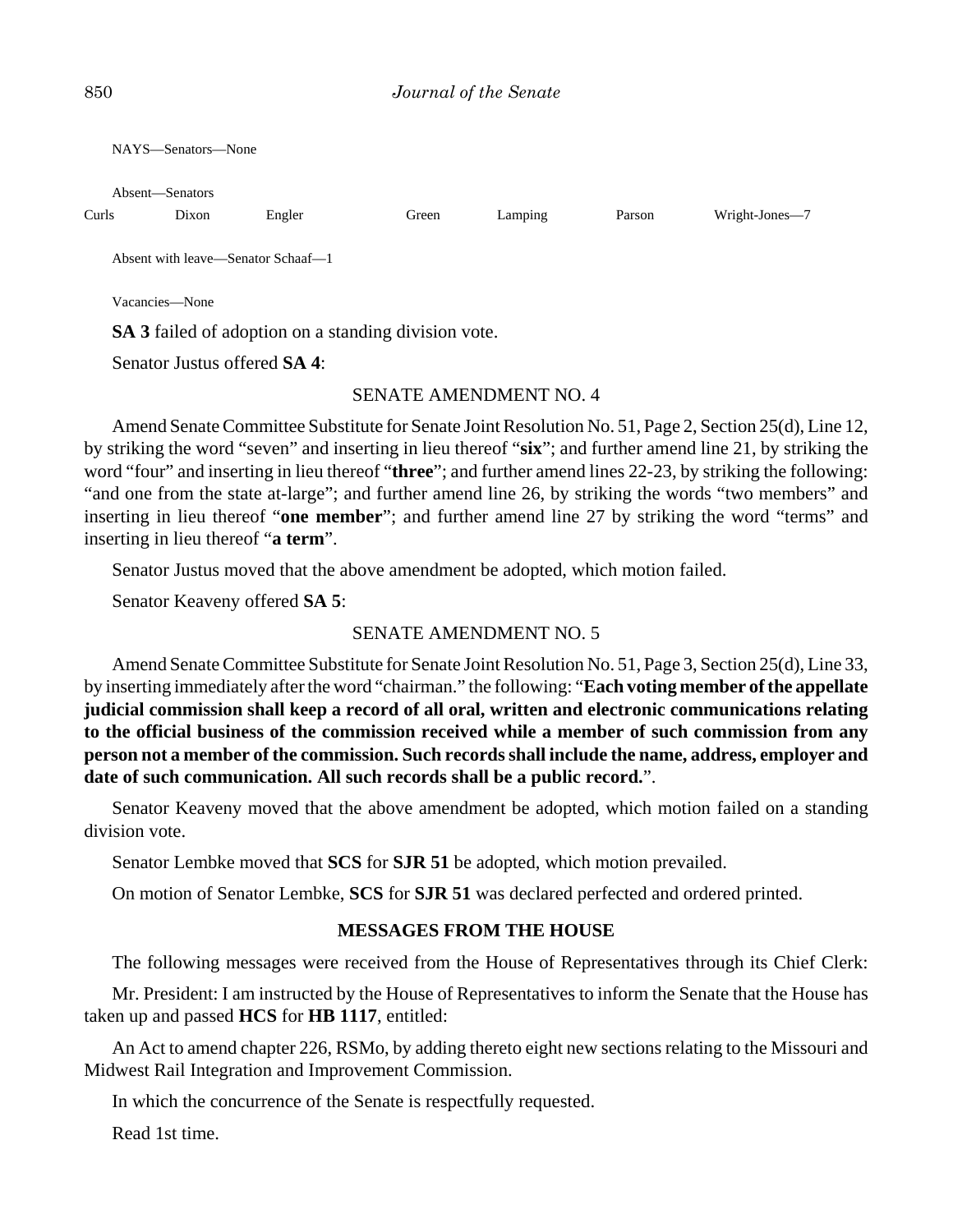NAYS—Senators—None

Absent—Senators

| Curls | Dixon | Engler | Green | Lamping | Parson | Wright-Jones—7 |
|---|---|---|---|---|---|---|

Absent with leave—Senator Schaaf—1

Vacancies—None

**SA 3** failed of adoption on a standing division vote.

Senator Justus offered **SA 4**:

SENATE AMENDMENT NO. 4

Amend Senate Committee Substitute for Senate Joint Resolution No. 51, Page 2, Section 25(d), Line 12, by striking the word "seven" and inserting in lieu thereof "**six**"; and further amend line 21, by striking the word "four" and inserting in lieu thereof "**three**"; and further amend lines 22-23, by striking the following: "and one from the state at-large"; and further amend line 26, by striking the words "two members" and inserting in lieu thereof "**one member**"; and further amend line 27 by striking the word "terms" and inserting in lieu thereof "**a term**".

Senator Justus moved that the above amendment be adopted, which motion failed.

Senator Keaveny offered **SA 5**:

SENATE AMENDMENT NO. 5

Amend Senate Committee Substitute for Senate Joint Resolution No. 51, Page 3, Section 25(d), Line 33, by inserting immediately after the word "chairman." the following: "**Each voting member of the appellate judicial commission shall keep a record of all oral, written and electronic communications relating to the official business of the commission received while a member of such commission from any person not a member of the commission. Such records shall include the name, address, employer and date of such communication. All such records shall be a public record.**".

Senator Keaveny moved that the above amendment be adopted, which motion failed on a standing division vote.

Senator Lembke moved that **SCS** for **SJR 51** be adopted, which motion prevailed.

On motion of Senator Lembke, **SCS** for **SJR 51** was declared perfected and ordered printed.

**MESSAGES FROM THE HOUSE**

The following messages were received from the House of Representatives through its Chief Clerk:

Mr. President: I am instructed by the House of Representatives to inform the Senate that the House has taken up and passed **HCS** for **HB 1117**, entitled:

An Act to amend chapter 226, RSMo, by adding thereto eight new sections relating to the Missouri and Midwest Rail Integration and Improvement Commission.

In which the concurrence of the Senate is respectfully requested.

Read 1st time.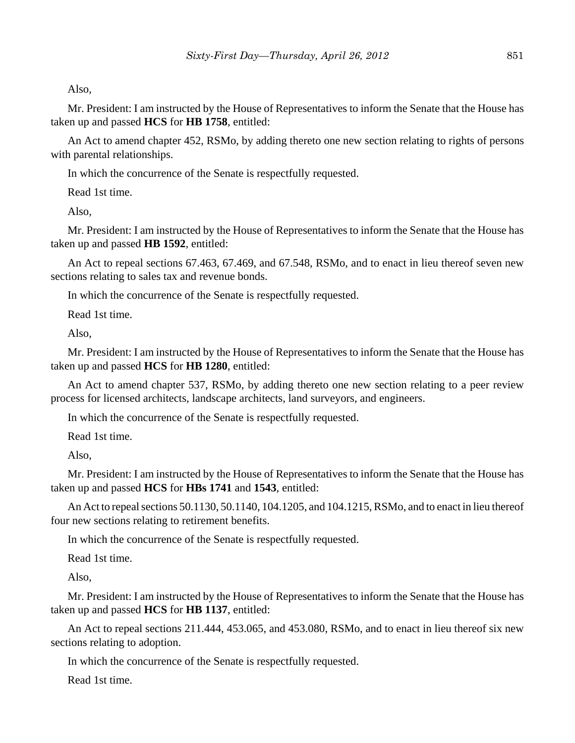Also,

Mr. President: I am instructed by the House of Representatives to inform the Senate that the House has taken up and passed **HCS** for **HB 1758**, entitled:

An Act to amend chapter 452, RSMo, by adding thereto one new section relating to rights of persons with parental relationships.

In which the concurrence of the Senate is respectfully requested.

Read 1st time.

Also,

Mr. President: I am instructed by the House of Representatives to inform the Senate that the House has taken up and passed **HB 1592**, entitled:

An Act to repeal sections 67.463, 67.469, and 67.548, RSMo, and to enact in lieu thereof seven new sections relating to sales tax and revenue bonds.

In which the concurrence of the Senate is respectfully requested.

Read 1st time.

Also,

Mr. President: I am instructed by the House of Representatives to inform the Senate that the House has taken up and passed **HCS** for **HB 1280**, entitled:

An Act to amend chapter 537, RSMo, by adding thereto one new section relating to a peer review process for licensed architects, landscape architects, land surveyors, and engineers.

In which the concurrence of the Senate is respectfully requested.

Read 1st time.

Also,

Mr. President: I am instructed by the House of Representatives to inform the Senate that the House has taken up and passed **HCS** for **HBs 1741** and **1543**, entitled:

An Act to repeal sections 50.1130, 50.1140, 104.1205, and 104.1215, RSMo, and to enact in lieu thereof four new sections relating to retirement benefits.

In which the concurrence of the Senate is respectfully requested.

Read 1st time.

Also,

Mr. President: I am instructed by the House of Representatives to inform the Senate that the House has taken up and passed **HCS** for **HB 1137**, entitled:

An Act to repeal sections 211.444, 453.065, and 453.080, RSMo, and to enact in lieu thereof six new sections relating to adoption.

In which the concurrence of the Senate is respectfully requested.

Read 1st time.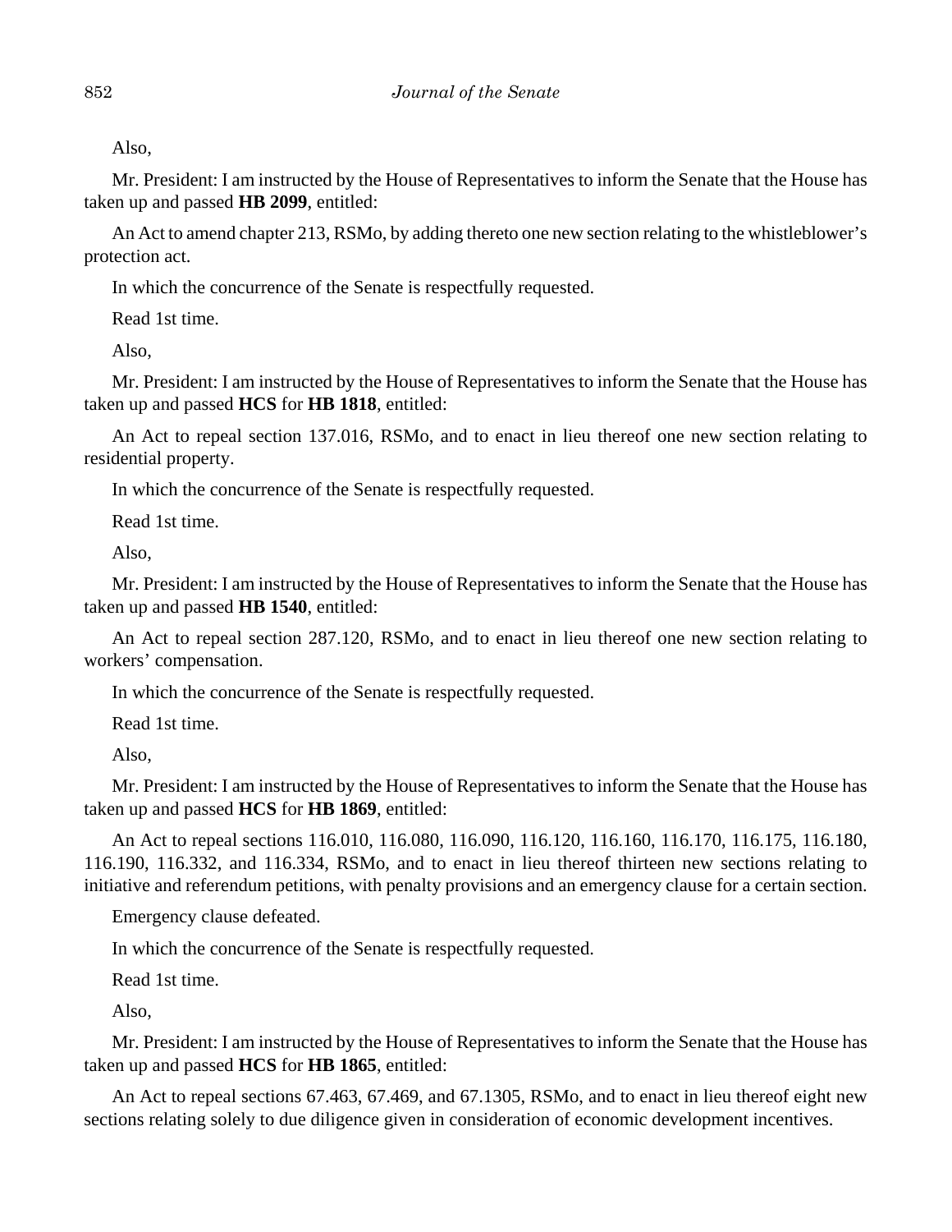Also,

Mr. President: I am instructed by the House of Representatives to inform the Senate that the House has taken up and passed **HB 2099**, entitled:

An Act to amend chapter 213, RSMo, by adding thereto one new section relating to the whistleblower's protection act.

In which the concurrence of the Senate is respectfully requested.

Read 1st time.

Also,

Mr. President: I am instructed by the House of Representatives to inform the Senate that the House has taken up and passed **HCS** for **HB 1818**, entitled:

An Act to repeal section 137.016, RSMo, and to enact in lieu thereof one new section relating to residential property.

In which the concurrence of the Senate is respectfully requested.

Read 1st time.

Also,

Mr. President: I am instructed by the House of Representatives to inform the Senate that the House has taken up and passed **HB 1540**, entitled:

An Act to repeal section 287.120, RSMo, and to enact in lieu thereof one new section relating to workers' compensation.

In which the concurrence of the Senate is respectfully requested.

Read 1st time.

Also,

Mr. President: I am instructed by the House of Representatives to inform the Senate that the House has taken up and passed **HCS** for **HB 1869**, entitled:

An Act to repeal sections 116.010, 116.080, 116.090, 116.120, 116.160, 116.170, 116.175, 116.180, 116.190, 116.332, and 116.334, RSMo, and to enact in lieu thereof thirteen new sections relating to initiative and referendum petitions, with penalty provisions and an emergency clause for a certain section.

Emergency clause defeated.

In which the concurrence of the Senate is respectfully requested.

Read 1st time.

Also,

Mr. President: I am instructed by the House of Representatives to inform the Senate that the House has taken up and passed **HCS** for **HB 1865**, entitled:

An Act to repeal sections 67.463, 67.469, and 67.1305, RSMo, and to enact in lieu thereof eight new sections relating solely to due diligence given in consideration of economic development incentives.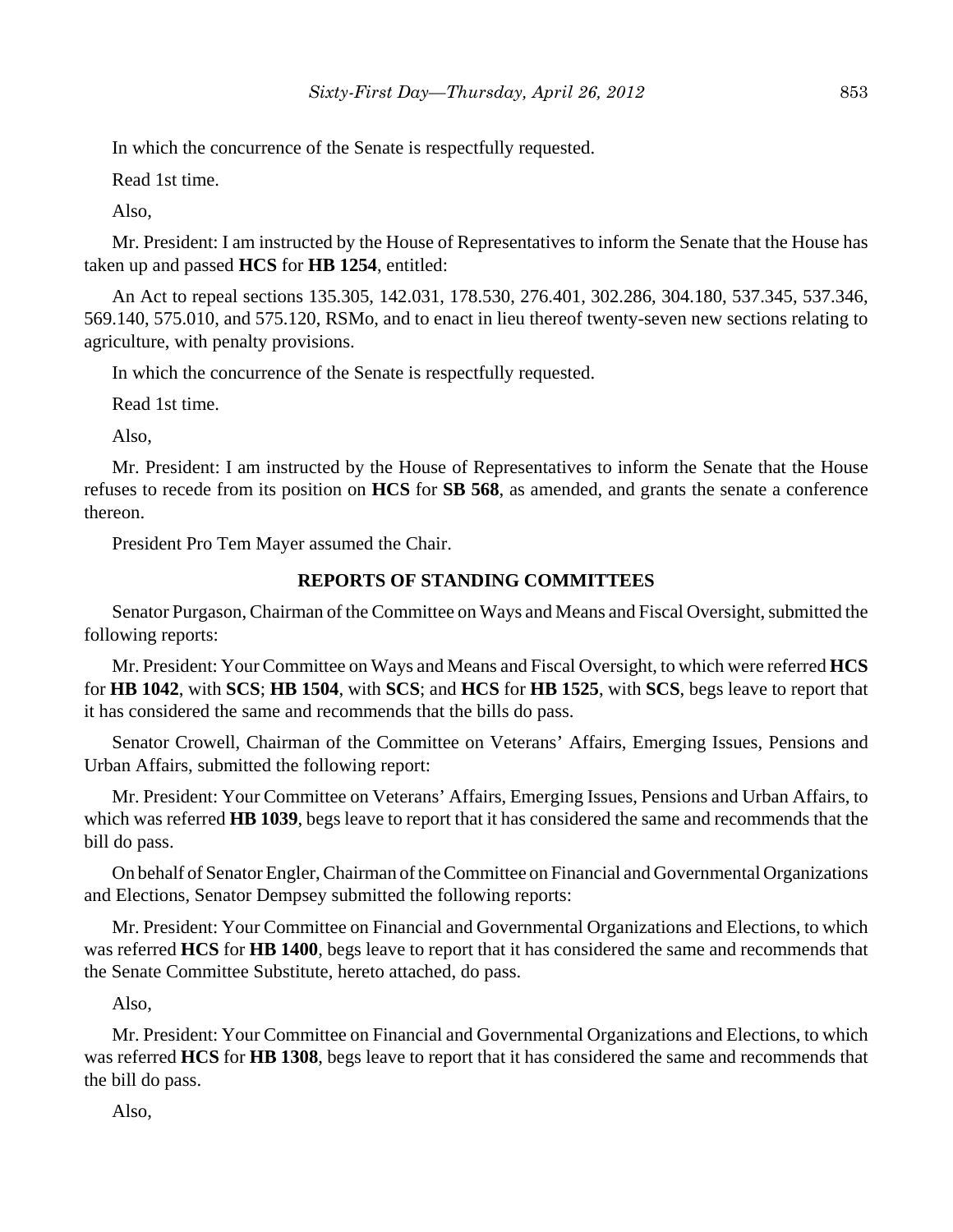In which the concurrence of the Senate is respectfully requested.

Read 1st time.

Also,

Mr. President: I am instructed by the House of Representatives to inform the Senate that the House has taken up and passed **HCS** for **HB 1254**, entitled:

An Act to repeal sections 135.305, 142.031, 178.530, 276.401, 302.286, 304.180, 537.345, 537.346, 569.140, 575.010, and 575.120, RSMo, and to enact in lieu thereof twenty-seven new sections relating to agriculture, with penalty provisions.

In which the concurrence of the Senate is respectfully requested.

Read 1st time.

Also,

Mr. President: I am instructed by the House of Representatives to inform the Senate that the House refuses to recede from its position on **HCS** for **SB 568**, as amended, and grants the senate a conference thereon.

President Pro Tem Mayer assumed the Chair.

## REPORTS OF STANDING COMMITTEES

Senator Purgason, Chairman of the Committee on Ways and Means and Fiscal Oversight, submitted the following reports:

Mr. President: Your Committee on Ways and Means and Fiscal Oversight, to which were referred **HCS** for **HB 1042**, with **SCS**; **HB 1504**, with **SCS**; and **HCS** for **HB 1525**, with **SCS**, begs leave to report that it has considered the same and recommends that the bills do pass.

Senator Crowell, Chairman of the Committee on Veterans' Affairs, Emerging Issues, Pensions and Urban Affairs, submitted the following report:

Mr. President: Your Committee on Veterans' Affairs, Emerging Issues, Pensions and Urban Affairs, to which was referred **HB 1039**, begs leave to report that it has considered the same and recommends that the bill do pass.

On behalf of Senator Engler, Chairman of the Committee on Financial and Governmental Organizations and Elections, Senator Dempsey submitted the following reports:

Mr. President: Your Committee on Financial and Governmental Organizations and Elections, to which was referred **HCS** for **HB 1400**, begs leave to report that it has considered the same and recommends that the Senate Committee Substitute, hereto attached, do pass.

Also,

Mr. President: Your Committee on Financial and Governmental Organizations and Elections, to which was referred **HCS** for **HB 1308**, begs leave to report that it has considered the same and recommends that the bill do pass.

Also,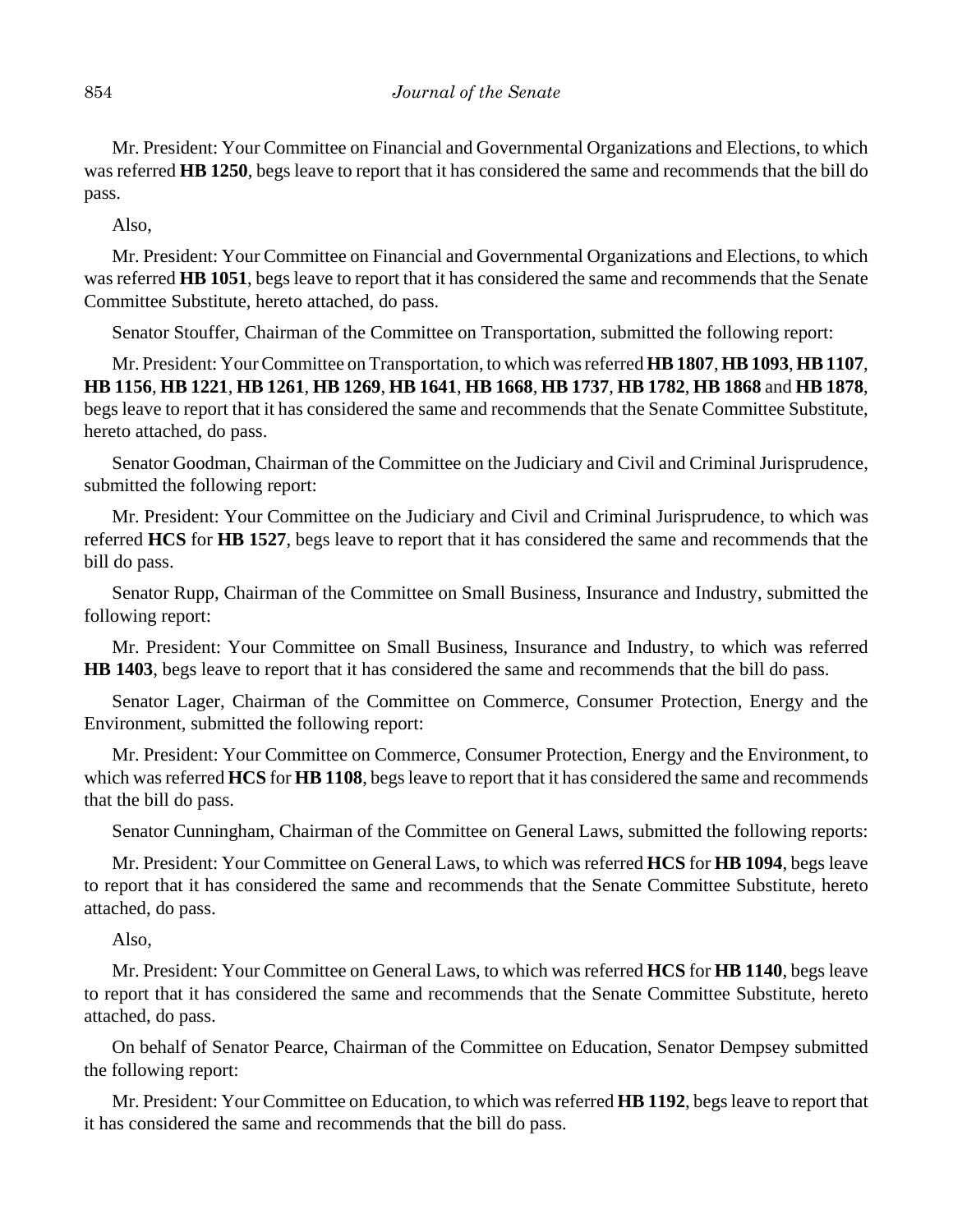Mr. President: Your Committee on Financial and Governmental Organizations and Elections, to which was referred **HB 1250**, begs leave to report that it has considered the same and recommends that the bill do pass.

Also,

Mr. President: Your Committee on Financial and Governmental Organizations and Elections, to which was referred **HB 1051**, begs leave to report that it has considered the same and recommends that the Senate Committee Substitute, hereto attached, do pass.

Senator Stouffer, Chairman of the Committee on Transportation, submitted the following report:

Mr. President: Your Committee on Transportation, to which was referred **HB 1807**, **HB 1093**, **HB 1107**, **HB 1156**, **HB 1221**, **HB 1261**, **HB 1269**, **HB 1641**, **HB 1668**, **HB 1737**, **HB 1782**, **HB 1868** and **HB 1878**, begs leave to report that it has considered the same and recommends that the Senate Committee Substitute, hereto attached, do pass.

Senator Goodman, Chairman of the Committee on the Judiciary and Civil and Criminal Jurisprudence, submitted the following report:

Mr. President: Your Committee on the Judiciary and Civil and Criminal Jurisprudence, to which was referred **HCS** for **HB 1527**, begs leave to report that it has considered the same and recommends that the bill do pass.

Senator Rupp, Chairman of the Committee on Small Business, Insurance and Industry, submitted the following report:

Mr. President: Your Committee on Small Business, Insurance and Industry, to which was referred **HB 1403**, begs leave to report that it has considered the same and recommends that the bill do pass.

Senator Lager, Chairman of the Committee on Commerce, Consumer Protection, Energy and the Environment, submitted the following report:

Mr. President: Your Committee on Commerce, Consumer Protection, Energy and the Environment, to which was referred **HCS** for **HB 1108**, begs leave to report that it has considered the same and recommends that the bill do pass.

Senator Cunningham, Chairman of the Committee on General Laws, submitted the following reports:

Mr. President: Your Committee on General Laws, to which was referred **HCS** for **HB 1094**, begs leave to report that it has considered the same and recommends that the Senate Committee Substitute, hereto attached, do pass.

Also,

Mr. President: Your Committee on General Laws, to which was referred **HCS** for **HB 1140**, begs leave to report that it has considered the same and recommends that the Senate Committee Substitute, hereto attached, do pass.

On behalf of Senator Pearce, Chairman of the Committee on Education, Senator Dempsey submitted the following report:

Mr. President: Your Committee on Education, to which was referred **HB 1192**, begs leave to report that it has considered the same and recommends that the bill do pass.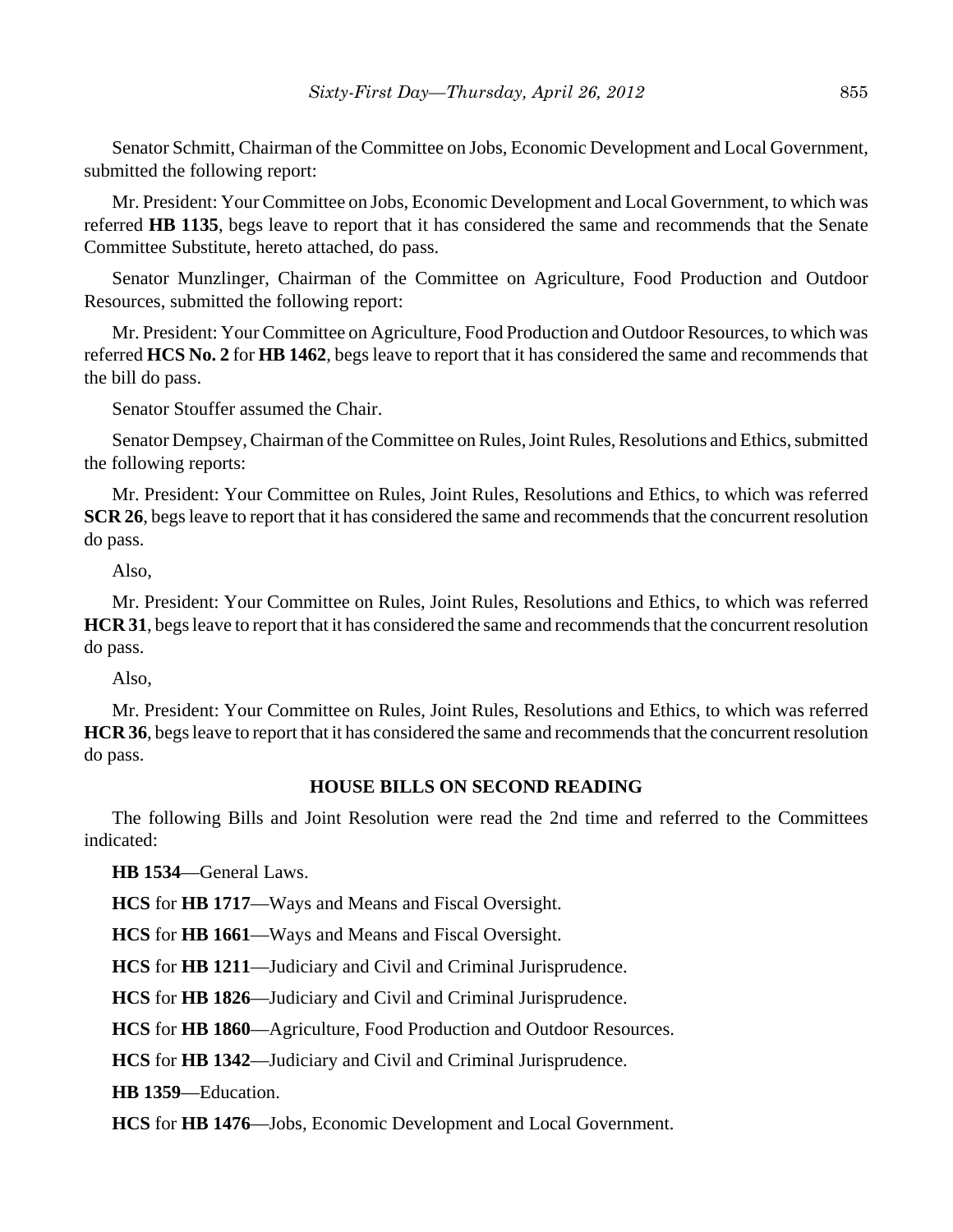Senator Schmitt, Chairman of the Committee on Jobs, Economic Development and Local Government, submitted the following report:

Mr. President: Your Committee on Jobs, Economic Development and Local Government, to which was referred **HB 1135**, begs leave to report that it has considered the same and recommends that the Senate Committee Substitute, hereto attached, do pass.

Senator Munzlinger, Chairman of the Committee on Agriculture, Food Production and Outdoor Resources, submitted the following report:

Mr. President: Your Committee on Agriculture, Food Production and Outdoor Resources, to which was referred **HCS No. 2** for **HB 1462**, begs leave to report that it has considered the same and recommends that the bill do pass.

Senator Stouffer assumed the Chair.

Senator Dempsey, Chairman of the Committee on Rules, Joint Rules, Resolutions and Ethics, submitted the following reports:

Mr. President: Your Committee on Rules, Joint Rules, Resolutions and Ethics, to which was referred **SCR 26**, begs leave to report that it has considered the same and recommends that the concurrent resolution do pass.

Also,

Mr. President: Your Committee on Rules, Joint Rules, Resolutions and Ethics, to which was referred **HCR 31**, begs leave to report that it has considered the same and recommends that the concurrent resolution do pass.

Also,

Mr. President: Your Committee on Rules, Joint Rules, Resolutions and Ethics, to which was referred **HCR 36**, begs leave to report that it has considered the same and recommends that the concurrent resolution do pass.

**HOUSE BILLS ON SECOND READING**

The following Bills and Joint Resolution were read the 2nd time and referred to the Committees indicated:

**HB 1534**—General Laws.

**HCS** for **HB 1717**—Ways and Means and Fiscal Oversight.

**HCS** for **HB 1661**—Ways and Means and Fiscal Oversight.

**HCS** for **HB 1211**—Judiciary and Civil and Criminal Jurisprudence.

**HCS** for **HB 1826**—Judiciary and Civil and Criminal Jurisprudence.

**HCS** for **HB 1860**—Agriculture, Food Production and Outdoor Resources.

**HCS** for **HB 1342**—Judiciary and Civil and Criminal Jurisprudence.

**HB 1359**—Education.

**HCS** for **HB 1476**—Jobs, Economic Development and Local Government.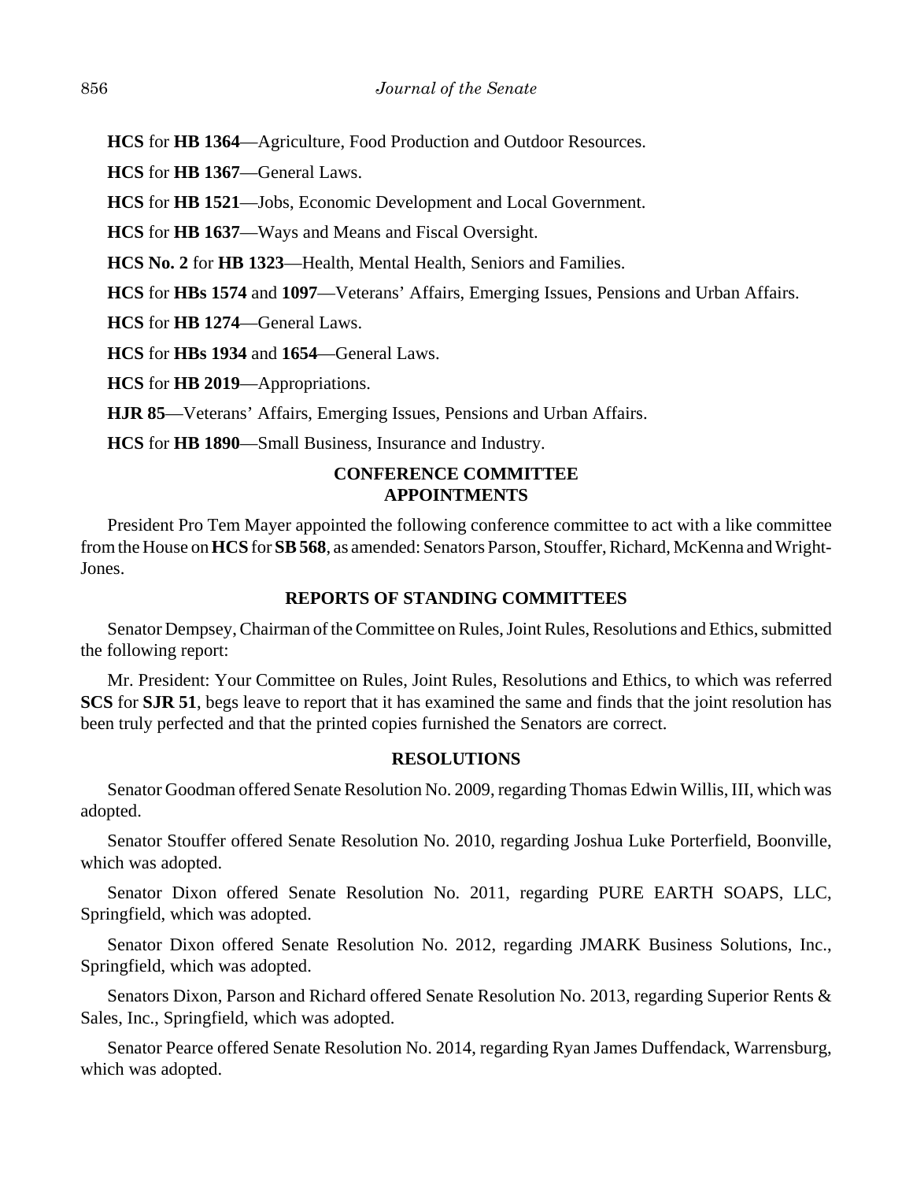**HCS** for **HB 1364**—Agriculture, Food Production and Outdoor Resources.

**HCS** for **HB 1367**—General Laws.

**HCS** for **HB 1521**—Jobs, Economic Development and Local Government.

**HCS** for **HB 1637**—Ways and Means and Fiscal Oversight.

**HCS No. 2** for **HB 1323**—Health, Mental Health, Seniors and Families.

**HCS** for **HBs 1574** and **1097**—Veterans' Affairs, Emerging Issues, Pensions and Urban Affairs.

**HCS** for **HB 1274**—General Laws.

**HCS** for **HBs 1934** and **1654**—General Laws.

**HCS** for **HB 2019**—Appropriations.

**HJR 85**—Veterans' Affairs, Emerging Issues, Pensions and Urban Affairs.

**HCS** for **HB 1890**—Small Business, Insurance and Industry.

## CONFERENCE COMMITTEE APPOINTMENTS

President Pro Tem Mayer appointed the following conference committee to act with a like committee from the House on **HCS** for **SB 568**, as amended: Senators Parson, Stouffer, Richard, McKenna and Wright-Jones.

## REPORTS OF STANDING COMMITTEES

Senator Dempsey, Chairman of the Committee on Rules, Joint Rules, Resolutions and Ethics, submitted the following report:

Mr. President: Your Committee on Rules, Joint Rules, Resolutions and Ethics, to which was referred **SCS** for **SJR 51**, begs leave to report that it has examined the same and finds that the joint resolution has been truly perfected and that the printed copies furnished the Senators are correct.

## RESOLUTIONS

Senator Goodman offered Senate Resolution No. 2009, regarding Thomas Edwin Willis, III, which was adopted.

Senator Stouffer offered Senate Resolution No. 2010, regarding Joshua Luke Porterfield, Boonville, which was adopted.

Senator Dixon offered Senate Resolution No. 2011, regarding PURE EARTH SOAPS, LLC, Springfield, which was adopted.

Senator Dixon offered Senate Resolution No. 2012, regarding JMARK Business Solutions, Inc., Springfield, which was adopted.

Senators Dixon, Parson and Richard offered Senate Resolution No. 2013, regarding Superior Rents & Sales, Inc., Springfield, which was adopted.

Senator Pearce offered Senate Resolution No. 2014, regarding Ryan James Duffendack, Warrensburg, which was adopted.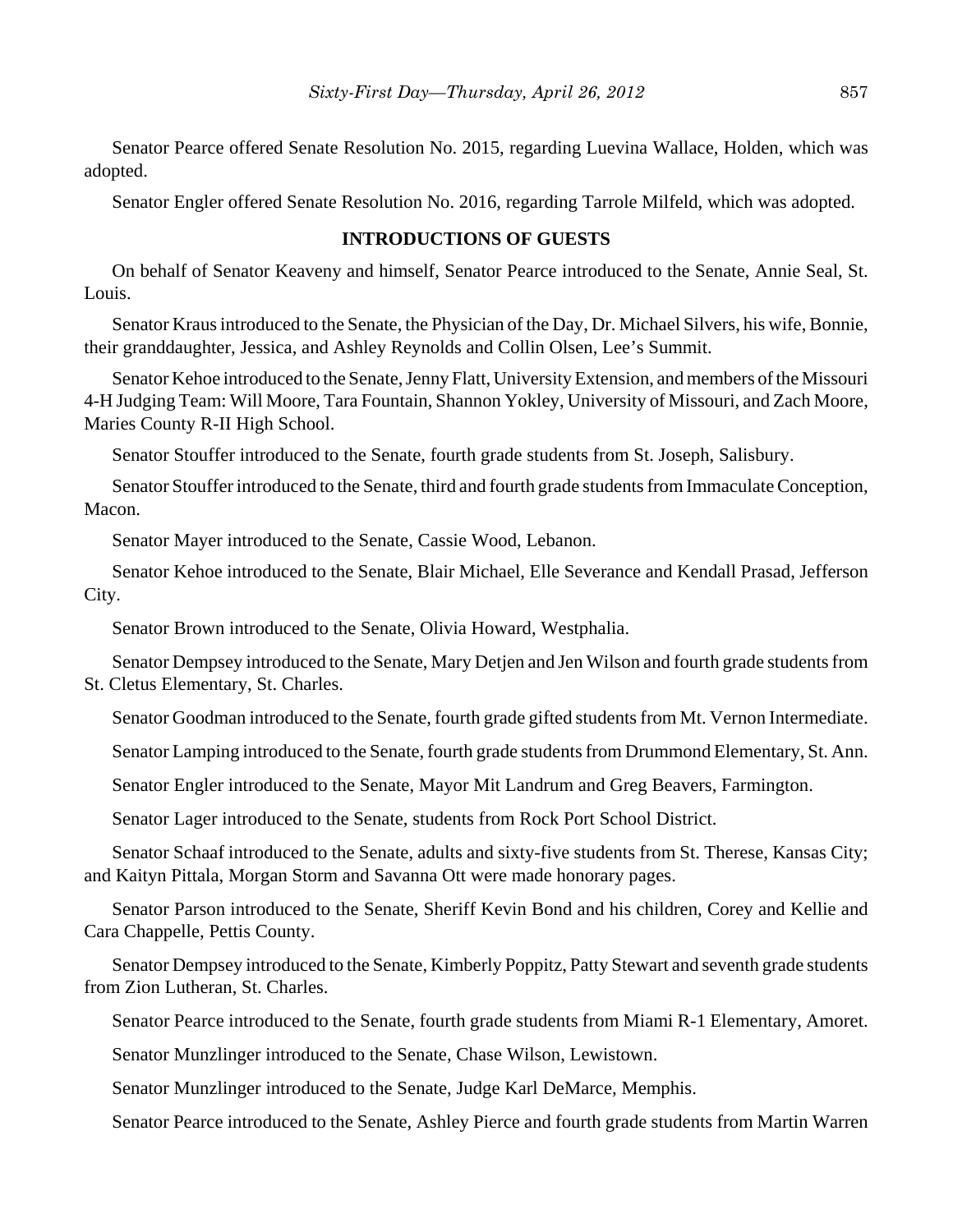Senator Pearce offered Senate Resolution No. 2015, regarding Luevina Wallace, Holden, which was adopted.

Senator Engler offered Senate Resolution No. 2016, regarding Tarrole Milfeld, which was adopted.

## INTRODUCTIONS OF GUESTS

On behalf of Senator Keaveny and himself, Senator Pearce introduced to the Senate, Annie Seal, St. Louis.

Senator Kraus introduced to the Senate, the Physician of the Day, Dr. Michael Silvers, his wife, Bonnie, their granddaughter, Jessica, and Ashley Reynolds and Collin Olsen, Lee's Summit.

Senator Kehoe introduced to the Senate, Jenny Flatt, University Extension, and members of the Missouri 4-H Judging Team: Will Moore, Tara Fountain, Shannon Yokley, University of Missouri, and Zach Moore, Maries County R-II High School.

Senator Stouffer introduced to the Senate, fourth grade students from St. Joseph, Salisbury.

Senator Stouffer introduced to the Senate, third and fourth grade students from Immaculate Conception, Macon.

Senator Mayer introduced to the Senate, Cassie Wood, Lebanon.

Senator Kehoe introduced to the Senate, Blair Michael, Elle Severance and Kendall Prasad, Jefferson City.

Senator Brown introduced to the Senate, Olivia Howard, Westphalia.

Senator Dempsey introduced to the Senate, Mary Detjen and Jen Wilson and fourth grade students from St. Cletus Elementary, St. Charles.

Senator Goodman introduced to the Senate, fourth grade gifted students from Mt. Vernon Intermediate.

Senator Lamping introduced to the Senate, fourth grade students from Drummond Elementary, St. Ann.

Senator Engler introduced to the Senate, Mayor Mit Landrum and Greg Beavers, Farmington.

Senator Lager introduced to the Senate, students from Rock Port School District.

Senator Schaaf introduced to the Senate, adults and sixty-five students from St. Therese, Kansas City; and Kaityn Pittala, Morgan Storm and Savanna Ott were made honorary pages.

Senator Parson introduced to the Senate, Sheriff Kevin Bond and his children, Corey and Kellie and Cara Chappelle, Pettis County.

Senator Dempsey introduced to the Senate, Kimberly Poppitz, Patty Stewart and seventh grade students from Zion Lutheran, St. Charles.

Senator Pearce introduced to the Senate, fourth grade students from Miami R-1 Elementary, Amoret.

Senator Munzlinger introduced to the Senate, Chase Wilson, Lewistown.

Senator Munzlinger introduced to the Senate, Judge Karl DeMarce, Memphis.

Senator Pearce introduced to the Senate, Ashley Pierce and fourth grade students from Martin Warren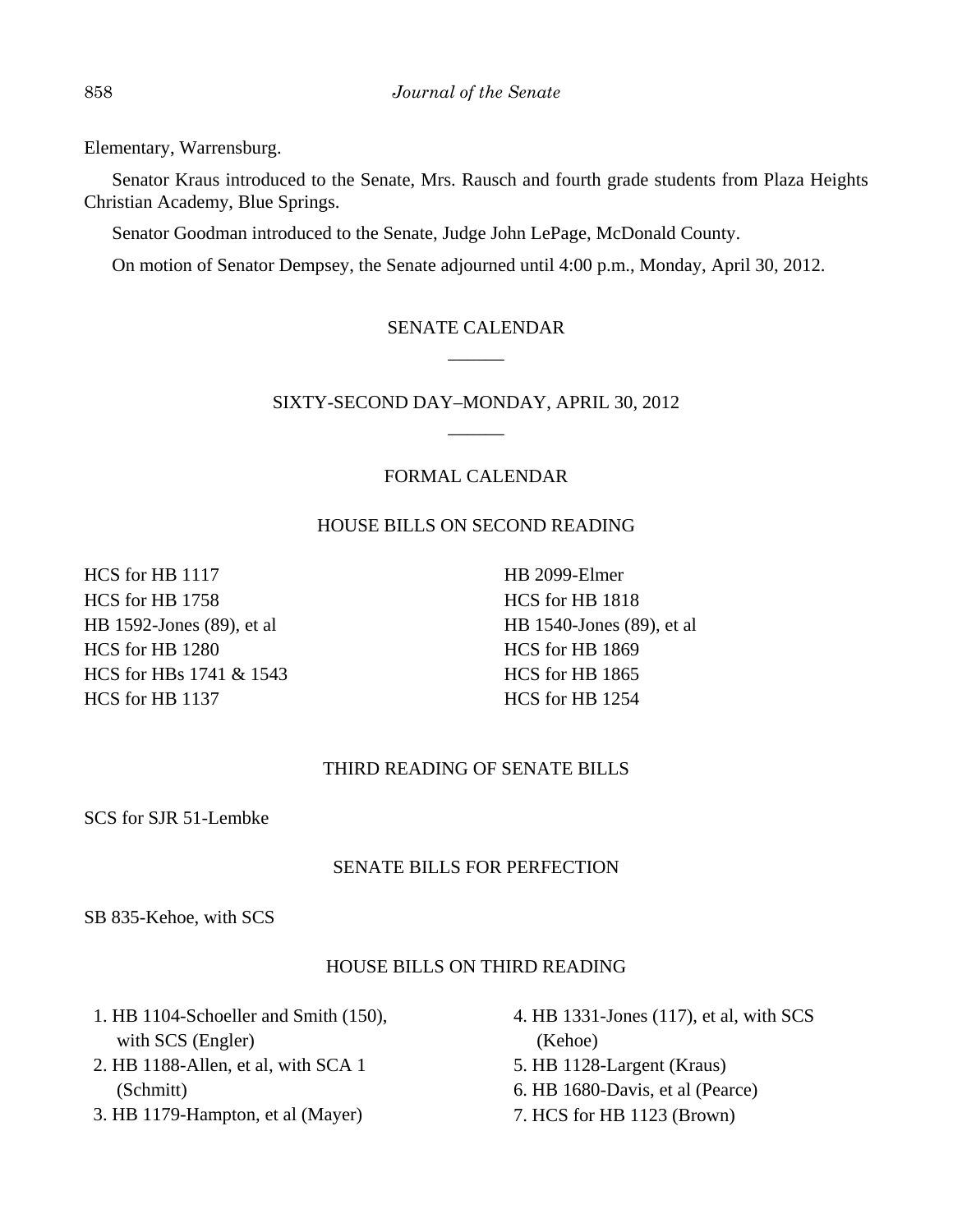Elementary, Warrensburg.

Senator Kraus introduced to the Senate, Mrs. Rausch and fourth grade students from Plaza Heights Christian Academy, Blue Springs.

Senator Goodman introduced to the Senate, Judge John LePage, McDonald County.

On motion of Senator Dempsey, the Senate adjourned until 4:00 p.m., Monday, April 30, 2012.

## SENATE CALENDAR

______

## SIXTY-SECOND DAY–MONDAY, APRIL 30, 2012

______

### FORMAL CALENDAR

#### HOUSE BILLS ON SECOND READING

HCS for HB 1117
HCS for HB 1758
HB 1592-Jones (89), et al
HCS for HB 1280
HCS for HBs 1741 & 1543
HCS for HB 1137
HB 2099-Elmer
HCS for HB 1818
HB 1540-Jones (89), et al
HCS for HB 1869
HCS for HB 1865
HCS for HB 1254

#### THIRD READING OF SENATE BILLS

SCS for SJR 51-Lembke

#### SENATE BILLS FOR PERFECTION

SB 835-Kehoe, with SCS

#### HOUSE BILLS ON THIRD READING

1. HB 1104-Schoeller and Smith (150), with SCS (Engler)
2. HB 1188-Allen, et al, with SCA 1 (Schmitt)
3. HB 1179-Hampton, et al (Mayer)
4. HB 1331-Jones (117), et al, with SCS (Kehoe)
5. HB 1128-Largent (Kraus)
6. HB 1680-Davis, et al (Pearce)
7. HCS for HB 1123 (Brown)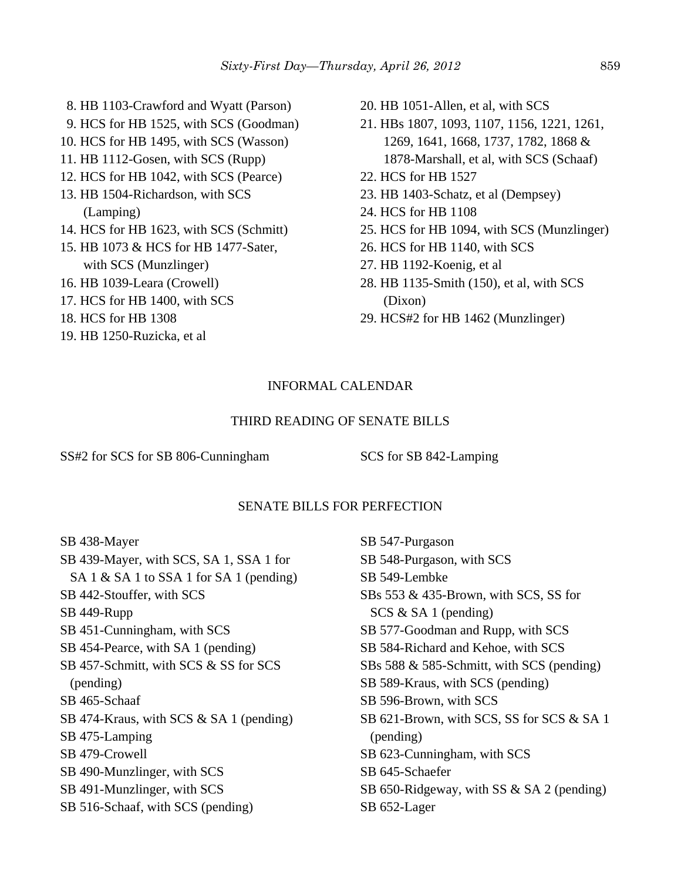8. HB 1103-Crawford and Wyatt (Parson)
9. HCS for HB 1525, with SCS (Goodman)
10. HCS for HB 1495, with SCS (Wasson)
11. HB 1112-Gosen, with SCS (Rupp)
12. HCS for HB 1042, with SCS (Pearce)
13. HB 1504-Richardson, with SCS (Lamping)
14. HCS for HB 1623, with SCS (Schmitt)
15. HB 1073 & HCS for HB 1477-Sater, with SCS (Munzlinger)
16. HB 1039-Leara (Crowell)
17. HCS for HB 1400, with SCS
18. HCS for HB 1308
19. HB 1250-Ruzicka, et al
20. HB 1051-Allen, et al, with SCS
21. HBs 1807, 1093, 1107, 1156, 1221, 1261, 1269, 1641, 1668, 1737, 1782, 1868 & 1878-Marshall, et al, with SCS (Schaaf)
22. HCS for HB 1527
23. HB 1403-Schatz, et al (Dempsey)
24. HCS for HB 1108
25. HCS for HB 1094, with SCS (Munzlinger)
26. HCS for HB 1140, with SCS
27. HB 1192-Koenig, et al
28. HB 1135-Smith (150), et al, with SCS (Dixon)
29. HCS#2 for HB 1462 (Munzlinger)

## INFORMAL CALENDAR

### THIRD READING OF SENATE BILLS

SS#2 for SCS for SB 806-Cunningham

SCS for SB 842-Lamping

### SENATE BILLS FOR PERFECTION

SB 438-Mayer

SB 439-Mayer, with SCS, SA 1, SSA 1 for SA 1 & SA 1 to SSA 1 for SA 1 (pending)

SB 442-Stouffer, with SCS

SB 449-Rupp

SB 451-Cunningham, with SCS

SB 454-Pearce, with SA 1 (pending)

SB 457-Schmitt, with SCS & SS for SCS (pending)

SB 465-Schaaf

SB 474-Kraus, with SCS & SA 1 (pending)

SB 475-Lamping

SB 479-Crowell

SB 490-Munzlinger, with SCS

SB 491-Munzlinger, with SCS

SB 516-Schaaf, with SCS (pending)

SB 547-Purgason

SB 548-Purgason, with SCS

SB 549-Lembke

SBs 553 & 435-Brown, with SCS, SS for SCS & SA 1 (pending)

SB 577-Goodman and Rupp, with SCS

SB 584-Richard and Kehoe, with SCS

SBs 588 & 585-Schmitt, with SCS (pending)

SB 589-Kraus, with SCS (pending)

SB 596-Brown, with SCS

SB 621-Brown, with SCS, SS for SCS & SA 1 (pending)

SB 623-Cunningham, with SCS

SB 645-Schaefer

SB 650-Ridgeway, with SS & SA 2 (pending)

SB 652-Lager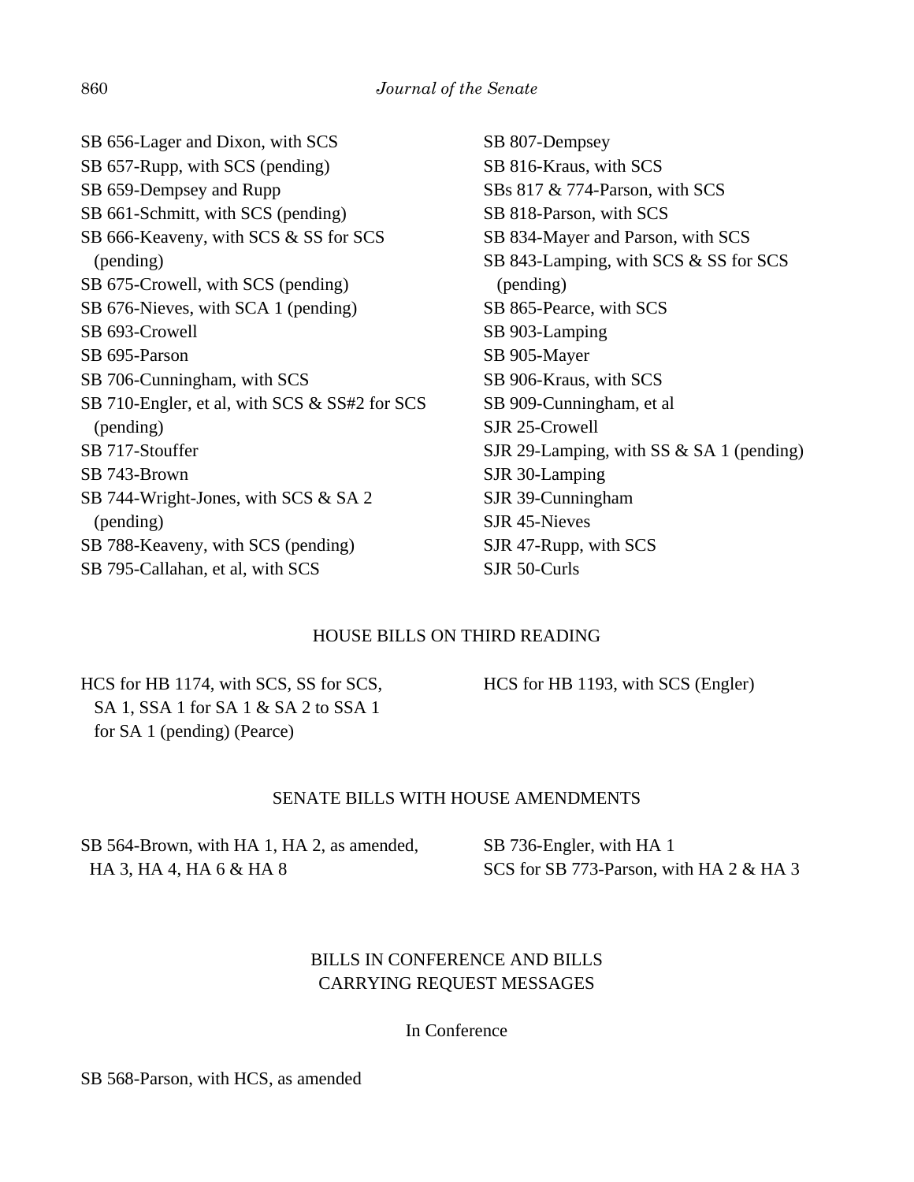SB 656-Lager and Dixon, with SCS
SB 657-Rupp, with SCS (pending)
SB 659-Dempsey and Rupp
SB 661-Schmitt, with SCS (pending)
SB 666-Keaveny, with SCS & SS for SCS (pending)
SB 675-Crowell, with SCS (pending)
SB 676-Nieves, with SCA 1 (pending)
SB 693-Crowell
SB 695-Parson
SB 706-Cunningham, with SCS
SB 710-Engler, et al, with SCS & SS#2 for SCS (pending)
SB 717-Stouffer
SB 743-Brown
SB 744-Wright-Jones, with SCS & SA 2 (pending)
SB 788-Keaveny, with SCS (pending)
SB 795-Callahan, et al, with SCS
SB 807-Dempsey
SB 816-Kraus, with SCS
SBs 817 & 774-Parson, with SCS
SB 818-Parson, with SCS
SB 834-Mayer and Parson, with SCS
SB 843-Lamping, with SCS & SS for SCS (pending)
SB 865-Pearce, with SCS
SB 903-Lamping
SB 905-Mayer
SB 906-Kraus, with SCS
SB 909-Cunningham, et al
SJR 25-Crowell
SJR 29-Lamping, with SS & SA 1 (pending)
SJR 30-Lamping
SJR 39-Cunningham
SJR 45-Nieves
SJR 47-Rupp, with SCS
SJR 50-Curls

HOUSE BILLS ON THIRD READING

HCS for HB 1174, with SCS, SS for SCS, SA 1, SSA 1 for SA 1 & SA 2 to SSA 1 for SA 1 (pending) (Pearce)
HCS for HB 1193, with SCS (Engler)

SENATE BILLS WITH HOUSE AMENDMENTS

SB 564-Brown, with HA 1, HA 2, as amended, HA 3, HA 4, HA 6 & HA 8
SB 736-Engler, with HA 1
SCS for SB 773-Parson, with HA 2 & HA 3

BILLS IN CONFERENCE AND BILLS CARRYING REQUEST MESSAGES

In Conference

SB 568-Parson, with HCS, as amended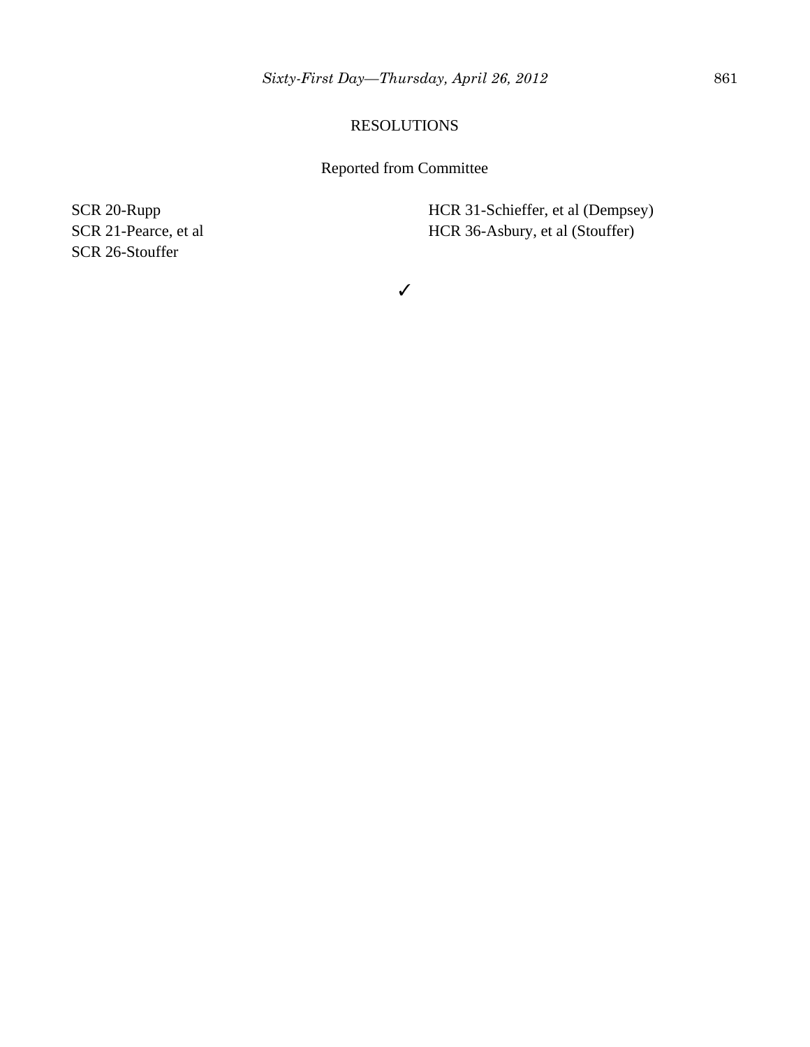## RESOLUTIONS

### Reported from Committee

SCR 20-Rupp
SCR 21-Pearce, et al
SCR 26-Stouffer
HCR 31-Schieffer, et al (Dempsey)
HCR 36-Asbury, et al (Stouffer)

✓